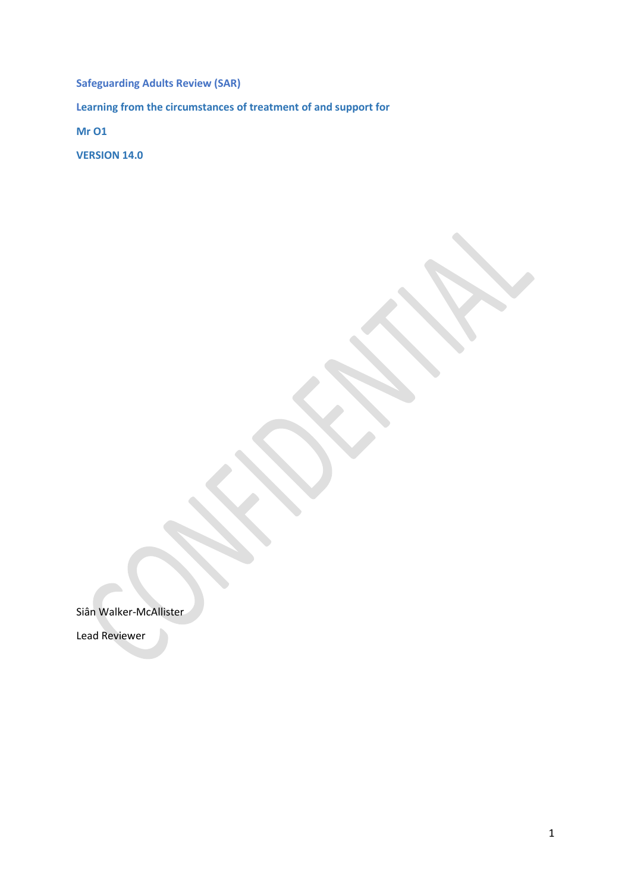**Safeguarding Adults Review (SAR)**

**Learning from the circumstances of treatment of and support for**

**Mr O1**

**VERSION 14.0**

CONFIDENTIAL

Siân Walker-McAllister

Lead Reviewer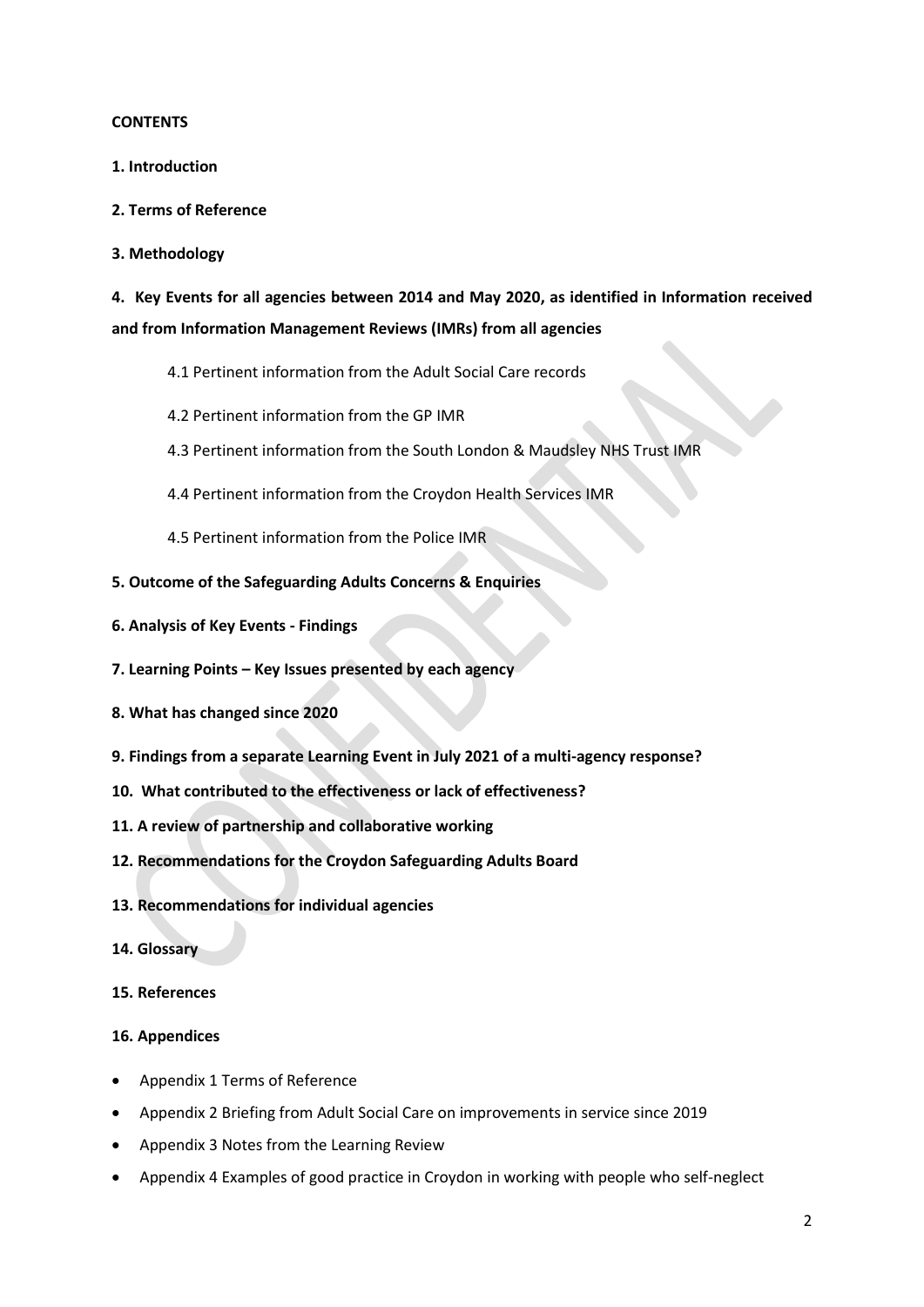**CONTENTS**

**1. Introduction**

**2. Terms of Reference**

**3. Methodology**

**4. Key Events for all agencies between 2014 and May 2020, as identified in Information received and from Information Management Reviews (IMRs) from all agencies**

4.1 Pertinent information from the Adult Social Care records

4.2 Pertinent information from the GP IMR

4.3 Pertinent information from the South London & Maudsley NHS Trust IMR

4.4 Pertinent information from the Croydon Health Services IMR

4.5 Pertinent information from the Police IMR

**5. Outcome of the Safeguarding Adults Concerns & Enquiries**

**6. Analysis of Key Events - Findings**

**7. Learning Points – Key Issues presented by each agency**

**8. What has changed since 2020**

**9. Findings from a separate Learning Event in July 2021 of a multi-agency response?**

**10. What contributed to the effectiveness or lack of effectiveness?**

**11. A review of partnership and collaborative working**

**12. Recommendations for the Croydon Safeguarding Adults Board**

**13. Recommendations for individual agencies**

**14. Glossary**

**15. References**

**16. Appendices**

- Appendix 1 Terms of Reference
- Appendix 2 Briefing from Adult Social Care on improvements in service since 2019
- Appendix 3 Notes from the Learning Review
- Appendix 4 Examples of good practice in Croydon in working with people who self-neglect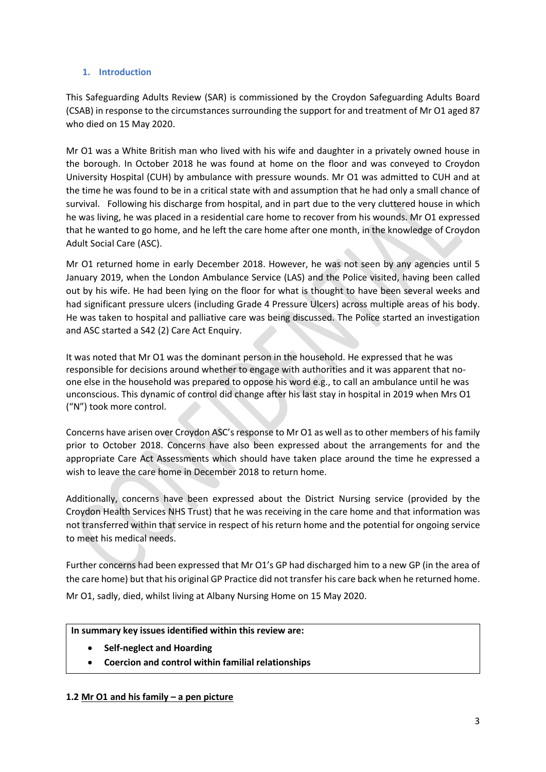## 1. Introduction

This Safeguarding Adults Review (SAR) is commissioned by the Croydon Safeguarding Adults Board (CSAB) in response to the circumstances surrounding the support for and treatment of Mr O1 aged 87 who died on 15 May 2020.

Mr O1 was a White British man who lived with his wife and daughter in a privately owned house in the borough. In October 2018 he was found at home on the floor and was conveyed to Croydon University Hospital (CUH) by ambulance with pressure wounds. Mr O1 was admitted to CUH and at the time he was found to be in a critical state with and assumption that he had only a small chance of survival. Following his discharge from hospital, and in part due to the very cluttered house in which he was living, he was placed in a residential care home to recover from his wounds. Mr O1 expressed that he wanted to go home, and he left the care home after one month, in the knowledge of Croydon Adult Social Care (ASC).

Mr O1 returned home in early December 2018. However, he was not seen by any agencies until 5 January 2019, when the London Ambulance Service (LAS) and the Police visited, having been called out by his wife. He had been lying on the floor for what is thought to have been several weeks and had significant pressure ulcers (including Grade 4 Pressure Ulcers) across multiple areas of his body. He was taken to hospital and palliative care was being discussed. The Police started an investigation and ASC started a S42 (2) Care Act Enquiry.

It was noted that Mr O1 was the dominant person in the household. He expressed that he was responsible for decisions around whether to engage with authorities and it was apparent that no-one else in the household was prepared to oppose his word e.g., to call an ambulance until he was unconscious. This dynamic of control did change after his last stay in hospital in 2019 when Mrs O1 ("N") took more control.

Concerns have arisen over Croydon ASC's response to Mr O1 as well as to other members of his family prior to October 2018. Concerns have also been expressed about the arrangements for and the appropriate Care Act Assessments which should have taken place around the time he expressed a wish to leave the care home in December 2018 to return home.

Additionally, concerns have been expressed about the District Nursing service (provided by the Croydon Health Services NHS Trust) that he was receiving in the care home and that information was not transferred within that service in respect of his return home and the potential for ongoing service to meet his medical needs.

Further concerns had been expressed that Mr O1's GP had discharged him to a new GP (in the area of the care home) but that his original GP Practice did not transfer his care back when he returned home.

Mr O1, sadly, died, whilst living at Albany Nursing Home on 15 May 2020.

**In summary key issues identified within this review are:**

- **Self-neglect and Hoarding**
- **Coercion and control within familial relationships**

### 1.2 Mr O1 and his family – a pen picture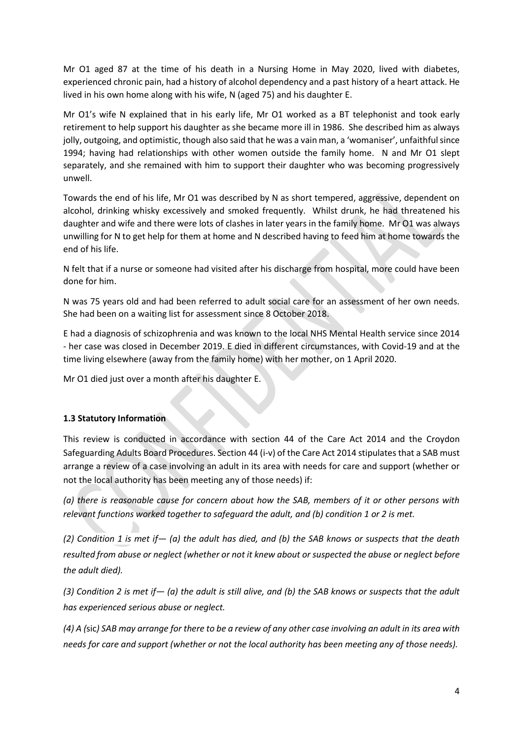Mr O1 aged 87 at the time of his death in a Nursing Home in May 2020, lived with diabetes, experienced chronic pain, had a history of alcohol dependency and a past history of a heart attack. He lived in his own home along with his wife, N (aged 75) and his daughter E.

Mr O1's wife N explained that in his early life, Mr O1 worked as a BT telephonist and took early retirement to help support his daughter as she became more ill in 1986. She described him as always jolly, outgoing, and optimistic, though also said that he was a vain man, a 'womaniser', unfaithful since 1994; having had relationships with other women outside the family home. N and Mr O1 slept separately, and she remained with him to support their daughter who was becoming progressively unwell.

Towards the end of his life, Mr O1 was described by N as short tempered, aggressive, dependent on alcohol, drinking whisky excessively and smoked frequently. Whilst drunk, he had threatened his daughter and wife and there were lots of clashes in later years in the family home. Mr O1 was always unwilling for N to get help for them at home and N described having to feed him at home towards the end of his life.

N felt that if a nurse or someone had visited after his discharge from hospital, more could have been done for him.

N was 75 years old and had been referred to adult social care for an assessment of her own needs. She had been on a waiting list for assessment since 8 October 2018.

E had a diagnosis of schizophrenia and was known to the local NHS Mental Health service since 2014 - her case was closed in December 2019. E died in different circumstances, with Covid-19 and at the time living elsewhere (away from the family home) with her mother, on 1 April 2020.

Mr O1 died just over a month after his daughter E.

### 1.3 Statutory Information

This review is conducted in accordance with section 44 of the Care Act 2014 and the Croydon Safeguarding Adults Board Procedures. Section 44 (i-v) of the Care Act 2014 stipulates that a SAB must arrange a review of a case involving an adult in its area with needs for care and support (whether or not the local authority has been meeting any of those needs) if:

*(a) there is reasonable cause for concern about how the SAB, members of it or other persons with relevant functions worked together to safeguard the adult, and (b) condition 1 or 2 is met.*

*(2) Condition 1 is met if— (a) the adult has died, and (b) the SAB knows or suspects that the death resulted from abuse or neglect (whether or not it knew about or suspected the abuse or neglect before the adult died).*

*(3) Condition 2 is met if— (a) the adult is still alive, and (b) the SAB knows or suspects that the adult has experienced serious abuse or neglect.*

*(4) A (*sic*) SAB may arrange for there to be a review of any other case involving an adult in its area with needs for care and support (whether or not the local authority has been meeting any of those needs).*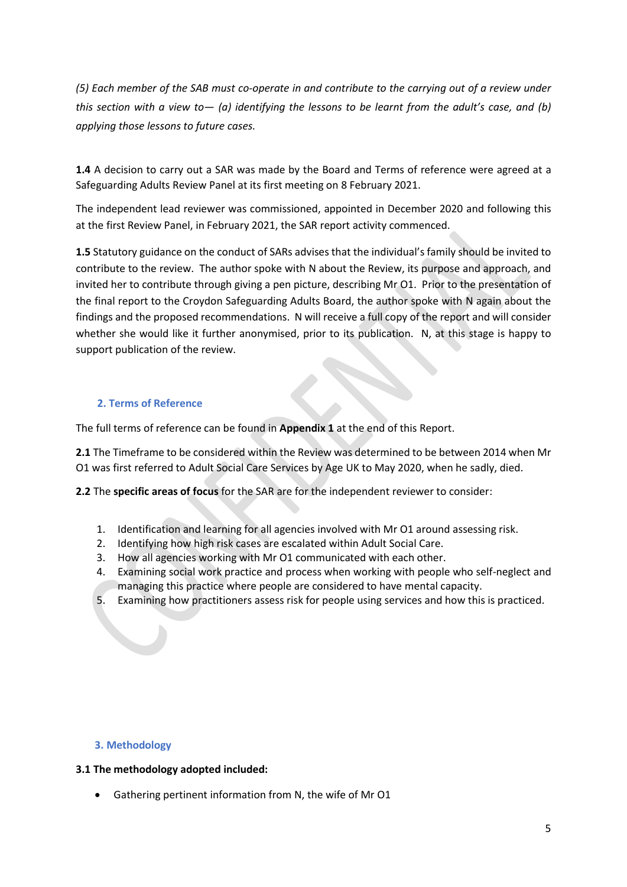*(5) Each member of the SAB must co-operate in and contribute to the carrying out of a review under this section with a view to— (a) identifying the lessons to be learnt from the adult's case, and (b) applying those lessons to future cases.*

**1.4** A decision to carry out a SAR was made by the Board and Terms of reference were agreed at a Safeguarding Adults Review Panel at its first meeting on 8 February 2021.

The independent lead reviewer was commissioned, appointed in December 2020 and following this at the first Review Panel, in February 2021, the SAR report activity commenced.

**1.5** Statutory guidance on the conduct of SARs advises that the individual's family should be invited to contribute to the review. The author spoke with N about the Review, its purpose and approach, and invited her to contribute through giving a pen picture, describing Mr O1. Prior to the presentation of the final report to the Croydon Safeguarding Adults Board, the author spoke with N again about the findings and the proposed recommendations. N will receive a full copy of the report and will consider whether she would like it further anonymised, prior to its publication. N, at this stage is happy to support publication of the review.

## 2. Terms of Reference

The full terms of reference can be found in **Appendix 1** at the end of this Report.

**2.1** The Timeframe to be considered within the Review was determined to be between 2014 when Mr O1 was first referred to Adult Social Care Services by Age UK to May 2020, when he sadly, died.

**2.2** The **specific areas of focus** for the SAR are for the independent reviewer to consider:

1. Identification and learning for all agencies involved with Mr O1 around assessing risk.
2. Identifying how high risk cases are escalated within Adult Social Care.
3. How all agencies working with Mr O1 communicated with each other.
4. Examining social work practice and process when working with people who self-neglect and managing this practice where people are considered to have mental capacity.
5. Examining how practitioners assess risk for people using services and how this is practiced.

## 3. Methodology

**3.1 The methodology adopted included:**

- Gathering pertinent information from N, the wife of Mr O1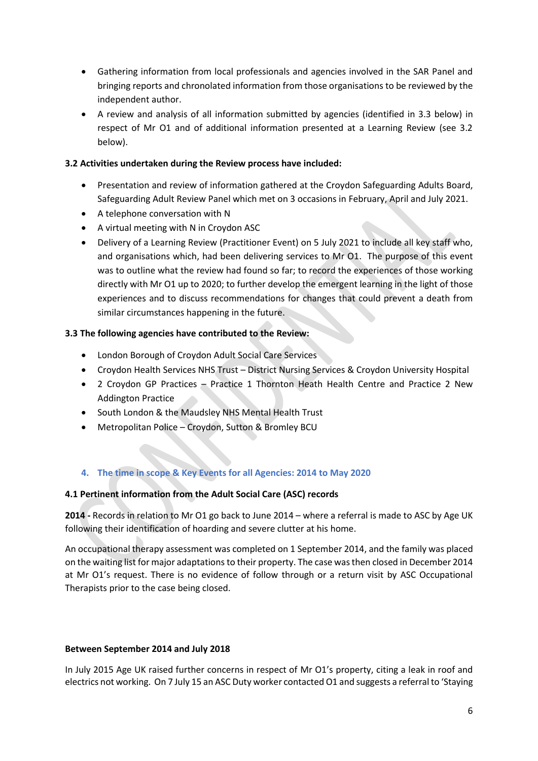- Gathering information from local professionals and agencies involved in the SAR Panel and bringing reports and chronolated information from those organisations to be reviewed by the independent author.
- A review and analysis of all information submitted by agencies (identified in 3.3 below) in respect of Mr O1 and of additional information presented at a Learning Review (see 3.2 below).

**3.2 Activities undertaken during the Review process have included:**

- Presentation and review of information gathered at the Croydon Safeguarding Adults Board, Safeguarding Adult Review Panel which met on 3 occasions in February, April and July 2021.
- A telephone conversation with N
- A virtual meeting with N in Croydon ASC
- Delivery of a Learning Review (Practitioner Event) on 5 July 2021 to include all key staff who, and organisations which, had been delivering services to Mr O1. The purpose of this event was to outline what the review had found so far; to record the experiences of those working directly with Mr O1 up to 2020; to further develop the emergent learning in the light of those experiences and to discuss recommendations for changes that could prevent a death from similar circumstances happening in the future.

**3.3 The following agencies have contributed to the Review:**

- London Borough of Croydon Adult Social Care Services
- Croydon Health Services NHS Trust – District Nursing Services & Croydon University Hospital
- 2 Croydon GP Practices – Practice 1 Thornton Heath Health Centre and Practice 2 New Addington Practice
- South London & the Maudsley NHS Mental Health Trust
- Metropolitan Police – Croydon, Sutton & Bromley BCU

## 4. The time in scope & Key Events for all Agencies: 2014 to May 2020

**4.1 Pertinent information from the Adult Social Care (ASC) records**

**2014 -** Records in relation to Mr O1 go back to June 2014 – where a referral is made to ASC by Age UK following their identification of hoarding and severe clutter at his home.

An occupational therapy assessment was completed on 1 September 2014, and the family was placed on the waiting list for major adaptations to their property. The case was then closed in December 2014 at Mr O1's request. There is no evidence of follow through or a return visit by ASC Occupational Therapists prior to the case being closed.

**Between September 2014 and July 2018**

In July 2015 Age UK raised further concerns in respect of Mr O1's property, citing a leak in roof and electrics not working. On 7 July 15 an ASC Duty worker contacted O1 and suggests a referral to 'Staying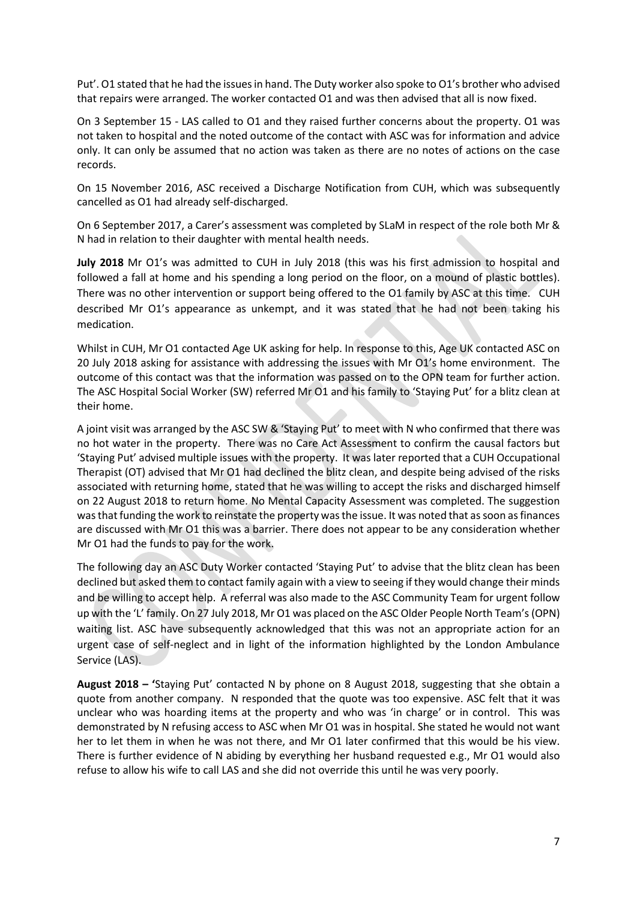Put'. O1 stated that he had the issues in hand. The Duty worker also spoke to O1's brother who advised that repairs were arranged. The worker contacted O1 and was then advised that all is now fixed.

On 3 September 15 - LAS called to O1 and they raised further concerns about the property. O1 was not taken to hospital and the noted outcome of the contact with ASC was for information and advice only. It can only be assumed that no action was taken as there are no notes of actions on the case records.

On 15 November 2016, ASC received a Discharge Notification from CUH, which was subsequently cancelled as O1 had already self-discharged.

On 6 September 2017, a Carer's assessment was completed by SLaM in respect of the role both Mr & N had in relation to their daughter with mental health needs.

**July 2018** Mr O1's was admitted to CUH in July 2018 (this was his first admission to hospital and followed a fall at home and his spending a long period on the floor, on a mound of plastic bottles). There was no other intervention or support being offered to the O1 family by ASC at this time. CUH described Mr O1's appearance as unkempt, and it was stated that he had not been taking his medication.

Whilst in CUH, Mr O1 contacted Age UK asking for help. In response to this, Age UK contacted ASC on 20 July 2018 asking for assistance with addressing the issues with Mr O1's home environment. The outcome of this contact was that the information was passed on to the OPN team for further action. The ASC Hospital Social Worker (SW) referred Mr O1 and his family to 'Staying Put' for a blitz clean at their home.

A joint visit was arranged by the ASC SW & 'Staying Put' to meet with N who confirmed that there was no hot water in the property. There was no Care Act Assessment to confirm the causal factors but 'Staying Put' advised multiple issues with the property. It was later reported that a CUH Occupational Therapist (OT) advised that Mr O1 had declined the blitz clean, and despite being advised of the risks associated with returning home, stated that he was willing to accept the risks and discharged himself on 22 August 2018 to return home. No Mental Capacity Assessment was completed. The suggestion was that funding the work to reinstate the property was the issue. It was noted that as soon as finances are discussed with Mr O1 this was a barrier. There does not appear to be any consideration whether Mr O1 had the funds to pay for the work.

The following day an ASC Duty Worker contacted 'Staying Put' to advise that the blitz clean has been declined but asked them to contact family again with a view to seeing if they would change their minds and be willing to accept help. A referral was also made to the ASC Community Team for urgent follow up with the 'L' family. On 27 July 2018, Mr O1 was placed on the ASC Older People North Team's (OPN) waiting list. ASC have subsequently acknowledged that this was not an appropriate action for an urgent case of self-neglect and in light of the information highlighted by the London Ambulance Service (LAS).

**August 2018 –** 'Staying Put' contacted N by phone on 8 August 2018, suggesting that she obtain a quote from another company. N responded that the quote was too expensive. ASC felt that it was unclear who was hoarding items at the property and who was 'in charge' or in control. This was demonstrated by N refusing access to ASC when Mr O1 was in hospital. She stated he would not want her to let them in when he was not there, and Mr O1 later confirmed that this would be his view. There is further evidence of N abiding by everything her husband requested e.g., Mr O1 would also refuse to allow his wife to call LAS and she did not override this until he was very poorly.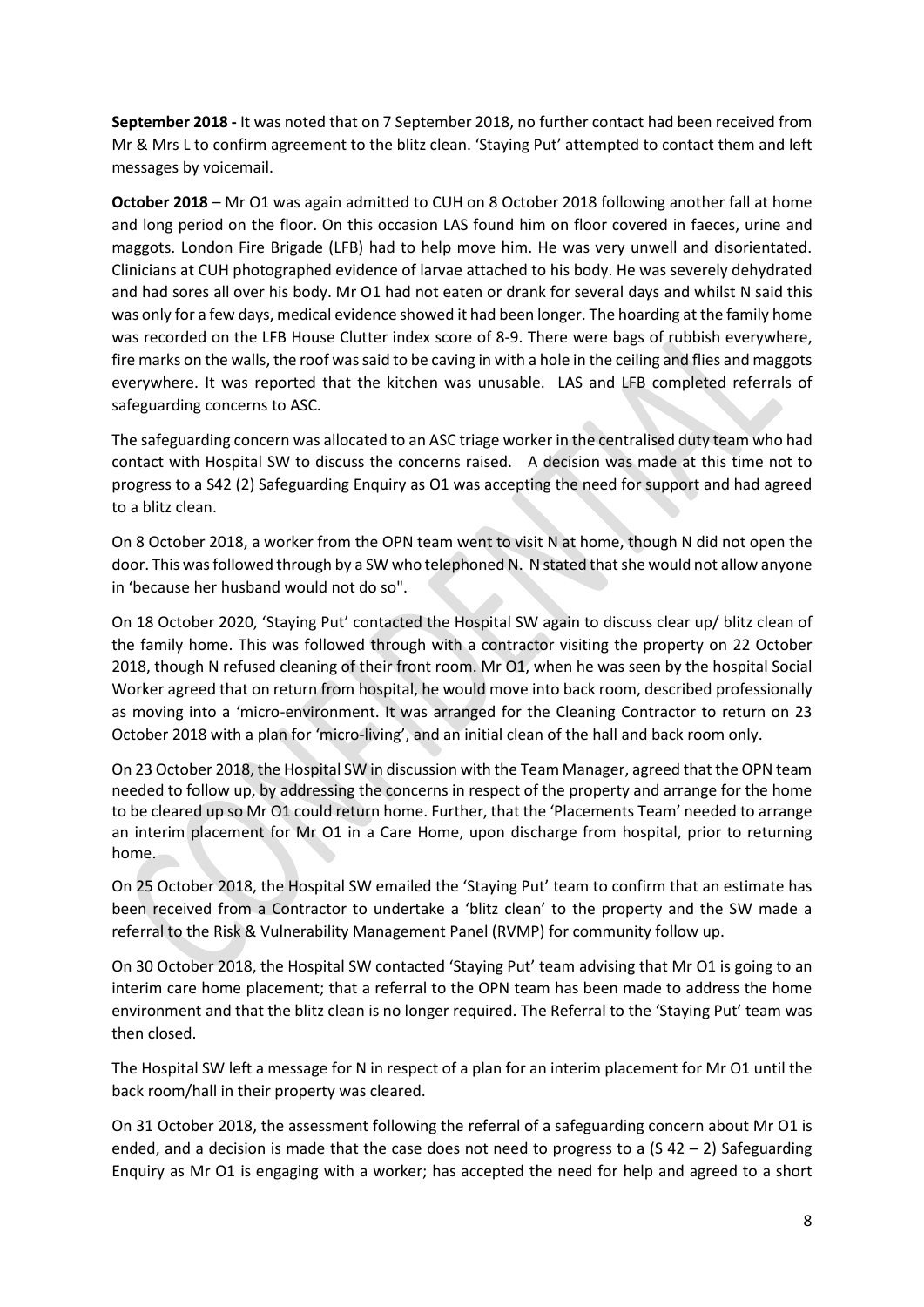**September 2018 -** It was noted that on 7 September 2018, no further contact had been received from Mr & Mrs L to confirm agreement to the blitz clean. 'Staying Put' attempted to contact them and left messages by voicemail.

**October 2018** – Mr O1 was again admitted to CUH on 8 October 2018 following another fall at home and long period on the floor. On this occasion LAS found him on floor covered in faeces, urine and maggots. London Fire Brigade (LFB) had to help move him. He was very unwell and disorientated. Clinicians at CUH photographed evidence of larvae attached to his body. He was severely dehydrated and had sores all over his body. Mr O1 had not eaten or drank for several days and whilst N said this was only for a few days, medical evidence showed it had been longer. The hoarding at the family home was recorded on the LFB House Clutter index score of 8-9. There were bags of rubbish everywhere, fire marks on the walls, the roof was said to be caving in with a hole in the ceiling and flies and maggots everywhere. It was reported that the kitchen was unusable. LAS and LFB completed referrals of safeguarding concerns to ASC.

The safeguarding concern was allocated to an ASC triage worker in the centralised duty team who had contact with Hospital SW to discuss the concerns raised. A decision was made at this time not to progress to a S42 (2) Safeguarding Enquiry as O1 was accepting the need for support and had agreed to a blitz clean.

On 8 October 2018, a worker from the OPN team went to visit N at home, though N did not open the door. This was followed through by a SW who telephoned N. N stated that she would not allow anyone in 'because her husband would not do so".

On 18 October 2020, 'Staying Put' contacted the Hospital SW again to discuss clear up/ blitz clean of the family home. This was followed through with a contractor visiting the property on 22 October 2018, though N refused cleaning of their front room. Mr O1, when he was seen by the hospital Social Worker agreed that on return from hospital, he would move into back room, described professionally as moving into a 'micro-environment. It was arranged for the Cleaning Contractor to return on 23 October 2018 with a plan for 'micro-living', and an initial clean of the hall and back room only.

On 23 October 2018, the Hospital SW in discussion with the Team Manager, agreed that the OPN team needed to follow up, by addressing the concerns in respect of the property and arrange for the home to be cleared up so Mr O1 could return home. Further, that the 'Placements Team' needed to arrange an interim placement for Mr O1 in a Care Home, upon discharge from hospital, prior to returning home.

On 25 October 2018, the Hospital SW emailed the 'Staying Put' team to confirm that an estimate has been received from a Contractor to undertake a 'blitz clean' to the property and the SW made a referral to the Risk & Vulnerability Management Panel (RVMP) for community follow up.

On 30 October 2018, the Hospital SW contacted 'Staying Put' team advising that Mr O1 is going to an interim care home placement; that a referral to the OPN team has been made to address the home environment and that the blitz clean is no longer required. The Referral to the 'Staying Put' team was then closed.

The Hospital SW left a message for N in respect of a plan for an interim placement for Mr O1 until the back room/hall in their property was cleared.

On 31 October 2018, the assessment following the referral of a safeguarding concern about Mr O1 is ended, and a decision is made that the case does not need to progress to a (S 42 – 2) Safeguarding Enquiry as Mr O1 is engaging with a worker; has accepted the need for help and agreed to a short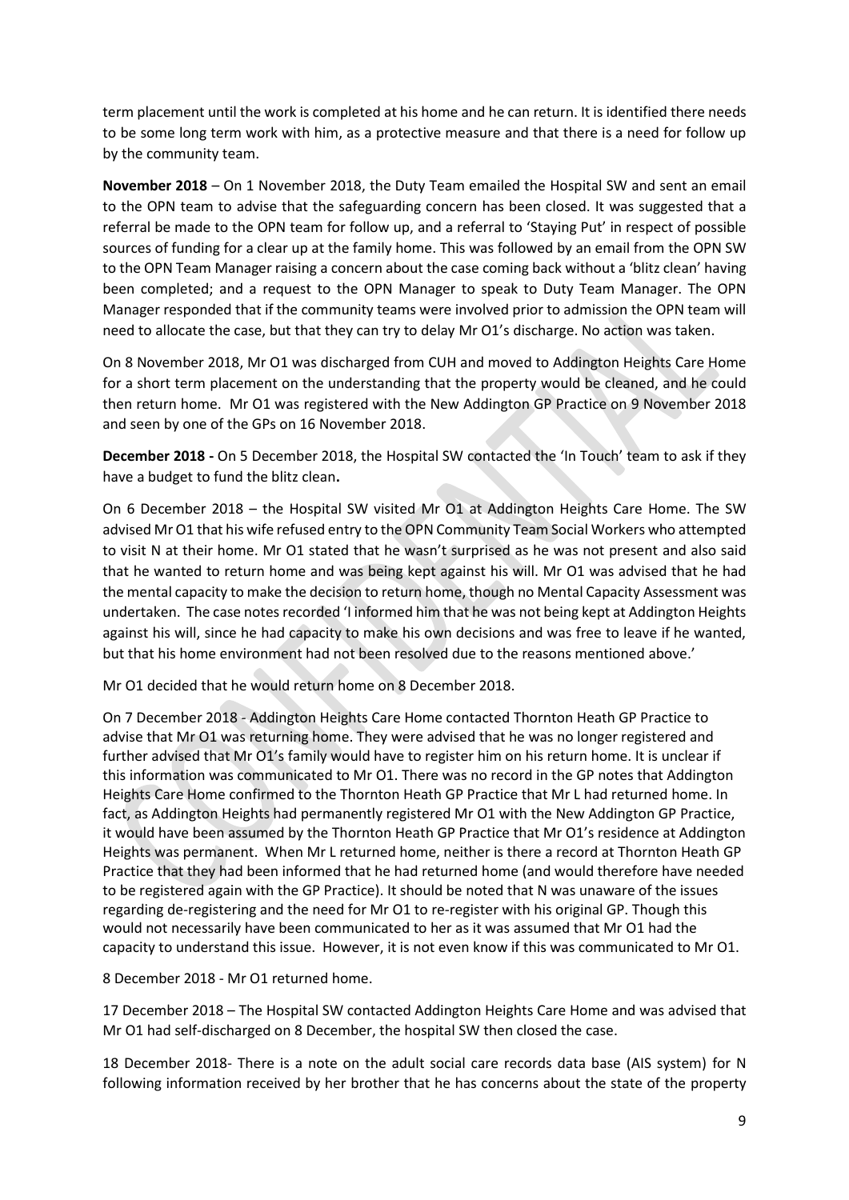term placement until the work is completed at his home and he can return. It is identified there needs to be some long term work with him, as a protective measure and that there is a need for follow up by the community team.

**November 2018** – On 1 November 2018, the Duty Team emailed the Hospital SW and sent an email to the OPN team to advise that the safeguarding concern has been closed. It was suggested that a referral be made to the OPN team for follow up, and a referral to 'Staying Put' in respect of possible sources of funding for a clear up at the family home. This was followed by an email from the OPN SW to the OPN Team Manager raising a concern about the case coming back without a 'blitz clean' having been completed; and a request to the OPN Manager to speak to Duty Team Manager. The OPN Manager responded that if the community teams were involved prior to admission the OPN team will need to allocate the case, but that they can try to delay Mr O1's discharge. No action was taken.

On 8 November 2018, Mr O1 was discharged from CUH and moved to Addington Heights Care Home for a short term placement on the understanding that the property would be cleaned, and he could then return home. Mr O1 was registered with the New Addington GP Practice on 9 November 2018 and seen by one of the GPs on 16 November 2018.

**December 2018 -** On 5 December 2018, the Hospital SW contacted the 'In Touch' team to ask if they have a budget to fund the blitz clean**.**

On 6 December 2018 – the Hospital SW visited Mr O1 at Addington Heights Care Home. The SW advised Mr O1 that his wife refused entry to the OPN Community Team Social Workers who attempted to visit N at their home. Mr O1 stated that he wasn't surprised as he was not present and also said that he wanted to return home and was being kept against his will. Mr O1 was advised that he had the mental capacity to make the decision to return home, though no Mental Capacity Assessment was undertaken. The case notes recorded 'I informed him that he was not being kept at Addington Heights against his will, since he had capacity to make his own decisions and was free to leave if he wanted, but that his home environment had not been resolved due to the reasons mentioned above.'

Mr O1 decided that he would return home on 8 December 2018.

On 7 December 2018 - Addington Heights Care Home contacted Thornton Heath GP Practice to advise that Mr O1 was returning home. They were advised that he was no longer registered and further advised that Mr O1's family would have to register him on his return home. It is unclear if this information was communicated to Mr O1. There was no record in the GP notes that Addington Heights Care Home confirmed to the Thornton Heath GP Practice that Mr L had returned home. In fact, as Addington Heights had permanently registered Mr O1 with the New Addington GP Practice, it would have been assumed by the Thornton Heath GP Practice that Mr O1's residence at Addington Heights was permanent. When Mr L returned home, neither is there a record at Thornton Heath GP Practice that they had been informed that he had returned home (and would therefore have needed to be registered again with the GP Practice). It should be noted that N was unaware of the issues regarding de-registering and the need for Mr O1 to re-register with his original GP. Though this would not necessarily have been communicated to her as it was assumed that Mr O1 had the capacity to understand this issue. However, it is not even know if this was communicated to Mr O1.

8 December 2018 - Mr O1 returned home.

17 December 2018 – The Hospital SW contacted Addington Heights Care Home and was advised that Mr O1 had self-discharged on 8 December, the hospital SW then closed the case.

18 December 2018- There is a note on the adult social care records data base (AIS system) for N following information received by her brother that he has concerns about the state of the property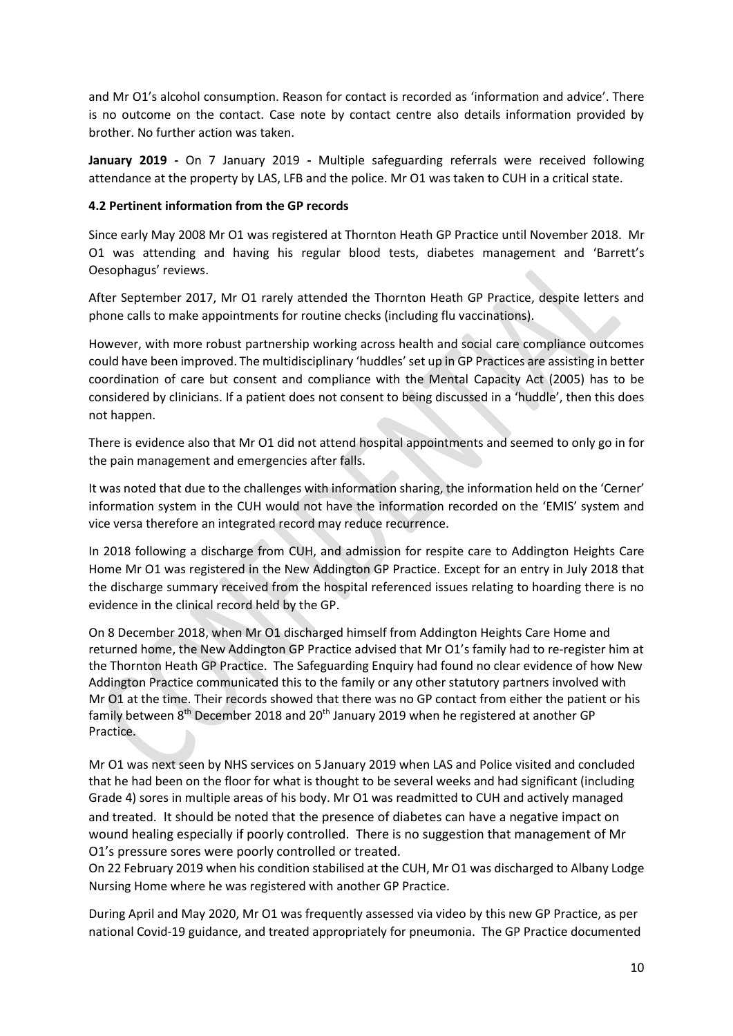and Mr O1's alcohol consumption. Reason for contact is recorded as 'information and advice'. There is no outcome on the contact. Case note by contact centre also details information provided by brother. No further action was taken.

**January 2019 -** On 7 January 2019 **-** Multiple safeguarding referrals were received following attendance at the property by LAS, LFB and the police. Mr O1 was taken to CUH in a critical state.

### 4.2 Pertinent information from the GP records

Since early May 2008 Mr O1 was registered at Thornton Heath GP Practice until November 2018. Mr O1 was attending and having his regular blood tests, diabetes management and 'Barrett's Oesophagus' reviews.

After September 2017, Mr O1 rarely attended the Thornton Heath GP Practice, despite letters and phone calls to make appointments for routine checks (including flu vaccinations).

However, with more robust partnership working across health and social care compliance outcomes could have been improved. The multidisciplinary 'huddles' set up in GP Practices are assisting in better coordination of care but consent and compliance with the Mental Capacity Act (2005) has to be considered by clinicians. If a patient does not consent to being discussed in a 'huddle', then this does not happen.

There is evidence also that Mr O1 did not attend hospital appointments and seemed to only go in for the pain management and emergencies after falls.

It was noted that due to the challenges with information sharing, the information held on the 'Cerner' information system in the CUH would not have the information recorded on the 'EMIS' system and vice versa therefore an integrated record may reduce recurrence.

In 2018 following a discharge from CUH, and admission for respite care to Addington Heights Care Home Mr O1 was registered in the New Addington GP Practice. Except for an entry in July 2018 that the discharge summary received from the hospital referenced issues relating to hoarding there is no evidence in the clinical record held by the GP.

On 8 December 2018, when Mr O1 discharged himself from Addington Heights Care Home and returned home, the New Addington GP Practice advised that Mr O1's family had to re-register him at the Thornton Heath GP Practice. The Safeguarding Enquiry had found no clear evidence of how New Addington Practice communicated this to the family or any other statutory partners involved with Mr O1 at the time. Their records showed that there was no GP contact from either the patient or his family between 8th December 2018 and 20th January 2019 when he registered at another GP Practice.

Mr O1 was next seen by NHS services on 5 January 2019 when LAS and Police visited and concluded that he had been on the floor for what is thought to be several weeks and had significant (including Grade 4) sores in multiple areas of his body. Mr O1 was readmitted to CUH and actively managed and treated. It should be noted that the presence of diabetes can have a negative impact on wound healing especially if poorly controlled. There is no suggestion that management of Mr O1's pressure sores were poorly controlled or treated.

On 22 February 2019 when his condition stabilised at the CUH, Mr O1 was discharged to Albany Lodge Nursing Home where he was registered with another GP Practice.

During April and May 2020, Mr O1 was frequently assessed via video by this new GP Practice, as per national Covid-19 guidance, and treated appropriately for pneumonia. The GP Practice documented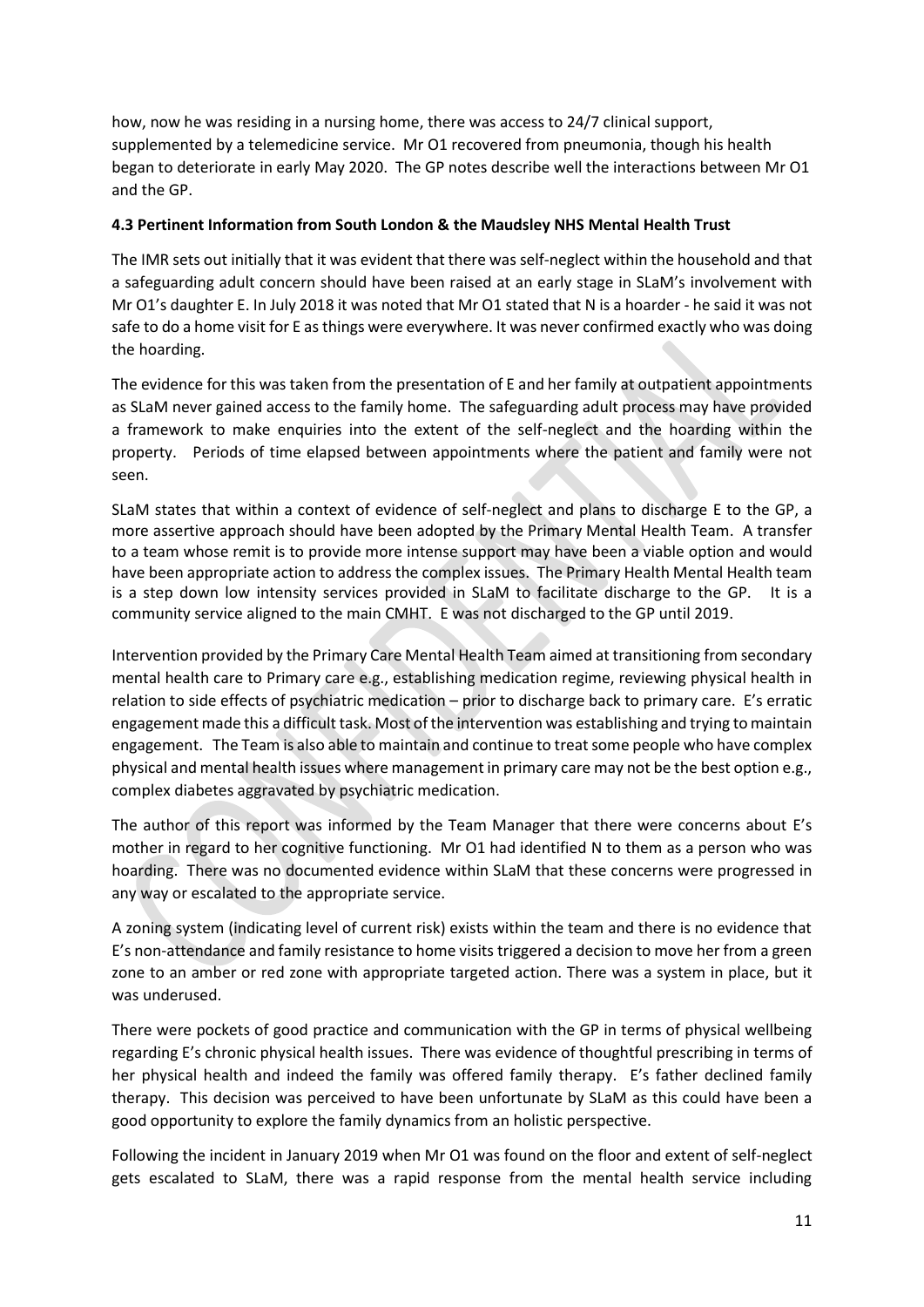how, now he was residing in a nursing home, there was access to 24/7 clinical support, supplemented by a telemedicine service. Mr O1 recovered from pneumonia, though his health began to deteriorate in early May 2020. The GP notes describe well the interactions between Mr O1 and the GP.

### 4.3 Pertinent Information from South London & the Maudsley NHS Mental Health Trust

The IMR sets out initially that it was evident that there was self-neglect within the household and that a safeguarding adult concern should have been raised at an early stage in SLaM's involvement with Mr O1's daughter E. In July 2018 it was noted that Mr O1 stated that N is a hoarder - he said it was not safe to do a home visit for E as things were everywhere. It was never confirmed exactly who was doing the hoarding.

The evidence for this was taken from the presentation of E and her family at outpatient appointments as SLaM never gained access to the family home. The safeguarding adult process may have provided a framework to make enquiries into the extent of the self-neglect and the hoarding within the property. Periods of time elapsed between appointments where the patient and family were not seen.

SLaM states that within a context of evidence of self-neglect and plans to discharge E to the GP, a more assertive approach should have been adopted by the Primary Mental Health Team. A transfer to a team whose remit is to provide more intense support may have been a viable option and would have been appropriate action to address the complex issues. The Primary Health Mental Health team is a step down low intensity services provided in SLaM to facilitate discharge to the GP. It is a community service aligned to the main CMHT. E was not discharged to the GP until 2019.

Intervention provided by the Primary Care Mental Health Team aimed at transitioning from secondary mental health care to Primary care e.g., establishing medication regime, reviewing physical health in relation to side effects of psychiatric medication – prior to discharge back to primary care. E's erratic engagement made this a difficult task. Most of the intervention was establishing and trying to maintain engagement. The Team is also able to maintain and continue to treat some people who have complex physical and mental health issues where management in primary care may not be the best option e.g., complex diabetes aggravated by psychiatric medication.

The author of this report was informed by the Team Manager that there were concerns about E's mother in regard to her cognitive functioning. Mr O1 had identified N to them as a person who was hoarding. There was no documented evidence within SLaM that these concerns were progressed in any way or escalated to the appropriate service.

A zoning system (indicating level of current risk) exists within the team and there is no evidence that E's non-attendance and family resistance to home visits triggered a decision to move her from a green zone to an amber or red zone with appropriate targeted action. There was a system in place, but it was underused.

There were pockets of good practice and communication with the GP in terms of physical wellbeing regarding E's chronic physical health issues. There was evidence of thoughtful prescribing in terms of her physical health and indeed the family was offered family therapy. E's father declined family therapy. This decision was perceived to have been unfortunate by SLaM as this could have been a good opportunity to explore the family dynamics from an holistic perspective.

Following the incident in January 2019 when Mr O1 was found on the floor and extent of self-neglect gets escalated to SLaM, there was a rapid response from the mental health service including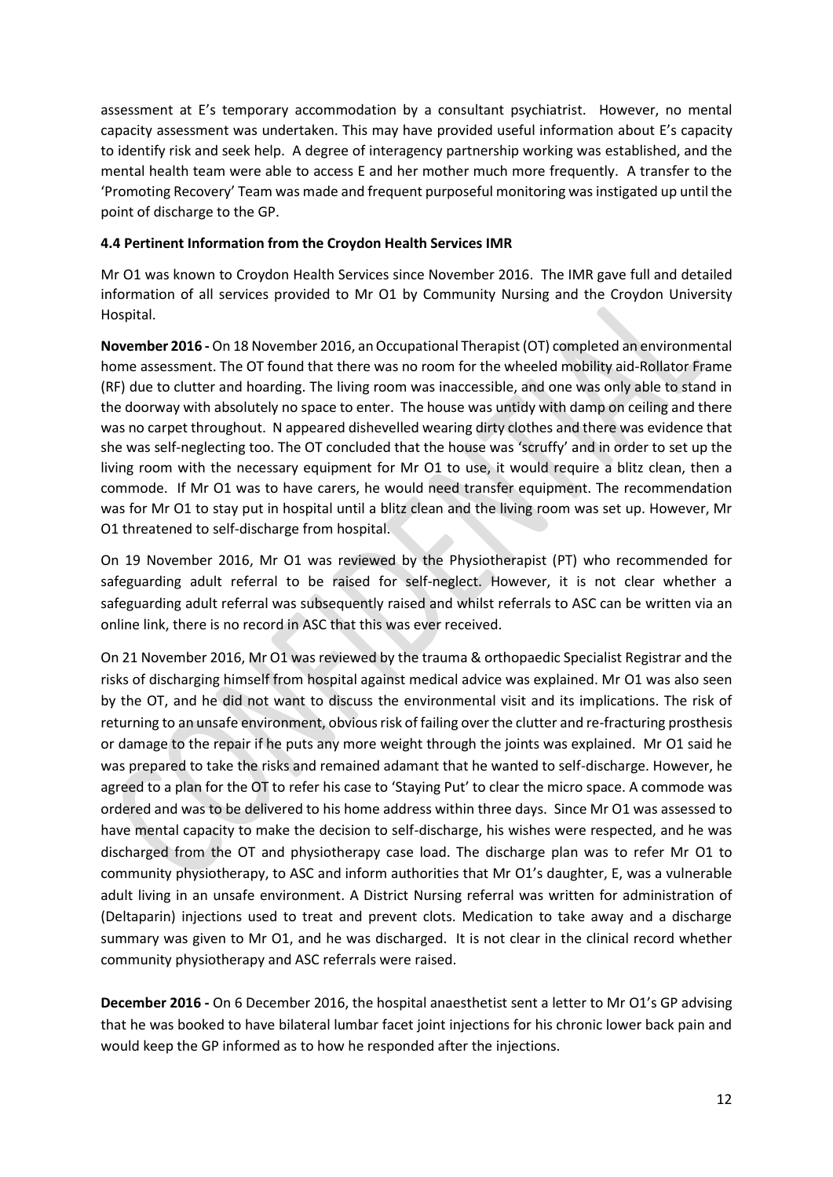assessment at E's temporary accommodation by a consultant psychiatrist. However, no mental capacity assessment was undertaken. This may have provided useful information about E's capacity to identify risk and seek help. A degree of interagency partnership working was established, and the mental health team were able to access E and her mother much more frequently. A transfer to the 'Promoting Recovery' Team was made and frequent purposeful monitoring was instigated up until the point of discharge to the GP.

**4.4 Pertinent Information from the Croydon Health Services IMR**

Mr O1 was known to Croydon Health Services since November 2016. The IMR gave full and detailed information of all services provided to Mr O1 by Community Nursing and the Croydon University Hospital.

**November 2016 -** On 18 November 2016, an Occupational Therapist (OT) completed an environmental home assessment. The OT found that there was no room for the wheeled mobility aid-Rollator Frame (RF) due to clutter and hoarding. The living room was inaccessible, and one was only able to stand in the doorway with absolutely no space to enter. The house was untidy with damp on ceiling and there was no carpet throughout. N appeared dishevelled wearing dirty clothes and there was evidence that she was self-neglecting too. The OT concluded that the house was 'scruffy' and in order to set up the living room with the necessary equipment for Mr O1 to use, it would require a blitz clean, then a commode. If Mr O1 was to have carers, he would need transfer equipment. The recommendation was for Mr O1 to stay put in hospital until a blitz clean and the living room was set up. However, Mr O1 threatened to self-discharge from hospital.

On 19 November 2016, Mr O1 was reviewed by the Physiotherapist (PT) who recommended for safeguarding adult referral to be raised for self-neglect. However, it is not clear whether a safeguarding adult referral was subsequently raised and whilst referrals to ASC can be written via an online link, there is no record in ASC that this was ever received.

On 21 November 2016, Mr O1 was reviewed by the trauma & orthopaedic Specialist Registrar and the risks of discharging himself from hospital against medical advice was explained. Mr O1 was also seen by the OT, and he did not want to discuss the environmental visit and its implications. The risk of returning to an unsafe environment, obvious risk of failing over the clutter and re-fracturing prosthesis or damage to the repair if he puts any more weight through the joints was explained. Mr O1 said he was prepared to take the risks and remained adamant that he wanted to self-discharge. However, he agreed to a plan for the OT to refer his case to 'Staying Put' to clear the micro space. A commode was ordered and was to be delivered to his home address within three days. Since Mr O1 was assessed to have mental capacity to make the decision to self-discharge, his wishes were respected, and he was discharged from the OT and physiotherapy case load. The discharge plan was to refer Mr O1 to community physiotherapy, to ASC and inform authorities that Mr O1's daughter, E, was a vulnerable adult living in an unsafe environment. A District Nursing referral was written for administration of (Deltaparin) injections used to treat and prevent clots. Medication to take away and a discharge summary was given to Mr O1, and he was discharged. It is not clear in the clinical record whether community physiotherapy and ASC referrals were raised.

**December 2016 -** On 6 December 2016, the hospital anaesthetist sent a letter to Mr O1's GP advising that he was booked to have bilateral lumbar facet joint injections for his chronic lower back pain and would keep the GP informed as to how he responded after the injections.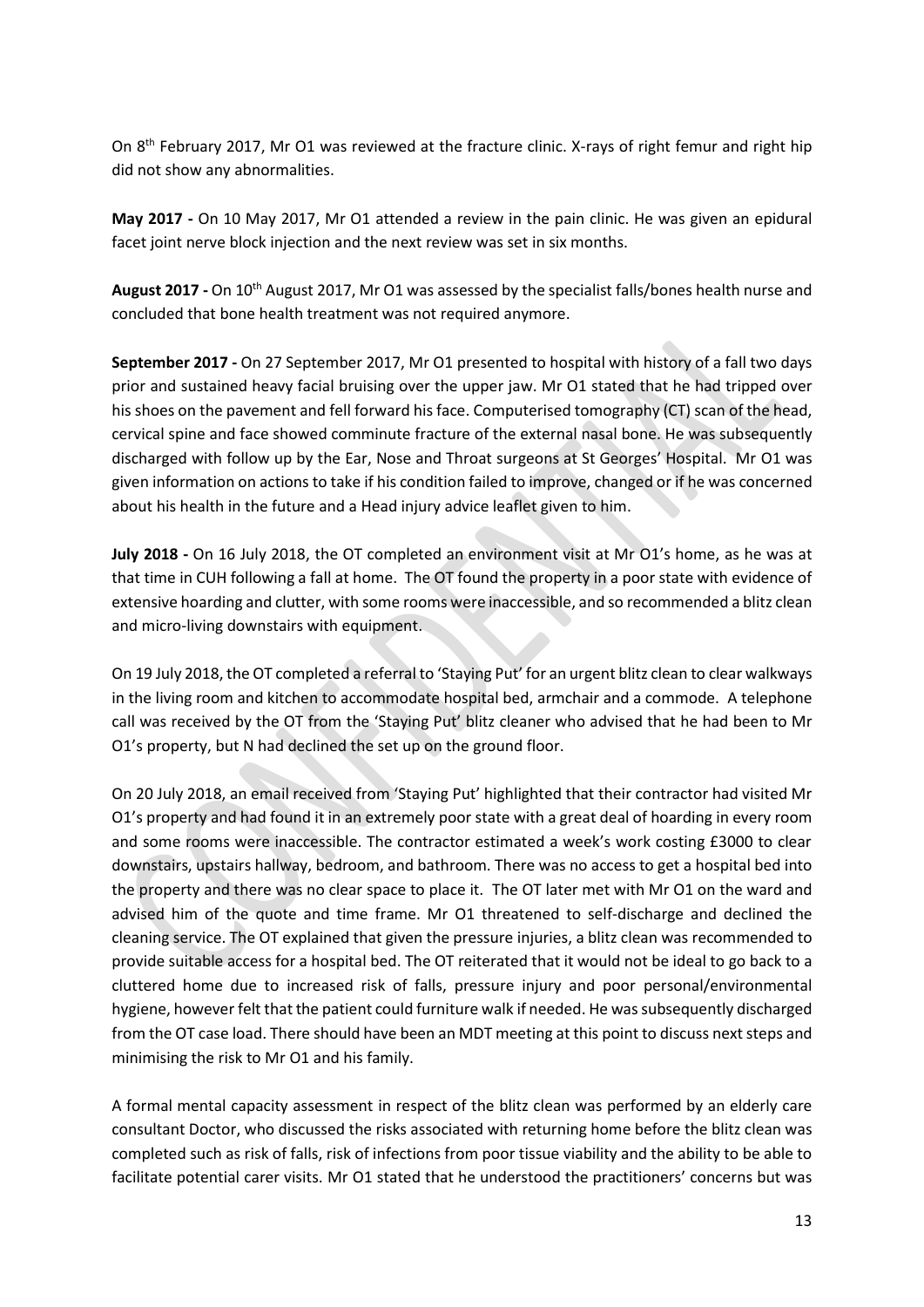On 8th February 2017, Mr O1 was reviewed at the fracture clinic. X-rays of right femur and right hip did not show any abnormalities.

**May 2017 -** On 10 May 2017, Mr O1 attended a review in the pain clinic. He was given an epidural facet joint nerve block injection and the next review was set in six months.

**August 2017 -** On 10th August 2017, Mr O1 was assessed by the specialist falls/bones health nurse and concluded that bone health treatment was not required anymore.

**September 2017 -** On 27 September 2017, Mr O1 presented to hospital with history of a fall two days prior and sustained heavy facial bruising over the upper jaw. Mr O1 stated that he had tripped over his shoes on the pavement and fell forward his face. Computerised tomography (CT) scan of the head, cervical spine and face showed comminute fracture of the external nasal bone. He was subsequently discharged with follow up by the Ear, Nose and Throat surgeons at St Georges' Hospital. Mr O1 was given information on actions to take if his condition failed to improve, changed or if he was concerned about his health in the future and a Head injury advice leaflet given to him.

**July 2018 -** On 16 July 2018, the OT completed an environment visit at Mr O1's home, as he was at that time in CUH following a fall at home. The OT found the property in a poor state with evidence of extensive hoarding and clutter, with some rooms were inaccessible, and so recommended a blitz clean and micro-living downstairs with equipment.

On 19 July 2018, the OT completed a referral to 'Staying Put' for an urgent blitz clean to clear walkways in the living room and kitchen to accommodate hospital bed, armchair and a commode. A telephone call was received by the OT from the 'Staying Put' blitz cleaner who advised that he had been to Mr O1's property, but N had declined the set up on the ground floor.

On 20 July 2018, an email received from 'Staying Put' highlighted that their contractor had visited Mr O1's property and had found it in an extremely poor state with a great deal of hoarding in every room and some rooms were inaccessible. The contractor estimated a week's work costing £3000 to clear downstairs, upstairs hallway, bedroom, and bathroom. There was no access to get a hospital bed into the property and there was no clear space to place it. The OT later met with Mr O1 on the ward and advised him of the quote and time frame. Mr O1 threatened to self-discharge and declined the cleaning service. The OT explained that given the pressure injuries, a blitz clean was recommended to provide suitable access for a hospital bed. The OT reiterated that it would not be ideal to go back to a cluttered home due to increased risk of falls, pressure injury and poor personal/environmental hygiene, however felt that the patient could furniture walk if needed. He was subsequently discharged from the OT case load. There should have been an MDT meeting at this point to discuss next steps and minimising the risk to Mr O1 and his family.

A formal mental capacity assessment in respect of the blitz clean was performed by an elderly care consultant Doctor, who discussed the risks associated with returning home before the blitz clean was completed such as risk of falls, risk of infections from poor tissue viability and the ability to be able to facilitate potential carer visits. Mr O1 stated that he understood the practitioners' concerns but was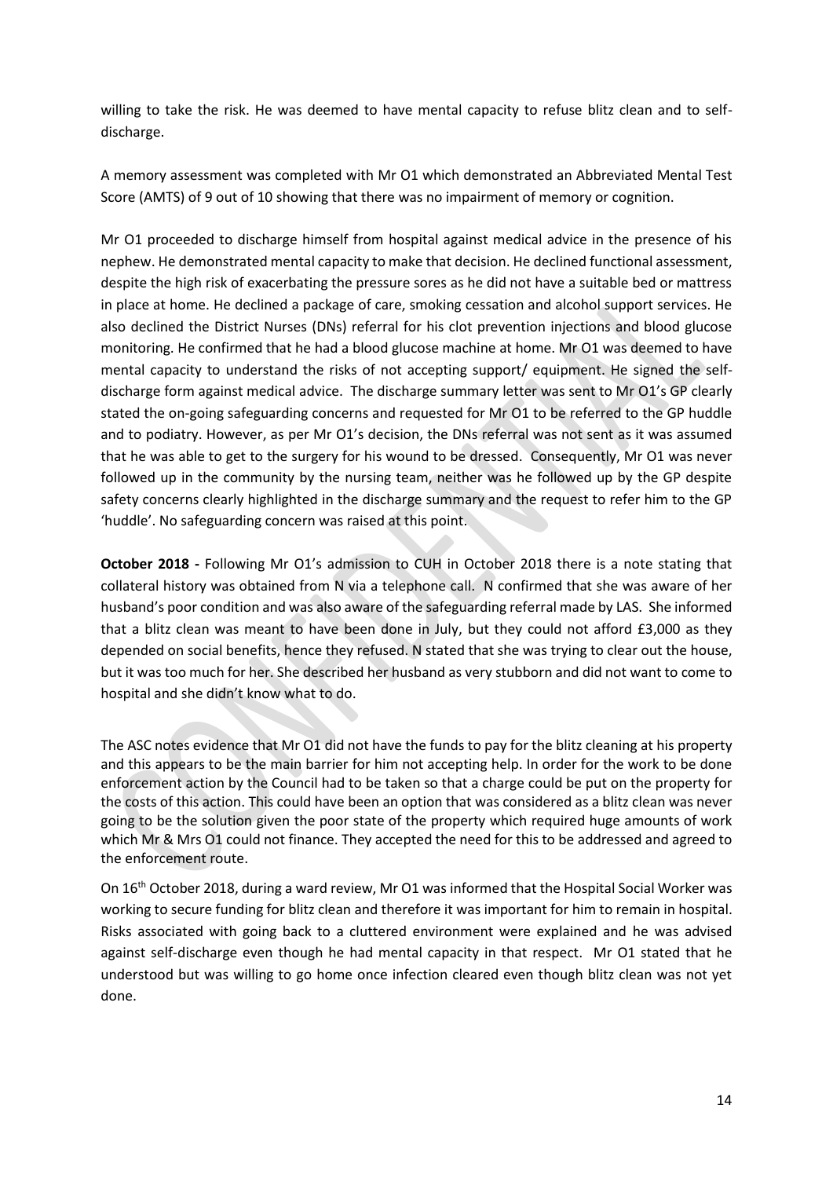willing to take the risk. He was deemed to have mental capacity to refuse blitz clean and to self-discharge.

A memory assessment was completed with Mr O1 which demonstrated an Abbreviated Mental Test Score (AMTS) of 9 out of 10 showing that there was no impairment of memory or cognition.

Mr O1 proceeded to discharge himself from hospital against medical advice in the presence of his nephew. He demonstrated mental capacity to make that decision. He declined functional assessment, despite the high risk of exacerbating the pressure sores as he did not have a suitable bed or mattress in place at home. He declined a package of care, smoking cessation and alcohol support services. He also declined the District Nurses (DNs) referral for his clot prevention injections and blood glucose monitoring. He confirmed that he had a blood glucose machine at home. Mr O1 was deemed to have mental capacity to understand the risks of not accepting support/ equipment. He signed the self-discharge form against medical advice. The discharge summary letter was sent to Mr O1's GP clearly stated the on-going safeguarding concerns and requested for Mr O1 to be referred to the GP huddle and to podiatry. However, as per Mr O1's decision, the DNs referral was not sent as it was assumed that he was able to get to the surgery for his wound to be dressed. Consequently, Mr O1 was never followed up in the community by the nursing team, neither was he followed up by the GP despite safety concerns clearly highlighted in the discharge summary and the request to refer him to the GP 'huddle'. No safeguarding concern was raised at this point.

**October 2018 -** Following Mr O1's admission to CUH in October 2018 there is a note stating that collateral history was obtained from N via a telephone call. N confirmed that she was aware of her husband's poor condition and was also aware of the safeguarding referral made by LAS. She informed that a blitz clean was meant to have been done in July, but they could not afford £3,000 as they depended on social benefits, hence they refused. N stated that she was trying to clear out the house, but it was too much for her. She described her husband as very stubborn and did not want to come to hospital and she didn't know what to do.

The ASC notes evidence that Mr O1 did not have the funds to pay for the blitz cleaning at his property and this appears to be the main barrier for him not accepting help. In order for the work to be done enforcement action by the Council had to be taken so that a charge could be put on the property for the costs of this action. This could have been an option that was considered as a blitz clean was never going to be the solution given the poor state of the property which required huge amounts of work which Mr & Mrs O1 could not finance. They accepted the need for this to be addressed and agreed to the enforcement route.

On 16th October 2018, during a ward review, Mr O1 was informed that the Hospital Social Worker was working to secure funding for blitz clean and therefore it was important for him to remain in hospital. Risks associated with going back to a cluttered environment were explained and he was advised against self-discharge even though he had mental capacity in that respect. Mr O1 stated that he understood but was willing to go home once infection cleared even though blitz clean was not yet done.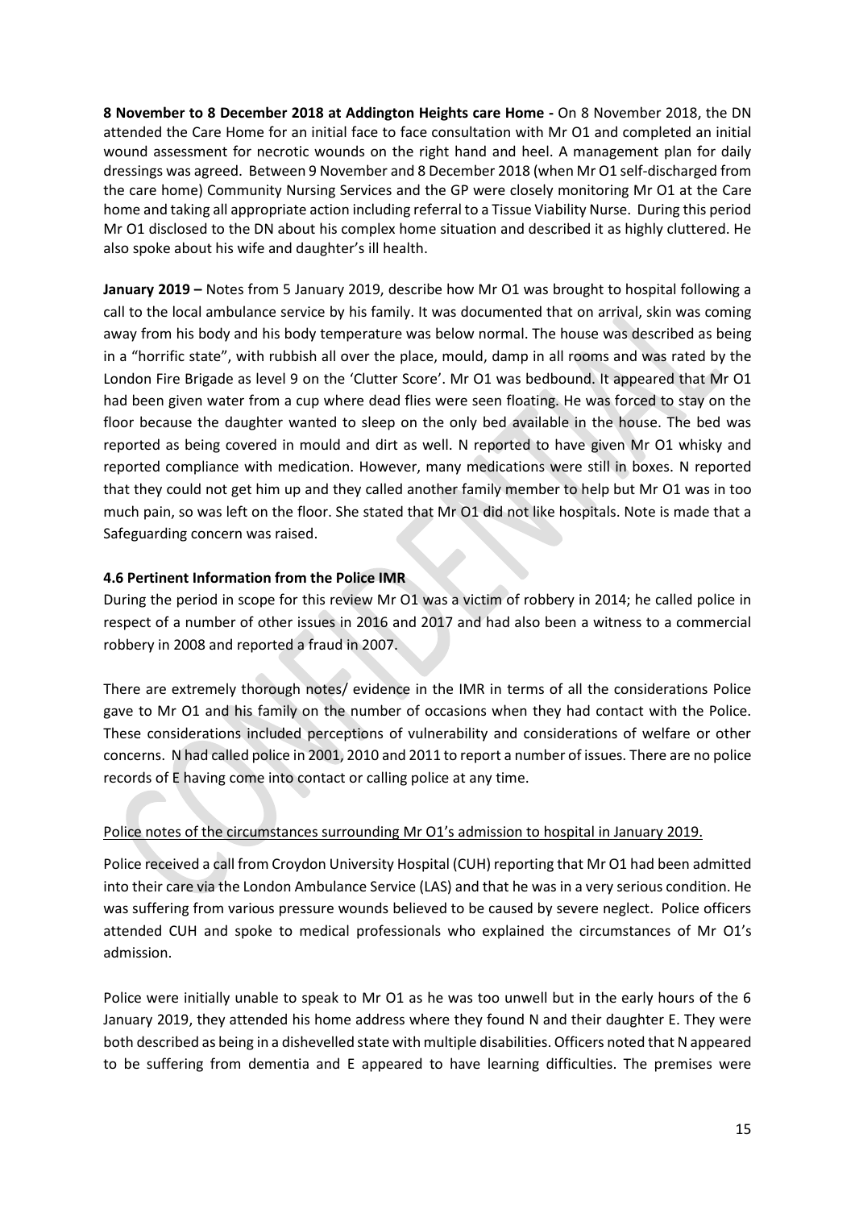**8 November to 8 December 2018 at Addington Heights care Home -** On 8 November 2018, the DN attended the Care Home for an initial face to face consultation with Mr O1 and completed an initial wound assessment for necrotic wounds on the right hand and heel. A management plan for daily dressings was agreed. Between 9 November and 8 December 2018 (when Mr O1 self-discharged from the care home) Community Nursing Services and the GP were closely monitoring Mr O1 at the Care home and taking all appropriate action including referral to a Tissue Viability Nurse. During this period Mr O1 disclosed to the DN about his complex home situation and described it as highly cluttered. He also spoke about his wife and daughter's ill health.

**January 2019 –** Notes from 5 January 2019, describe how Mr O1 was brought to hospital following a call to the local ambulance service by his family. It was documented that on arrival, skin was coming away from his body and his body temperature was below normal. The house was described as being in a "horrific state", with rubbish all over the place, mould, damp in all rooms and was rated by the London Fire Brigade as level 9 on the 'Clutter Score'. Mr O1 was bedbound. It appeared that Mr O1 had been given water from a cup where dead flies were seen floating. He was forced to stay on the floor because the daughter wanted to sleep on the only bed available in the house. The bed was reported as being covered in mould and dirt as well. N reported to have given Mr O1 whisky and reported compliance with medication. However, many medications were still in boxes. N reported that they could not get him up and they called another family member to help but Mr O1 was in too much pain, so was left on the floor. She stated that Mr O1 did not like hospitals. Note is made that a Safeguarding concern was raised.

### 4.6 Pertinent Information from the Police IMR

During the period in scope for this review Mr O1 was a victim of robbery in 2014; he called police in respect of a number of other issues in 2016 and 2017 and had also been a witness to a commercial robbery in 2008 and reported a fraud in 2007.

There are extremely thorough notes/ evidence in the IMR in terms of all the considerations Police gave to Mr O1 and his family on the number of occasions when they had contact with the Police. These considerations included perceptions of vulnerability and considerations of welfare or other concerns. N had called police in 2001, 2010 and 2011 to report a number of issues. There are no police records of E having come into contact or calling police at any time.

<u>Police notes of the circumstances surrounding Mr O1's admission to hospital in January 2019.</u>

Police received a call from Croydon University Hospital (CUH) reporting that Mr O1 had been admitted into their care via the London Ambulance Service (LAS) and that he was in a very serious condition. He was suffering from various pressure wounds believed to be caused by severe neglect. Police officers attended CUH and spoke to medical professionals who explained the circumstances of Mr O1's admission.

Police were initially unable to speak to Mr O1 as he was too unwell but in the early hours of the 6 January 2019, they attended his home address where they found N and their daughter E. They were both described as being in a dishevelled state with multiple disabilities. Officers noted that N appeared to be suffering from dementia and E appeared to have learning difficulties. The premises were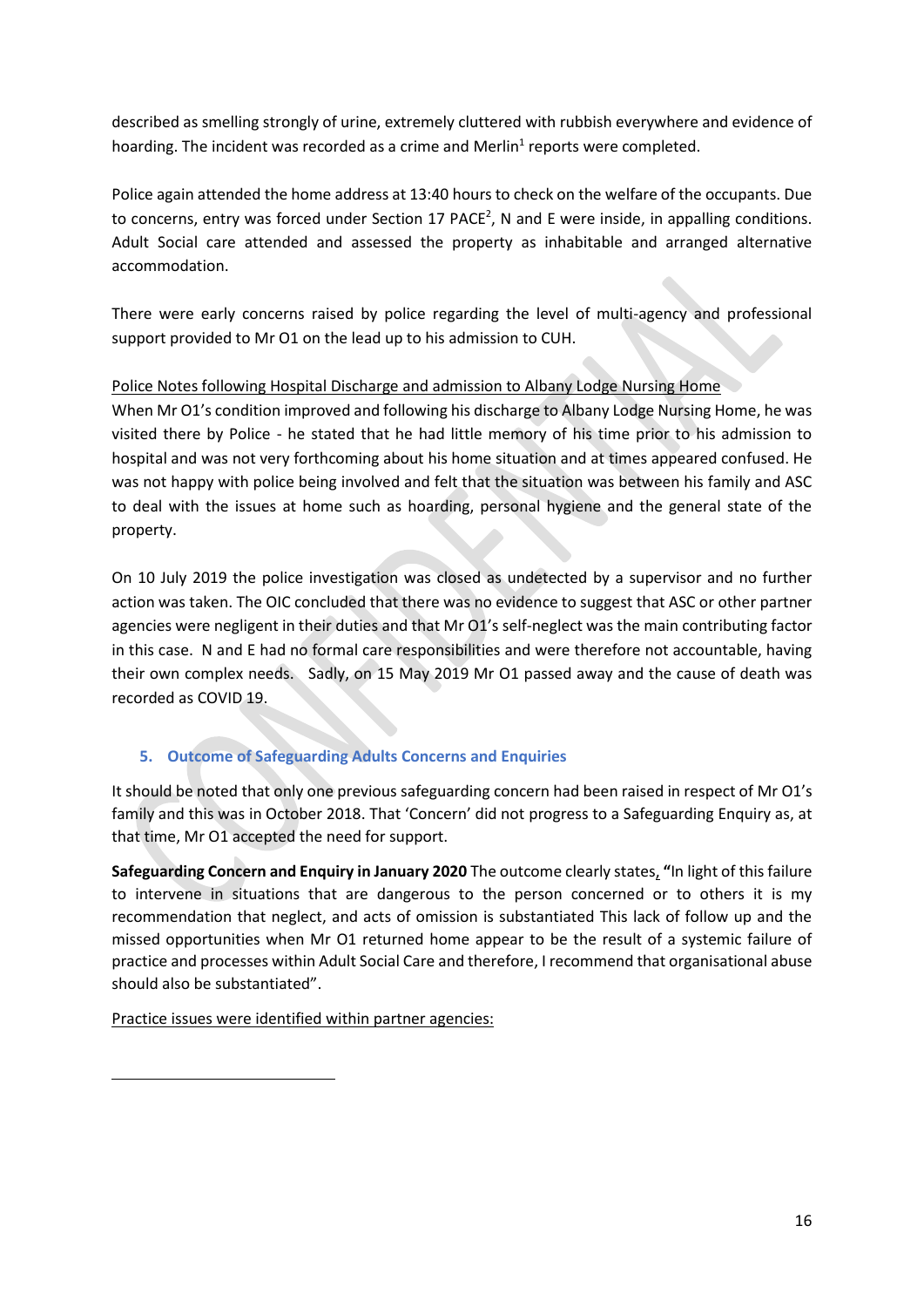described as smelling strongly of urine, extremely cluttered with rubbish everywhere and evidence of hoarding. The incident was recorded as a crime and Merlin[1] reports were completed.

Police again attended the home address at 13:40 hours to check on the welfare of the occupants. Due to concerns, entry was forced under Section 17 PACE[2], N and E were inside, in appalling conditions. Adult Social care attended and assessed the property as inhabitable and arranged alternative accommodation.

There were early concerns raised by police regarding the level of multi-agency and professional support provided to Mr O1 on the lead up to his admission to CUH.

<u>Police Notes following Hospital Discharge and admission to Albany Lodge Nursing Home</u>

When Mr O1's condition improved and following his discharge to Albany Lodge Nursing Home, he was visited there by Police - he stated that he had little memory of his time prior to his admission to hospital and was not very forthcoming about his home situation and at times appeared confused. He was not happy with police being involved and felt that the situation was between his family and ASC to deal with the issues at home such as hoarding, personal hygiene and the general state of the property.

On 10 July 2019 the police investigation was closed as undetected by a supervisor and no further action was taken. The OIC concluded that there was no evidence to suggest that ASC or other partner agencies were negligent in their duties and that Mr O1's self-neglect was the main contributing factor in this case. N and E had no formal care responsibilities and were therefore not accountable, having their own complex needs. Sadly, on 15 May 2019 Mr O1 passed away and the cause of death was recorded as COVID 19.

## 5. Outcome of Safeguarding Adults Concerns and Enquiries

It should be noted that only one previous safeguarding concern had been raised in respect of Mr O1's family and this was in October 2018. That 'Concern' did not progress to a Safeguarding Enquiry as, at that time, Mr O1 accepted the need for support.

**Safeguarding Concern and Enquiry in January 2020** The outcome clearly states, **"**In light of this failure to intervene in situations that are dangerous to the person concerned or to others it is my recommendation that neglect, and acts of omission is substantiated This lack of follow up and the missed opportunities when Mr O1 returned home appear to be the result of a systemic failure of practice and processes within Adult Social Care and therefore, I recommend that organisational abuse should also be substantiated".

<u>Practice issues were identified within partner agencies:</u>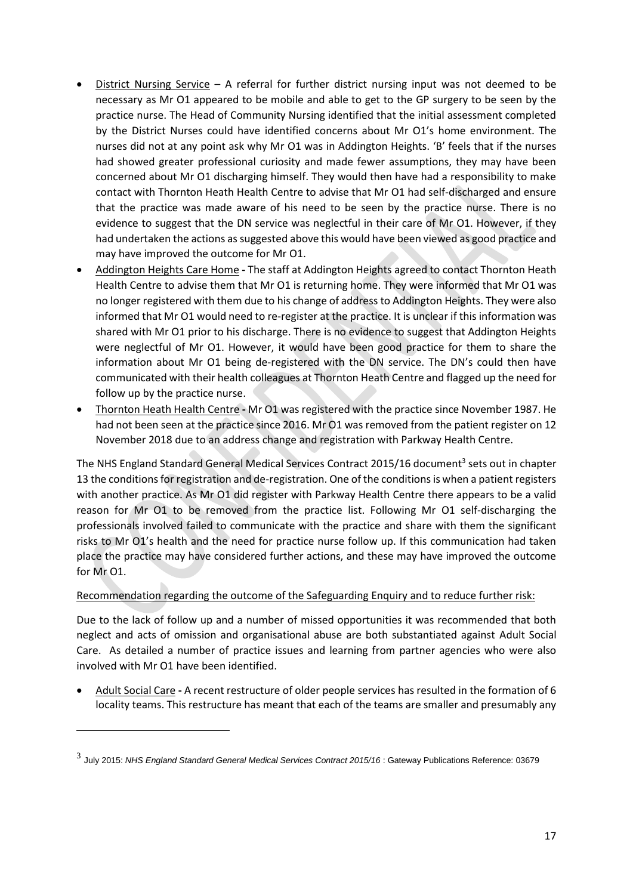- <u>District Nursing Service</u> – A referral for further district nursing input was not deemed to be necessary as Mr O1 appeared to be mobile and able to get to the GP surgery to be seen by the practice nurse. The Head of Community Nursing identified that the initial assessment completed by the District Nurses could have identified concerns about Mr O1's home environment. The nurses did not at any point ask why Mr O1 was in Addington Heights. 'B' feels that if the nurses had showed greater professional curiosity and made fewer assumptions, they may have been concerned about Mr O1 discharging himself. They would then have had a responsibility to make contact with Thornton Heath Health Centre to advise that Mr O1 had self-discharged and ensure that the practice was made aware of his need to be seen by the practice nurse. There is no evidence to suggest that the DN service was neglectful in their care of Mr O1. However, if they had undertaken the actions as suggested above this would have been viewed as good practice and may have improved the outcome for Mr O1.
- <u>Addington Heights Care Home</u> **-** The staff at Addington Heights agreed to contact Thornton Heath Health Centre to advise them that Mr O1 is returning home. They were informed that Mr O1 was no longer registered with them due to his change of address to Addington Heights. They were also informed that Mr O1 would need to re-register at the practice. It is unclear if this information was shared with Mr O1 prior to his discharge. There is no evidence to suggest that Addington Heights were neglectful of Mr O1. However, it would have been good practice for them to share the information about Mr O1 being de-registered with the DN service. The DN's could then have communicated with their health colleagues at Thornton Heath Centre and flagged up the need for follow up by the practice nurse.
- <u>Thornton Heath Health Centre</u> **-** Mr O1 was registered with the practice since November 1987. He had not been seen at the practice since 2016. Mr O1 was removed from the patient register on 12 November 2018 due to an address change and registration with Parkway Health Centre.

The NHS England Standard General Medical Services Contract 2015/16 document[3] sets out in chapter 13 the conditions for registration and de-registration. One of the conditions is when a patient registers with another practice. As Mr O1 did register with Parkway Health Centre there appears to be a valid reason for Mr O1 to be removed from the practice list. Following Mr O1 self-discharging the professionals involved failed to communicate with the practice and share with them the significant risks to Mr O1's health and the need for practice nurse follow up. If this communication had taken place the practice may have considered further actions, and these may have improved the outcome for Mr O1.

<u>Recommendation regarding the outcome of the Safeguarding Enquiry and to reduce further risk:</u>

Due to the lack of follow up and a number of missed opportunities it was recommended that both neglect and acts of omission and organisational abuse are both substantiated against Adult Social Care. As detailed a number of practice issues and learning from partner agencies who were also involved with Mr O1 have been identified.

- <u>Adult Social Care</u> **-** A recent restructure of older people services has resulted in the formation of 6 locality teams. This restructure has meant that each of the teams are smaller and presumably any

[3] July 2015: *NHS England Standard General Medical Services Contract 2015/16* : Gateway Publications Reference: 03679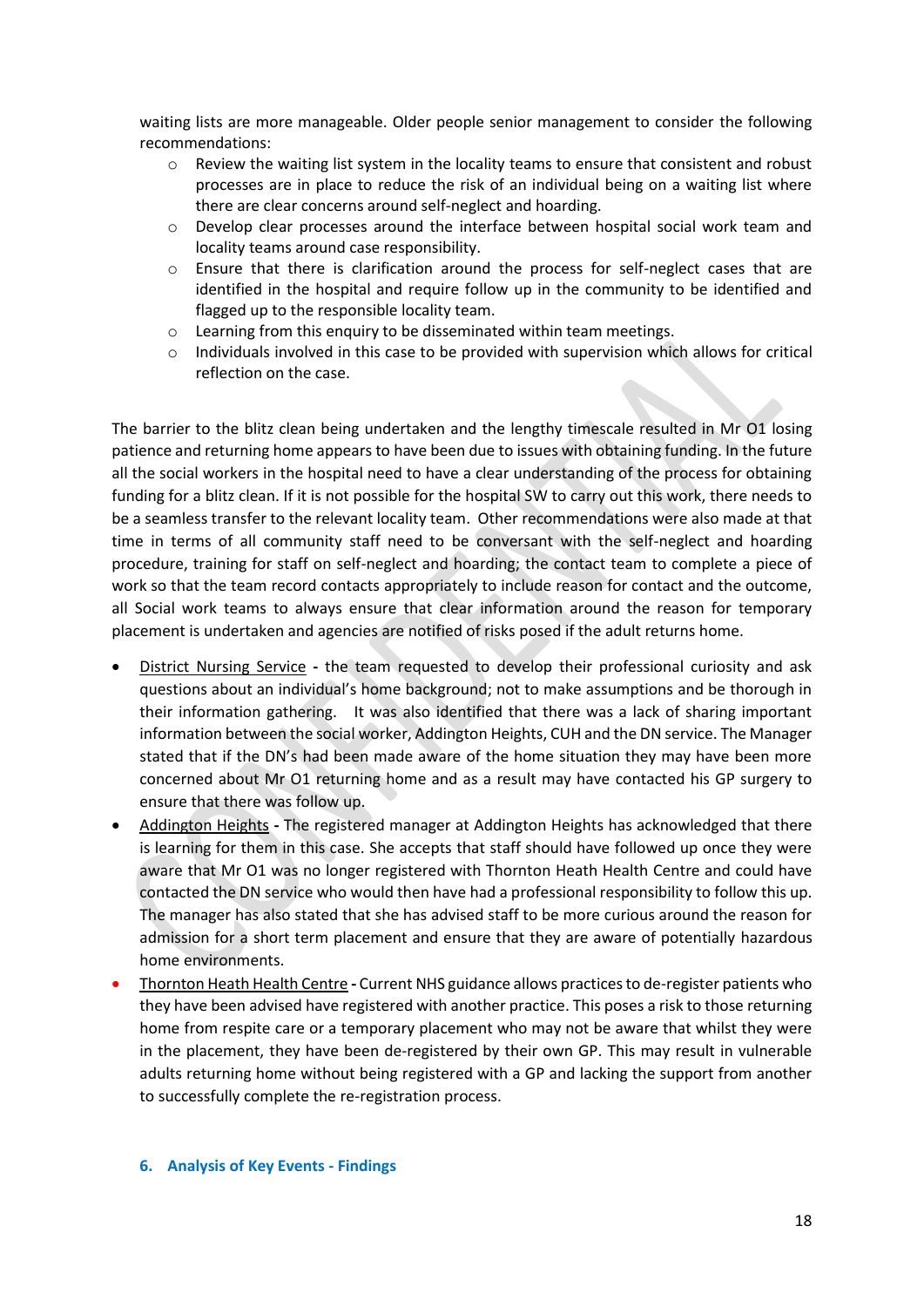waiting lists are more manageable. Older people senior management to consider the following recommendations:

- Review the waiting list system in the locality teams to ensure that consistent and robust processes are in place to reduce the risk of an individual being on a waiting list where there are clear concerns around self-neglect and hoarding.
- Develop clear processes around the interface between hospital social work team and locality teams around case responsibility.
- Ensure that there is clarification around the process for self-neglect cases that are identified in the hospital and require follow up in the community to be identified and flagged up to the responsible locality team.
- Learning from this enquiry to be disseminated within team meetings.
- Individuals involved in this case to be provided with supervision which allows for critical reflection on the case.

The barrier to the blitz clean being undertaken and the lengthy timescale resulted in Mr O1 losing patience and returning home appears to have been due to issues with obtaining funding. In the future all the social workers in the hospital need to have a clear understanding of the process for obtaining funding for a blitz clean. If it is not possible for the hospital SW to carry out this work, there needs to be a seamless transfer to the relevant locality team. Other recommendations were also made at that time in terms of all community staff need to be conversant with the self-neglect and hoarding procedure, training for staff on self-neglect and hoarding; the contact team to complete a piece of work so that the team record contacts appropriately to include reason for contact and the outcome, all Social work teams to always ensure that clear information around the reason for temporary placement is undertaken and agencies are notified of risks posed if the adult returns home.

- District Nursing Service - the team requested to develop their professional curiosity and ask questions about an individual's home background; not to make assumptions and be thorough in their information gathering. It was also identified that there was a lack of sharing important information between the social worker, Addington Heights, CUH and the DN service. The Manager stated that if the DN's had been made aware of the home situation they may have been more concerned about Mr O1 returning home and as a result may have contacted his GP surgery to ensure that there was follow up.
- Addington Heights - The registered manager at Addington Heights has acknowledged that there is learning for them in this case. She accepts that staff should have followed up once they were aware that Mr O1 was no longer registered with Thornton Heath Health Centre and could have contacted the DN service who would then have had a professional responsibility to follow this up. The manager has also stated that she has advised staff to be more curious around the reason for admission for a short term placement and ensure that they are aware of potentially hazardous home environments.
- Thornton Heath Health Centre - Current NHS guidance allows practices to de-register patients who they have been advised have registered with another practice. This poses a risk to those returning home from respite care or a temporary placement who may not be aware that whilst they were in the placement, they have been de-registered by their own GP. This may result in vulnerable adults returning home without being registered with a GP and lacking the support from another to successfully complete the re-registration process.

## 6. Analysis of Key Events - Findings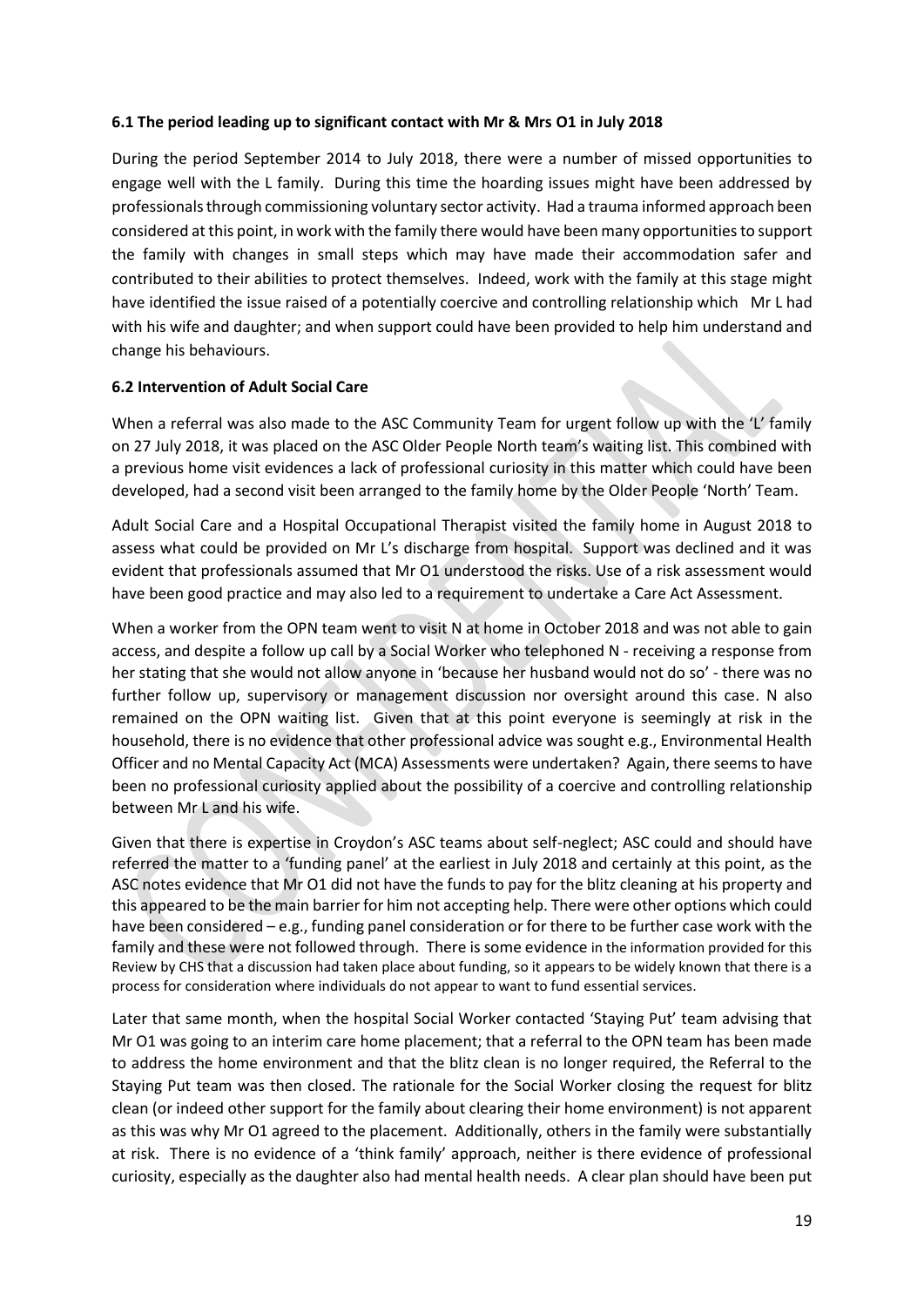### 6.1 The period leading up to significant contact with Mr & Mrs O1 in July 2018

During the period September 2014 to July 2018, there were a number of missed opportunities to engage well with the L family. During this time the hoarding issues might have been addressed by professionals through commissioning voluntary sector activity. Had a trauma informed approach been considered at this point, in work with the family there would have been many opportunities to support the family with changes in small steps which may have made their accommodation safer and contributed to their abilities to protect themselves. Indeed, work with the family at this stage might have identified the issue raised of a potentially coercive and controlling relationship which Mr L had with his wife and daughter; and when support could have been provided to help him understand and change his behaviours.

### 6.2 Intervention of Adult Social Care

When a referral was also made to the ASC Community Team for urgent follow up with the 'L' family on 27 July 2018, it was placed on the ASC Older People North team's waiting list. This combined with a previous home visit evidences a lack of professional curiosity in this matter which could have been developed, had a second visit been arranged to the family home by the Older People 'North' Team.

Adult Social Care and a Hospital Occupational Therapist visited the family home in August 2018 to assess what could be provided on Mr L's discharge from hospital. Support was declined and it was evident that professionals assumed that Mr O1 understood the risks. Use of a risk assessment would have been good practice and may also led to a requirement to undertake a Care Act Assessment.

When a worker from the OPN team went to visit N at home in October 2018 and was not able to gain access, and despite a follow up call by a Social Worker who telephoned N - receiving a response from her stating that she would not allow anyone in 'because her husband would not do so' - there was no further follow up, supervisory or management discussion nor oversight around this case. N also remained on the OPN waiting list. Given that at this point everyone is seemingly at risk in the household, there is no evidence that other professional advice was sought e.g., Environmental Health Officer and no Mental Capacity Act (MCA) Assessments were undertaken? Again, there seems to have been no professional curiosity applied about the possibility of a coercive and controlling relationship between Mr L and his wife.

Given that there is expertise in Croydon's ASC teams about self-neglect; ASC could and should have referred the matter to a 'funding panel' at the earliest in July 2018 and certainly at this point, as the ASC notes evidence that Mr O1 did not have the funds to pay for the blitz cleaning at his property and this appeared to be the main barrier for him not accepting help. There were other options which could have been considered – e.g., funding panel consideration or for there to be further case work with the family and these were not followed through. There is some evidence in the information provided for this Review by CHS that a discussion had taken place about funding, so it appears to be widely known that there is a process for consideration where individuals do not appear to want to fund essential services.

Later that same month, when the hospital Social Worker contacted 'Staying Put' team advising that Mr O1 was going to an interim care home placement; that a referral to the OPN team has been made to address the home environment and that the blitz clean is no longer required, the Referral to the Staying Put team was then closed. The rationale for the Social Worker closing the request for blitz clean (or indeed other support for the family about clearing their home environment) is not apparent as this was why Mr O1 agreed to the placement. Additionally, others in the family were substantially at risk. There is no evidence of a 'think family' approach, neither is there evidence of professional curiosity, especially as the daughter also had mental health needs. A clear plan should have been put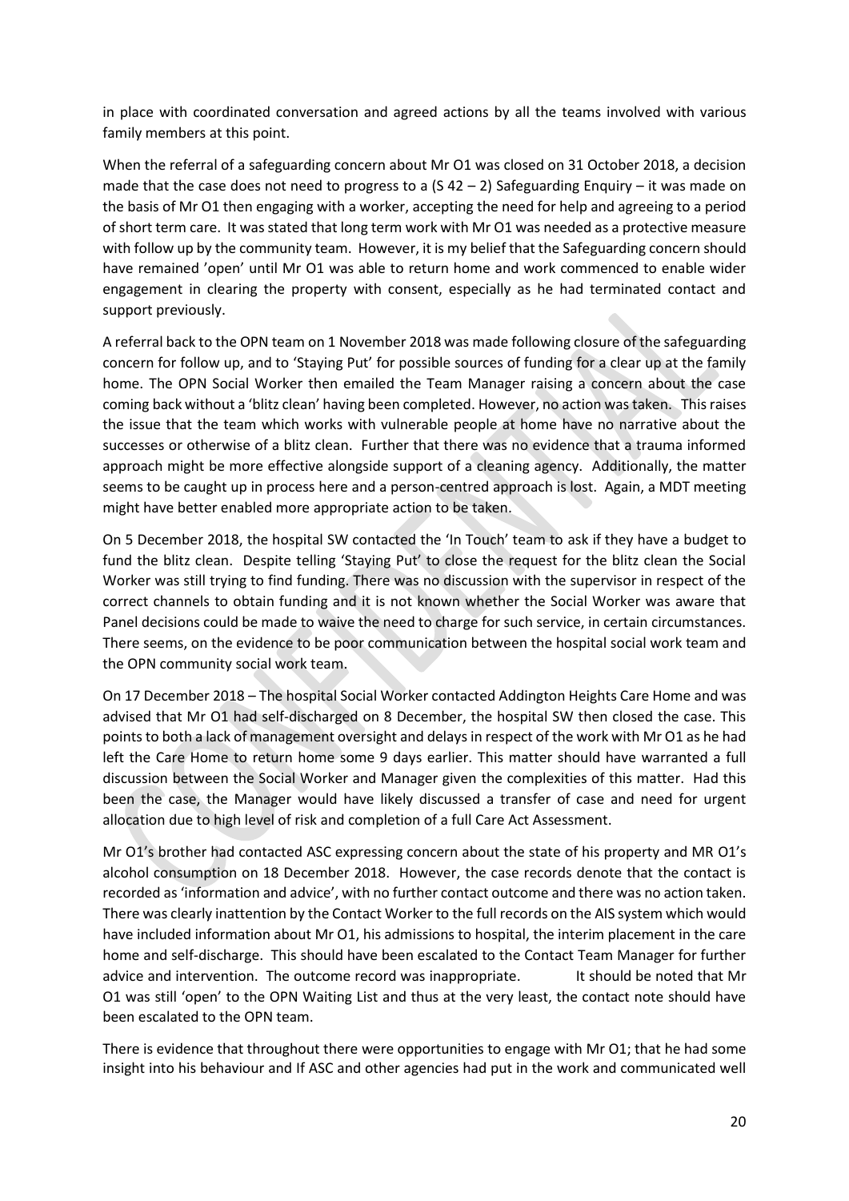in place with coordinated conversation and agreed actions by all the teams involved with various family members at this point.

When the referral of a safeguarding concern about Mr O1 was closed on 31 October 2018, a decision made that the case does not need to progress to a (S 42 – 2) Safeguarding Enquiry – it was made on the basis of Mr O1 then engaging with a worker, accepting the need for help and agreeing to a period of short term care. It was stated that long term work with Mr O1 was needed as a protective measure with follow up by the community team. However, it is my belief that the Safeguarding concern should have remained 'open' until Mr O1 was able to return home and work commenced to enable wider engagement in clearing the property with consent, especially as he had terminated contact and support previously.

A referral back to the OPN team on 1 November 2018 was made following closure of the safeguarding concern for follow up, and to 'Staying Put' for possible sources of funding for a clear up at the family home. The OPN Social Worker then emailed the Team Manager raising a concern about the case coming back without a 'blitz clean' having been completed. However, no action was taken. This raises the issue that the team which works with vulnerable people at home have no narrative about the successes or otherwise of a blitz clean. Further that there was no evidence that a trauma informed approach might be more effective alongside support of a cleaning agency. Additionally, the matter seems to be caught up in process here and a person-centred approach is lost. Again, a MDT meeting might have better enabled more appropriate action to be taken.

On 5 December 2018, the hospital SW contacted the 'In Touch' team to ask if they have a budget to fund the blitz clean. Despite telling 'Staying Put' to close the request for the blitz clean the Social Worker was still trying to find funding. There was no discussion with the supervisor in respect of the correct channels to obtain funding and it is not known whether the Social Worker was aware that Panel decisions could be made to waive the need to charge for such service, in certain circumstances. There seems, on the evidence to be poor communication between the hospital social work team and the OPN community social work team.

On 17 December 2018 – The hospital Social Worker contacted Addington Heights Care Home and was advised that Mr O1 had self-discharged on 8 December, the hospital SW then closed the case. This points to both a lack of management oversight and delays in respect of the work with Mr O1 as he had left the Care Home to return home some 9 days earlier. This matter should have warranted a full discussion between the Social Worker and Manager given the complexities of this matter. Had this been the case, the Manager would have likely discussed a transfer of case and need for urgent allocation due to high level of risk and completion of a full Care Act Assessment.

Mr O1's brother had contacted ASC expressing concern about the state of his property and MR O1's alcohol consumption on 18 December 2018. However, the case records denote that the contact is recorded as 'information and advice', with no further contact outcome and there was no action taken. There was clearly inattention by the Contact Worker to the full records on the AIS system which would have included information about Mr O1, his admissions to hospital, the interim placement in the care home and self-discharge. This should have been escalated to the Contact Team Manager for further advice and intervention. The outcome record was inappropriate. It should be noted that Mr O1 was still 'open' to the OPN Waiting List and thus at the very least, the contact note should have been escalated to the OPN team.

There is evidence that throughout there were opportunities to engage with Mr O1; that he had some insight into his behaviour and If ASC and other agencies had put in the work and communicated well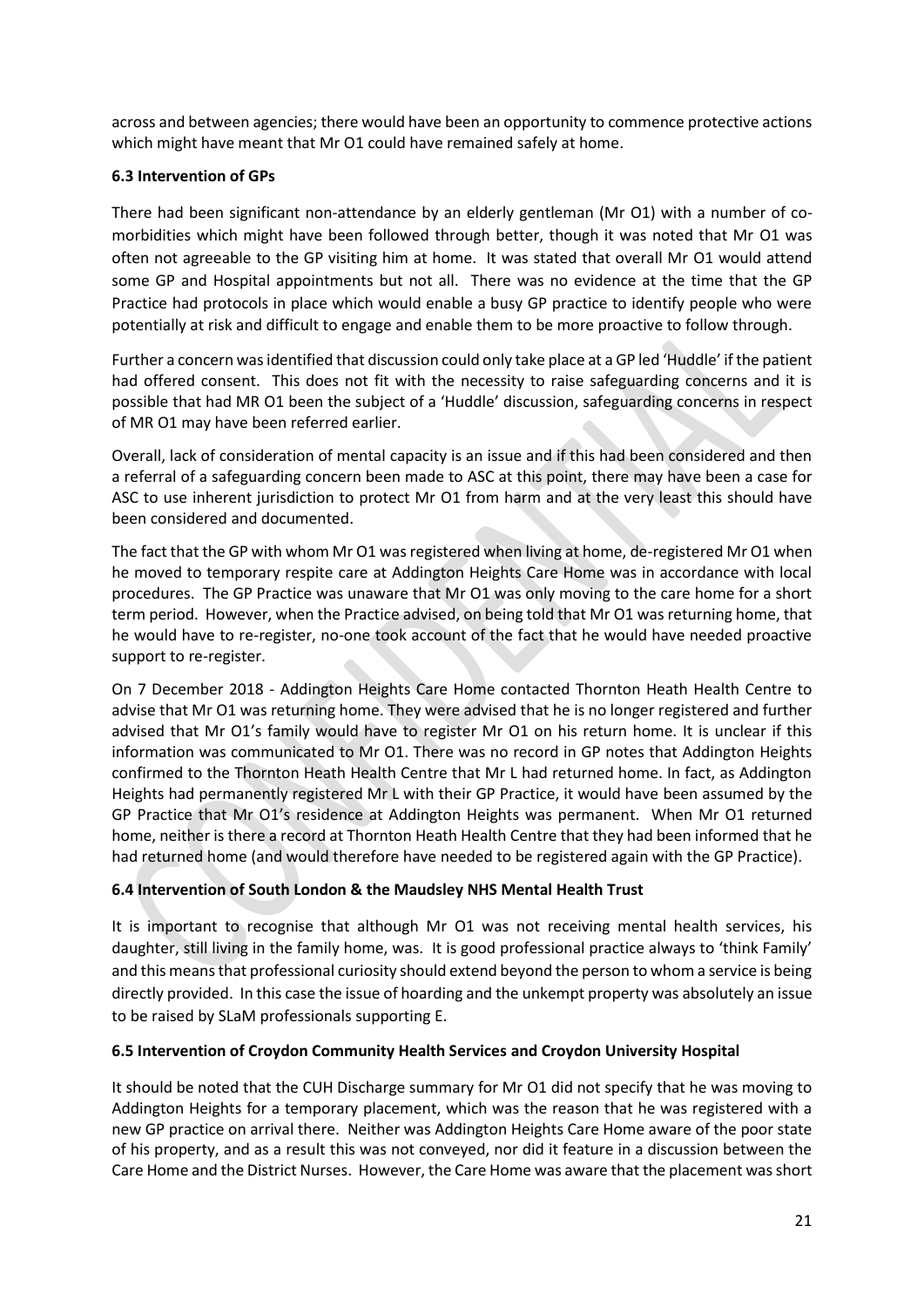across and between agencies; there would have been an opportunity to commence protective actions which might have meant that Mr O1 could have remained safely at home.

### 6.3 Intervention of GPs

There had been significant non-attendance by an elderly gentleman (Mr O1) with a number of co-morbidities which might have been followed through better, though it was noted that Mr O1 was often not agreeable to the GP visiting him at home. It was stated that overall Mr O1 would attend some GP and Hospital appointments but not all. There was no evidence at the time that the GP Practice had protocols in place which would enable a busy GP practice to identify people who were potentially at risk and difficult to engage and enable them to be more proactive to follow through.

Further a concern was identified that discussion could only take place at a GP led 'Huddle' if the patient had offered consent. This does not fit with the necessity to raise safeguarding concerns and it is possible that had MR O1 been the subject of a 'Huddle' discussion, safeguarding concerns in respect of MR O1 may have been referred earlier.

Overall, lack of consideration of mental capacity is an issue and if this had been considered and then a referral of a safeguarding concern been made to ASC at this point, there may have been a case for ASC to use inherent jurisdiction to protect Mr O1 from harm and at the very least this should have been considered and documented.

The fact that the GP with whom Mr O1 was registered when living at home, de-registered Mr O1 when he moved to temporary respite care at Addington Heights Care Home was in accordance with local procedures. The GP Practice was unaware that Mr O1 was only moving to the care home for a short term period. However, when the Practice advised, on being told that Mr O1 was returning home, that he would have to re-register, no-one took account of the fact that he would have needed proactive support to re-register.

On 7 December 2018 - Addington Heights Care Home contacted Thornton Heath Health Centre to advise that Mr O1 was returning home. They were advised that he is no longer registered and further advised that Mr O1's family would have to register Mr O1 on his return home. It is unclear if this information was communicated to Mr O1. There was no record in GP notes that Addington Heights confirmed to the Thornton Heath Health Centre that Mr L had returned home. In fact, as Addington Heights had permanently registered Mr L with their GP Practice, it would have been assumed by the GP Practice that Mr O1's residence at Addington Heights was permanent. When Mr O1 returned home, neither is there a record at Thornton Heath Health Centre that they had been informed that he had returned home (and would therefore have needed to be registered again with the GP Practice).

### 6.4 Intervention of South London & the Maudsley NHS Mental Health Trust

It is important to recognise that although Mr O1 was not receiving mental health services, his daughter, still living in the family home, was. It is good professional practice always to 'think Family' and this means that professional curiosity should extend beyond the person to whom a service is being directly provided. In this case the issue of hoarding and the unkempt property was absolutely an issue to be raised by SLaM professionals supporting E.

### 6.5 Intervention of Croydon Community Health Services and Croydon University Hospital

It should be noted that the CUH Discharge summary for Mr O1 did not specify that he was moving to Addington Heights for a temporary placement, which was the reason that he was registered with a new GP practice on arrival there. Neither was Addington Heights Care Home aware of the poor state of his property, and as a result this was not conveyed, nor did it feature in a discussion between the Care Home and the District Nurses. However, the Care Home was aware that the placement was short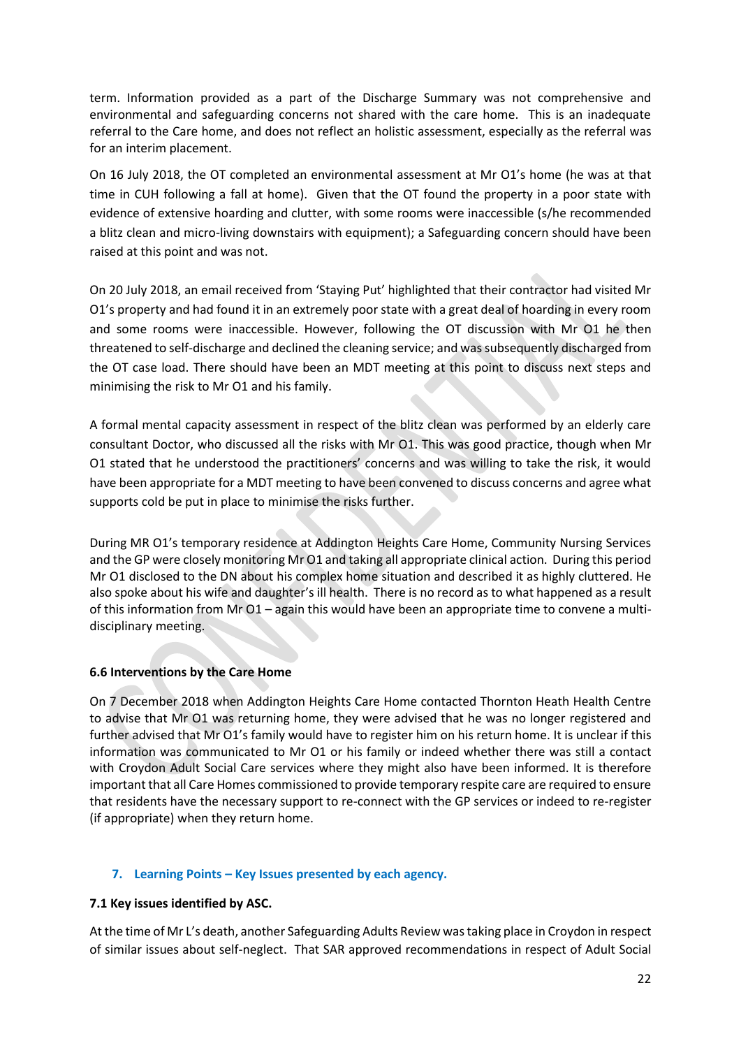term. Information provided as a part of the Discharge Summary was not comprehensive and environmental and safeguarding concerns not shared with the care home. This is an inadequate referral to the Care home, and does not reflect an holistic assessment, especially as the referral was for an interim placement.

On 16 July 2018, the OT completed an environmental assessment at Mr O1's home (he was at that time in CUH following a fall at home). Given that the OT found the property in a poor state with evidence of extensive hoarding and clutter, with some rooms were inaccessible (s/he recommended a blitz clean and micro-living downstairs with equipment); a Safeguarding concern should have been raised at this point and was not.

On 20 July 2018, an email received from 'Staying Put' highlighted that their contractor had visited Mr O1's property and had found it in an extremely poor state with a great deal of hoarding in every room and some rooms were inaccessible. However, following the OT discussion with Mr O1 he then threatened to self-discharge and declined the cleaning service; and was subsequently discharged from the OT case load. There should have been an MDT meeting at this point to discuss next steps and minimising the risk to Mr O1 and his family.

A formal mental capacity assessment in respect of the blitz clean was performed by an elderly care consultant Doctor, who discussed all the risks with Mr O1. This was good practice, though when Mr O1 stated that he understood the practitioners' concerns and was willing to take the risk, it would have been appropriate for a MDT meeting to have been convened to discuss concerns and agree what supports cold be put in place to minimise the risks further.

During MR O1's temporary residence at Addington Heights Care Home, Community Nursing Services and the GP were closely monitoring Mr O1 and taking all appropriate clinical action. During this period Mr O1 disclosed to the DN about his complex home situation and described it as highly cluttered. He also spoke about his wife and daughter's ill health. There is no record as to what happened as a result of this information from Mr O1 – again this would have been an appropriate time to convene a multi-disciplinary meeting.

#### 6.6 Interventions by the Care Home

On 7 December 2018 when Addington Heights Care Home contacted Thornton Heath Health Centre to advise that Mr O1 was returning home, they were advised that he was no longer registered and further advised that Mr O1's family would have to register him on his return home. It is unclear if this information was communicated to Mr O1 or his family or indeed whether there was still a contact with Croydon Adult Social Care services where they might also have been informed. It is therefore important that all Care Homes commissioned to provide temporary respite care are required to ensure that residents have the necessary support to re-connect with the GP services or indeed to re-register (if appropriate) when they return home.

## 7. Learning Points – Key Issues presented by each agency.

#### 7.1 Key issues identified by ASC.

At the time of Mr L's death, another Safeguarding Adults Review was taking place in Croydon in respect of similar issues about self-neglect. That SAR approved recommendations in respect of Adult Social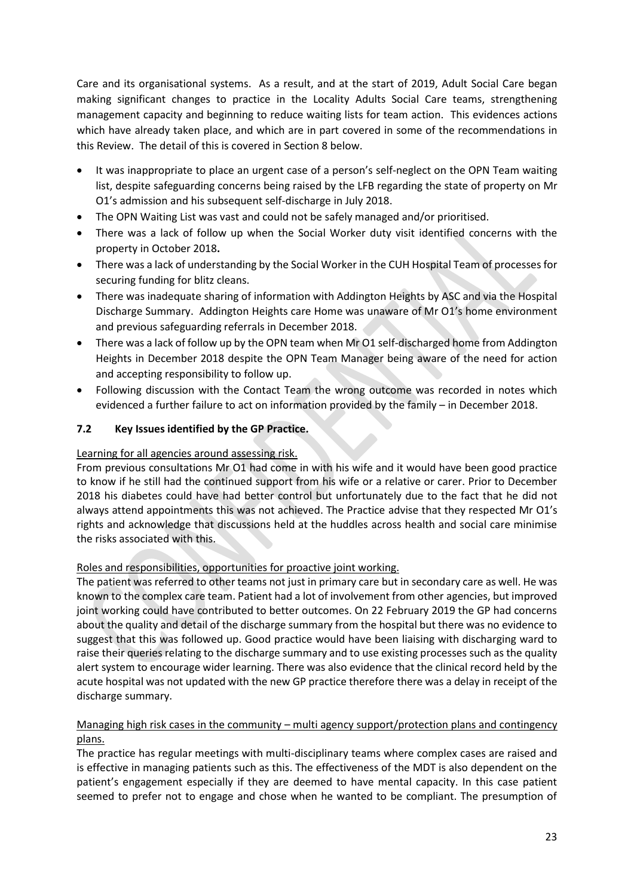Care and its organisational systems. As a result, and at the start of 2019, Adult Social Care began making significant changes to practice in the Locality Adults Social Care teams, strengthening management capacity and beginning to reduce waiting lists for team action. This evidences actions which have already taken place, and which are in part covered in some of the recommendations in this Review. The detail of this is covered in Section 8 below.

- It was inappropriate to place an urgent case of a person's self-neglect on the OPN Team waiting list, despite safeguarding concerns being raised by the LFB regarding the state of property on Mr O1's admission and his subsequent self-discharge in July 2018.
- The OPN Waiting List was vast and could not be safely managed and/or prioritised.
- There was a lack of follow up when the Social Worker duty visit identified concerns with the property in October 2018**.**
- There was a lack of understanding by the Social Worker in the CUH Hospital Team of processes for securing funding for blitz cleans.
- There was inadequate sharing of information with Addington Heights by ASC and via the Hospital Discharge Summary. Addington Heights care Home was unaware of Mr O1's home environment and previous safeguarding referrals in December 2018.
- There was a lack of follow up by the OPN team when Mr O1 self-discharged home from Addington Heights in December 2018 despite the OPN Team Manager being aware of the need for action and accepting responsibility to follow up.
- Following discussion with the Contact Team the wrong outcome was recorded in notes which evidenced a further failure to act on information provided by the family – in December 2018.

### 7.2 Key Issues identified by the GP Practice.

Learning for all agencies around assessing risk.

From previous consultations Mr O1 had come in with his wife and it would have been good practice to know if he still had the continued support from his wife or a relative or carer. Prior to December 2018 his diabetes could have had better control but unfortunately due to the fact that he did not always attend appointments this was not achieved. The Practice advise that they respected Mr O1's rights and acknowledge that discussions held at the huddles across health and social care minimise the risks associated with this.

Roles and responsibilities, opportunities for proactive joint working.

The patient was referred to other teams not just in primary care but in secondary care as well. He was known to the complex care team. Patient had a lot of involvement from other agencies, but improved joint working could have contributed to better outcomes. On 22 February 2019 the GP had concerns about the quality and detail of the discharge summary from the hospital but there was no evidence to suggest that this was followed up. Good practice would have been liaising with discharging ward to raise their queries relating to the discharge summary and to use existing processes such as the quality alert system to encourage wider learning. There was also evidence that the clinical record held by the acute hospital was not updated with the new GP practice therefore there was a delay in receipt of the discharge summary.

Managing high risk cases in the community – multi agency support/protection plans and contingency plans.

The practice has regular meetings with multi-disciplinary teams where complex cases are raised and is effective in managing patients such as this. The effectiveness of the MDT is also dependent on the patient's engagement especially if they are deemed to have mental capacity. In this case patient seemed to prefer not to engage and chose when he wanted to be compliant. The presumption of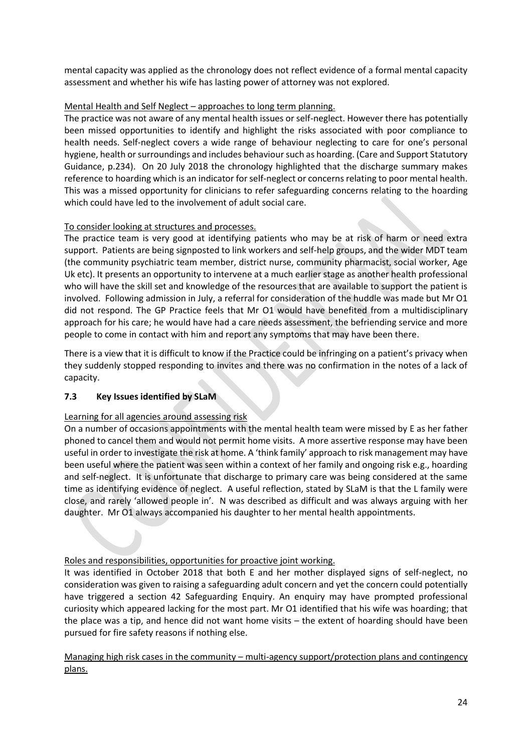mental capacity was applied as the chronology does not reflect evidence of a formal mental capacity assessment and whether his wife has lasting power of attorney was not explored.

Mental Health and Self Neglect – approaches to long term planning.

The practice was not aware of any mental health issues or self-neglect. However there has potentially been missed opportunities to identify and highlight the risks associated with poor compliance to health needs. Self-neglect covers a wide range of behaviour neglecting to care for one's personal hygiene, health or surroundings and includes behaviour such as hoarding. (Care and Support Statutory Guidance, p.234). On 20 July 2018 the chronology highlighted that the discharge summary makes reference to hoarding which is an indicator for self-neglect or concerns relating to poor mental health. This was a missed opportunity for clinicians to refer safeguarding concerns relating to the hoarding which could have led to the involvement of adult social care.

To consider looking at structures and processes.

The practice team is very good at identifying patients who may be at risk of harm or need extra support. Patients are being signposted to link workers and self-help groups, and the wider MDT team (the community psychiatric team member, district nurse, community pharmacist, social worker, Age Uk etc). It presents an opportunity to intervene at a much earlier stage as another health professional who will have the skill set and knowledge of the resources that are available to support the patient is involved. Following admission in July, a referral for consideration of the huddle was made but Mr O1 did not respond. The GP Practice feels that Mr O1 would have benefited from a multidisciplinary approach for his care; he would have had a care needs assessment, the befriending service and more people to come in contact with him and report any symptoms that may have been there.

There is a view that it is difficult to know if the Practice could be infringing on a patient's privacy when they suddenly stopped responding to invites and there was no confirmation in the notes of a lack of capacity.

### 7.3 Key Issues identified by SLaM

Learning for all agencies around assessing risk

On a number of occasions appointments with the mental health team were missed by E as her father phoned to cancel them and would not permit home visits. A more assertive response may have been useful in order to investigate the risk at home. A 'think family' approach to risk management may have been useful where the patient was seen within a context of her family and ongoing risk e.g., hoarding and self-neglect. It is unfortunate that discharge to primary care was being considered at the same time as identifying evidence of neglect. A useful reflection, stated by SLaM is that the L family were close, and rarely 'allowed people in'. N was described as difficult and was always arguing with her daughter. Mr O1 always accompanied his daughter to her mental health appointments.

Roles and responsibilities, opportunities for proactive joint working.

It was identified in October 2018 that both E and her mother displayed signs of self-neglect, no consideration was given to raising a safeguarding adult concern and yet the concern could potentially have triggered a section 42 Safeguarding Enquiry. An enquiry may have prompted professional curiosity which appeared lacking for the most part. Mr O1 identified that his wife was hoarding; that the place was a tip, and hence did not want home visits – the extent of hoarding should have been pursued for fire safety reasons if nothing else.

Managing high risk cases in the community – multi-agency support/protection plans and contingency plans.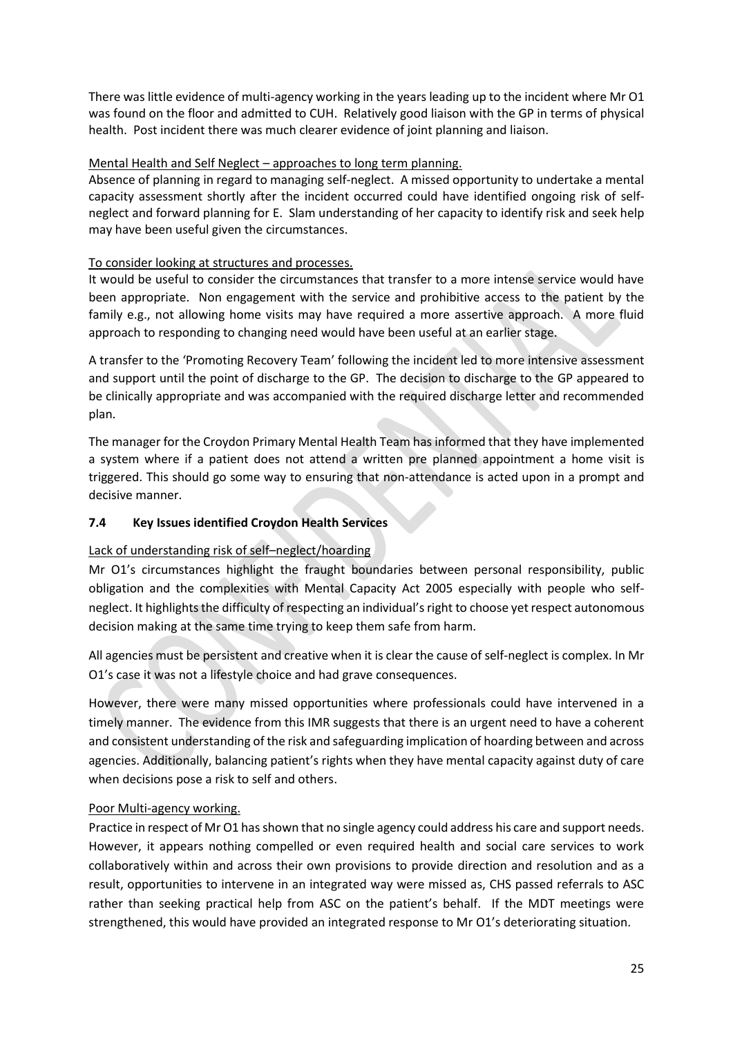There was little evidence of multi-agency working in the years leading up to the incident where Mr O1 was found on the floor and admitted to CUH. Relatively good liaison with the GP in terms of physical health. Post incident there was much clearer evidence of joint planning and liaison.

Mental Health and Self Neglect – approaches to long term planning.

Absence of planning in regard to managing self-neglect. A missed opportunity to undertake a mental capacity assessment shortly after the incident occurred could have identified ongoing risk of self-neglect and forward planning for E. Slam understanding of her capacity to identify risk and seek help may have been useful given the circumstances.

To consider looking at structures and processes.

It would be useful to consider the circumstances that transfer to a more intense service would have been appropriate. Non engagement with the service and prohibitive access to the patient by the family e.g., not allowing home visits may have required a more assertive approach. A more fluid approach to responding to changing need would have been useful at an earlier stage.

A transfer to the 'Promoting Recovery Team' following the incident led to more intensive assessment and support until the point of discharge to the GP. The decision to discharge to the GP appeared to be clinically appropriate and was accompanied with the required discharge letter and recommended plan.

The manager for the Croydon Primary Mental Health Team has informed that they have implemented a system where if a patient does not attend a written pre planned appointment a home visit is triggered. This should go some way to ensuring that non-attendance is acted upon in a prompt and decisive manner.

### 7.4 Key Issues identified Croydon Health Services

Lack of understanding risk of self–neglect/hoarding

Mr O1's circumstances highlight the fraught boundaries between personal responsibility, public obligation and the complexities with Mental Capacity Act 2005 especially with people who self-neglect. It highlights the difficulty of respecting an individual's right to choose yet respect autonomous decision making at the same time trying to keep them safe from harm.

All agencies must be persistent and creative when it is clear the cause of self-neglect is complex. In Mr O1's case it was not a lifestyle choice and had grave consequences.

However, there were many missed opportunities where professionals could have intervened in a timely manner. The evidence from this IMR suggests that there is an urgent need to have a coherent and consistent understanding of the risk and safeguarding implication of hoarding between and across agencies. Additionally, balancing patient's rights when they have mental capacity against duty of care when decisions pose a risk to self and others.

Poor Multi-agency working.

Practice in respect of Mr O1 has shown that no single agency could address his care and support needs. However, it appears nothing compelled or even required health and social care services to work collaboratively within and across their own provisions to provide direction and resolution and as a result, opportunities to intervene in an integrated way were missed as, CHS passed referrals to ASC rather than seeking practical help from ASC on the patient's behalf. If the MDT meetings were strengthened, this would have provided an integrated response to Mr O1's deteriorating situation.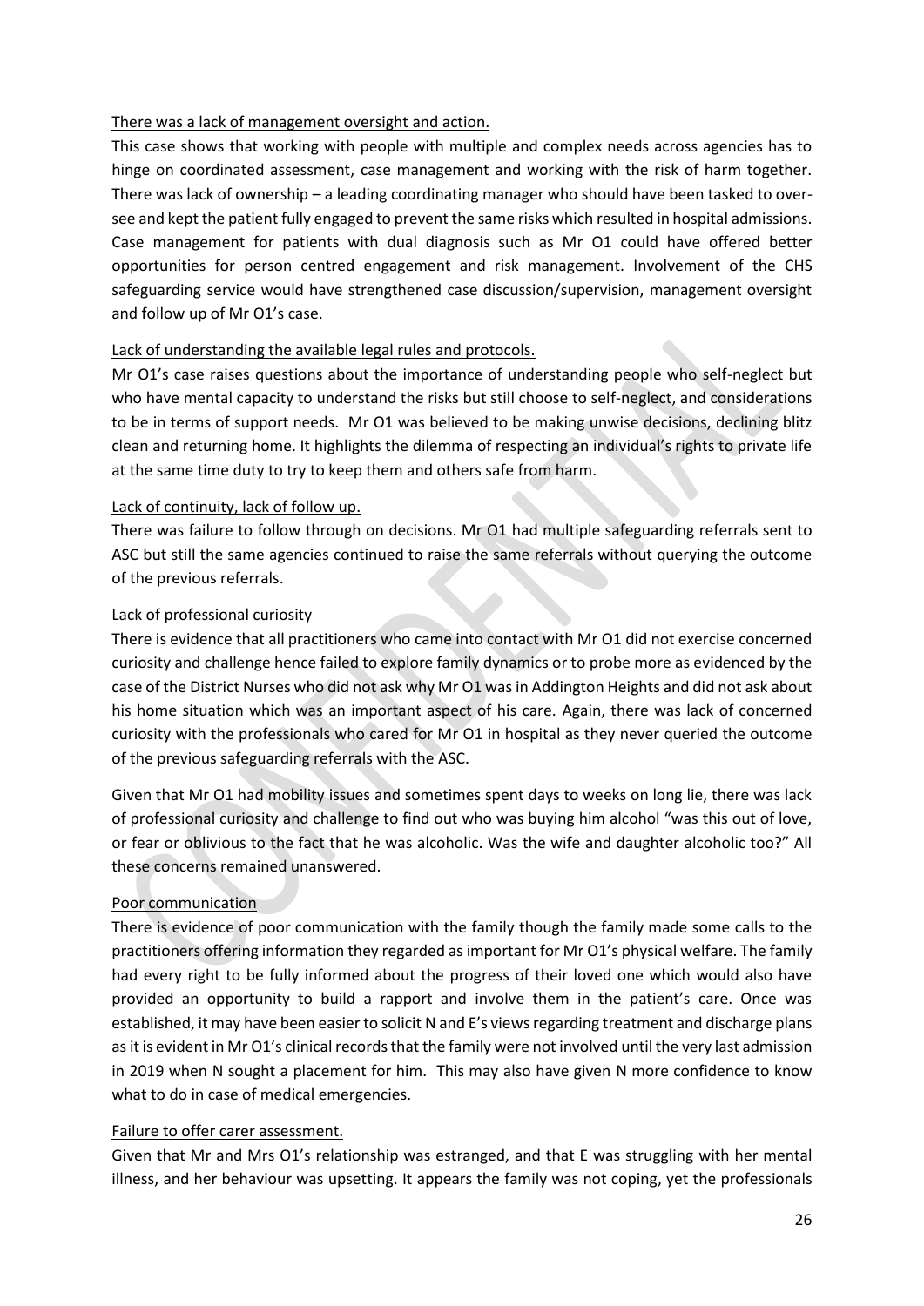There was a lack of management oversight and action.

This case shows that working with people with multiple and complex needs across agencies has to hinge on coordinated assessment, case management and working with the risk of harm together. There was lack of ownership – a leading coordinating manager who should have been tasked to over-see and kept the patient fully engaged to prevent the same risks which resulted in hospital admissions. Case management for patients with dual diagnosis such as Mr O1 could have offered better opportunities for person centred engagement and risk management. Involvement of the CHS safeguarding service would have strengthened case discussion/supervision, management oversight and follow up of Mr O1's case.

Lack of understanding the available legal rules and protocols.

Mr O1's case raises questions about the importance of understanding people who self-neglect but who have mental capacity to understand the risks but still choose to self-neglect, and considerations to be in terms of support needs. Mr O1 was believed to be making unwise decisions, declining blitz clean and returning home. It highlights the dilemma of respecting an individual's rights to private life at the same time duty to try to keep them and others safe from harm.

Lack of continuity, lack of follow up.

There was failure to follow through on decisions. Mr O1 had multiple safeguarding referrals sent to ASC but still the same agencies continued to raise the same referrals without querying the outcome of the previous referrals.

Lack of professional curiosity

There is evidence that all practitioners who came into contact with Mr O1 did not exercise concerned curiosity and challenge hence failed to explore family dynamics or to probe more as evidenced by the case of the District Nurses who did not ask why Mr O1 was in Addington Heights and did not ask about his home situation which was an important aspect of his care. Again, there was lack of concerned curiosity with the professionals who cared for Mr O1 in hospital as they never queried the outcome of the previous safeguarding referrals with the ASC.

Given that Mr O1 had mobility issues and sometimes spent days to weeks on long lie, there was lack of professional curiosity and challenge to find out who was buying him alcohol "was this out of love, or fear or oblivious to the fact that he was alcoholic. Was the wife and daughter alcoholic too?" All these concerns remained unanswered.

Poor communication

There is evidence of poor communication with the family though the family made some calls to the practitioners offering information they regarded as important for Mr O1's physical welfare. The family had every right to be fully informed about the progress of their loved one which would also have provided an opportunity to build a rapport and involve them in the patient's care. Once was established, it may have been easier to solicit N and E's views regarding treatment and discharge plans as it is evident in Mr O1's clinical records that the family were not involved until the very last admission in 2019 when N sought a placement for him. This may also have given N more confidence to know what to do in case of medical emergencies.

Failure to offer carer assessment.

Given that Mr and Mrs O1's relationship was estranged, and that E was struggling with her mental illness, and her behaviour was upsetting. It appears the family was not coping, yet the professionals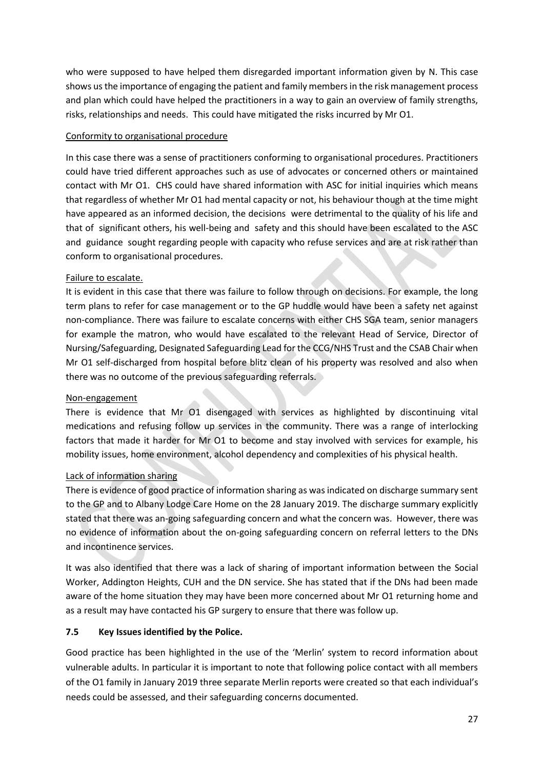who were supposed to have helped them disregarded important information given by N. This case shows us the importance of engaging the patient and family members in the risk management process and plan which could have helped the practitioners in a way to gain an overview of family strengths, risks, relationships and needs. This could have mitigated the risks incurred by Mr O1.

Conformity to organisational procedure

In this case there was a sense of practitioners conforming to organisational procedures. Practitioners could have tried different approaches such as use of advocates or concerned others or maintained contact with Mr O1. CHS could have shared information with ASC for initial inquiries which means that regardless of whether Mr O1 had mental capacity or not, his behaviour though at the time might have appeared as an informed decision, the decisions were detrimental to the quality of his life and that of significant others, his well-being and safety and this should have been escalated to the ASC and guidance sought regarding people with capacity who refuse services and are at risk rather than conform to organisational procedures.

Failure to escalate.

It is evident in this case that there was failure to follow through on decisions. For example, the long term plans to refer for case management or to the GP huddle would have been a safety net against non-compliance. There was failure to escalate concerns with either CHS SGA team, senior managers for example the matron, who would have escalated to the relevant Head of Service, Director of Nursing/Safeguarding, Designated Safeguarding Lead for the CCG/NHS Trust and the CSAB Chair when Mr O1 self-discharged from hospital before blitz clean of his property was resolved and also when there was no outcome of the previous safeguarding referrals.

Non-engagement

There is evidence that Mr O1 disengaged with services as highlighted by discontinuing vital medications and refusing follow up services in the community. There was a range of interlocking factors that made it harder for Mr O1 to become and stay involved with services for example, his mobility issues, home environment, alcohol dependency and complexities of his physical health.

Lack of information sharing

There is evidence of good practice of information sharing as was indicated on discharge summary sent to the GP and to Albany Lodge Care Home on the 28 January 2019. The discharge summary explicitly stated that there was an-going safeguarding concern and what the concern was. However, there was no evidence of information about the on-going safeguarding concern on referral letters to the DNs and incontinence services.

It was also identified that there was a lack of sharing of important information between the Social Worker, Addington Heights, CUH and the DN service. She has stated that if the DNs had been made aware of the home situation they may have been more concerned about Mr O1 returning home and as a result may have contacted his GP surgery to ensure that there was follow up.

### 7.5 Key Issues identified by the Police.

Good practice has been highlighted in the use of the 'Merlin' system to record information about vulnerable adults. In particular it is important to note that following police contact with all members of the O1 family in January 2019 three separate Merlin reports were created so that each individual's needs could be assessed, and their safeguarding concerns documented.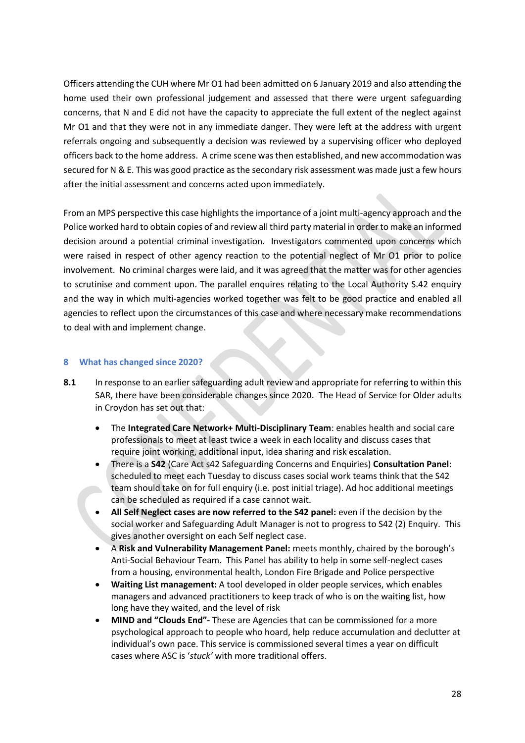Officers attending the CUH where Mr O1 had been admitted on 6 January 2019 and also attending the home used their own professional judgement and assessed that there were urgent safeguarding concerns, that N and E did not have the capacity to appreciate the full extent of the neglect against Mr O1 and that they were not in any immediate danger. They were left at the address with urgent referrals ongoing and subsequently a decision was reviewed by a supervising officer who deployed officers back to the home address. A crime scene was then established, and new accommodation was secured for N & E. This was good practice as the secondary risk assessment was made just a few hours after the initial assessment and concerns acted upon immediately.

From an MPS perspective this case highlights the importance of a joint multi-agency approach and the Police worked hard to obtain copies of and review all third party material in order to make an informed decision around a potential criminal investigation. Investigators commented upon concerns which were raised in respect of other agency reaction to the potential neglect of Mr O1 prior to police involvement. No criminal charges were laid, and it was agreed that the matter was for other agencies to scrutinise and comment upon. The parallel enquires relating to the Local Authority S.42 enquiry and the way in which multi-agencies worked together was felt to be good practice and enabled all agencies to reflect upon the circumstances of this case and where necessary make recommendations to deal with and implement change.

## 8 What has changed since 2020?

**8.1** In response to an earlier safeguarding adult review and appropriate for referring to within this SAR, there have been considerable changes since 2020. The Head of Service for Older adults in Croydon has set out that:

- The **Integrated Care Network+ Multi-Disciplinary Team**: enables health and social care professionals to meet at least twice a week in each locality and discuss cases that require joint working, additional input, idea sharing and risk escalation.
- There is a **S42** (Care Act s42 Safeguarding Concerns and Enquiries) **Consultation Panel**: scheduled to meet each Tuesday to discuss cases social work teams think that the S42 team should take on for full enquiry (i.e. post initial triage). Ad hoc additional meetings can be scheduled as required if a case cannot wait.
- **All Self Neglect cases are now referred to the S42 panel:** even if the decision by the social worker and Safeguarding Adult Manager is not to progress to S42 (2) Enquiry. This gives another oversight on each Self neglect case.
- A **Risk and Vulnerability Management Panel:** meets monthly, chaired by the borough's Anti-Social Behaviour Team. This Panel has ability to help in some self-neglect cases from a housing, environmental health, London Fire Brigade and Police perspective
- **Waiting List management:** A tool developed in older people services, which enables managers and advanced practitioners to keep track of who is on the waiting list, how long have they waited, and the level of risk
- **MIND and "Clouds End"-** These are Agencies that can be commissioned for a more psychological approach to people who hoard, help reduce accumulation and declutter at individual's own pace. This service is commissioned several times a year on difficult cases where ASC is '*stuck'* with more traditional offers.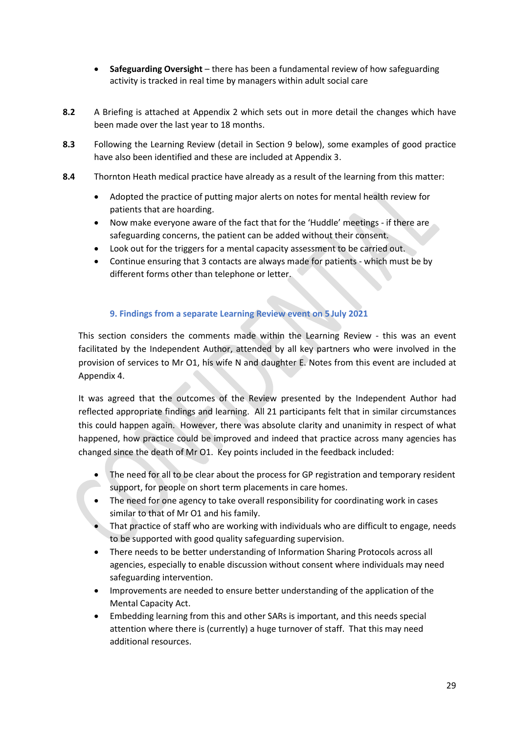- **Safeguarding Oversight** – there has been a fundamental review of how safeguarding activity is tracked in real time by managers within adult social care

**8.2** A Briefing is attached at Appendix 2 which sets out in more detail the changes which have been made over the last year to 18 months.

**8.3** Following the Learning Review (detail in Section 9 below), some examples of good practice have also been identified and these are included at Appendix 3.

**8.4** Thornton Heath medical practice have already as a result of the learning from this matter:

- Adopted the practice of putting major alerts on notes for mental health review for patients that are hoarding.
- Now make everyone aware of the fact that for the 'Huddle' meetings - if there are safeguarding concerns, the patient can be added without their consent.
- Look out for the triggers for a mental capacity assessment to be carried out.
- Continue ensuring that 3 contacts are always made for patients - which must be by different forms other than telephone or letter.

## 9. Findings from a separate Learning Review event on 5 July 2021

This section considers the comments made within the Learning Review - this was an event facilitated by the Independent Author, attended by all key partners who were involved in the provision of services to Mr O1, his wife N and daughter E. Notes from this event are included at Appendix 4.

It was agreed that the outcomes of the Review presented by the Independent Author had reflected appropriate findings and learning. All 21 participants felt that in similar circumstances this could happen again. However, there was absolute clarity and unanimity in respect of what happened, how practice could be improved and indeed that practice across many agencies has changed since the death of Mr O1. Key points included in the feedback included:

- The need for all to be clear about the process for GP registration and temporary resident support, for people on short term placements in care homes.
- The need for one agency to take overall responsibility for coordinating work in cases similar to that of Mr O1 and his family.
- That practice of staff who are working with individuals who are difficult to engage, needs to be supported with good quality safeguarding supervision.
- There needs to be better understanding of Information Sharing Protocols across all agencies, especially to enable discussion without consent where individuals may need safeguarding intervention.
- Improvements are needed to ensure better understanding of the application of the Mental Capacity Act.
- Embedding learning from this and other SARs is important, and this needs special attention where there is (currently) a huge turnover of staff. That this may need additional resources.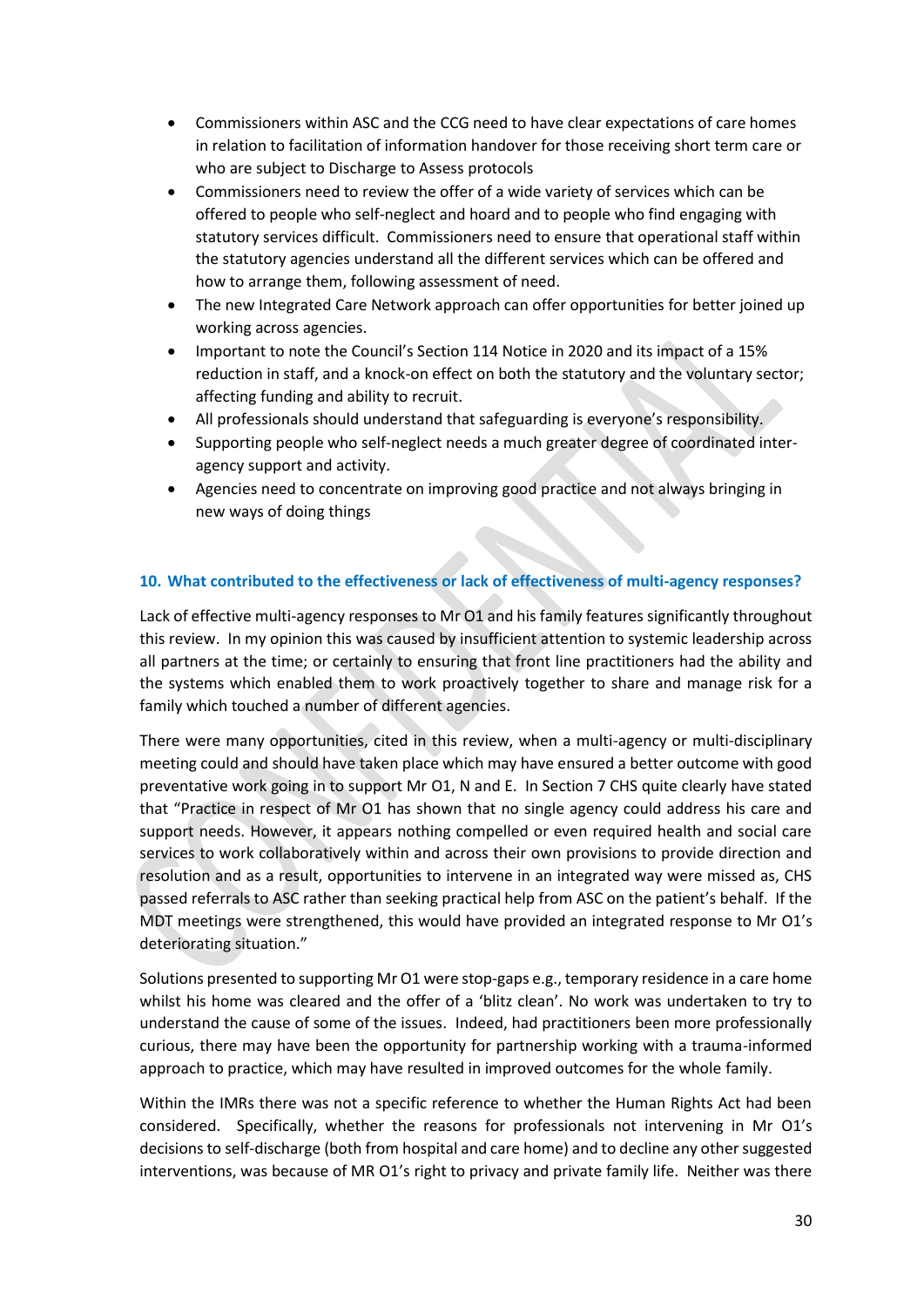- Commissioners within ASC and the CCG need to have clear expectations of care homes in relation to facilitation of information handover for those receiving short term care or who are subject to Discharge to Assess protocols
- Commissioners need to review the offer of a wide variety of services which can be offered to people who self-neglect and hoard and to people who find engaging with statutory services difficult. Commissioners need to ensure that operational staff within the statutory agencies understand all the different services which can be offered and how to arrange them, following assessment of need.
- The new Integrated Care Network approach can offer opportunities for better joined up working across agencies.
- Important to note the Council's Section 114 Notice in 2020 and its impact of a 15% reduction in staff, and a knock-on effect on both the statutory and the voluntary sector; affecting funding and ability to recruit.
- All professionals should understand that safeguarding is everyone's responsibility.
- Supporting people who self-neglect needs a much greater degree of coordinated inter-agency support and activity.
- Agencies need to concentrate on improving good practice and not always bringing in new ways of doing things

## 10. What contributed to the effectiveness or lack of effectiveness of multi-agency responses?

Lack of effective multi-agency responses to Mr O1 and his family features significantly throughout this review. In my opinion this was caused by insufficient attention to systemic leadership across all partners at the time; or certainly to ensuring that front line practitioners had the ability and the systems which enabled them to work proactively together to share and manage risk for a family which touched a number of different agencies.

There were many opportunities, cited in this review, when a multi-agency or multi-disciplinary meeting could and should have taken place which may have ensured a better outcome with good preventative work going in to support Mr O1, N and E. In Section 7 CHS quite clearly have stated that "Practice in respect of Mr O1 has shown that no single agency could address his care and support needs. However, it appears nothing compelled or even required health and social care services to work collaboratively within and across their own provisions to provide direction and resolution and as a result, opportunities to intervene in an integrated way were missed as, CHS passed referrals to ASC rather than seeking practical help from ASC on the patient's behalf. If the MDT meetings were strengthened, this would have provided an integrated response to Mr O1's deteriorating situation."

Solutions presented to supporting Mr O1 were stop-gaps e.g., temporary residence in a care home whilst his home was cleared and the offer of a 'blitz clean'. No work was undertaken to try to understand the cause of some of the issues. Indeed, had practitioners been more professionally curious, there may have been the opportunity for partnership working with a trauma-informed approach to practice, which may have resulted in improved outcomes for the whole family.

Within the IMRs there was not a specific reference to whether the Human Rights Act had been considered. Specifically, whether the reasons for professionals not intervening in Mr O1's decisions to self-discharge (both from hospital and care home) and to decline any other suggested interventions, was because of MR O1's right to privacy and private family life. Neither was there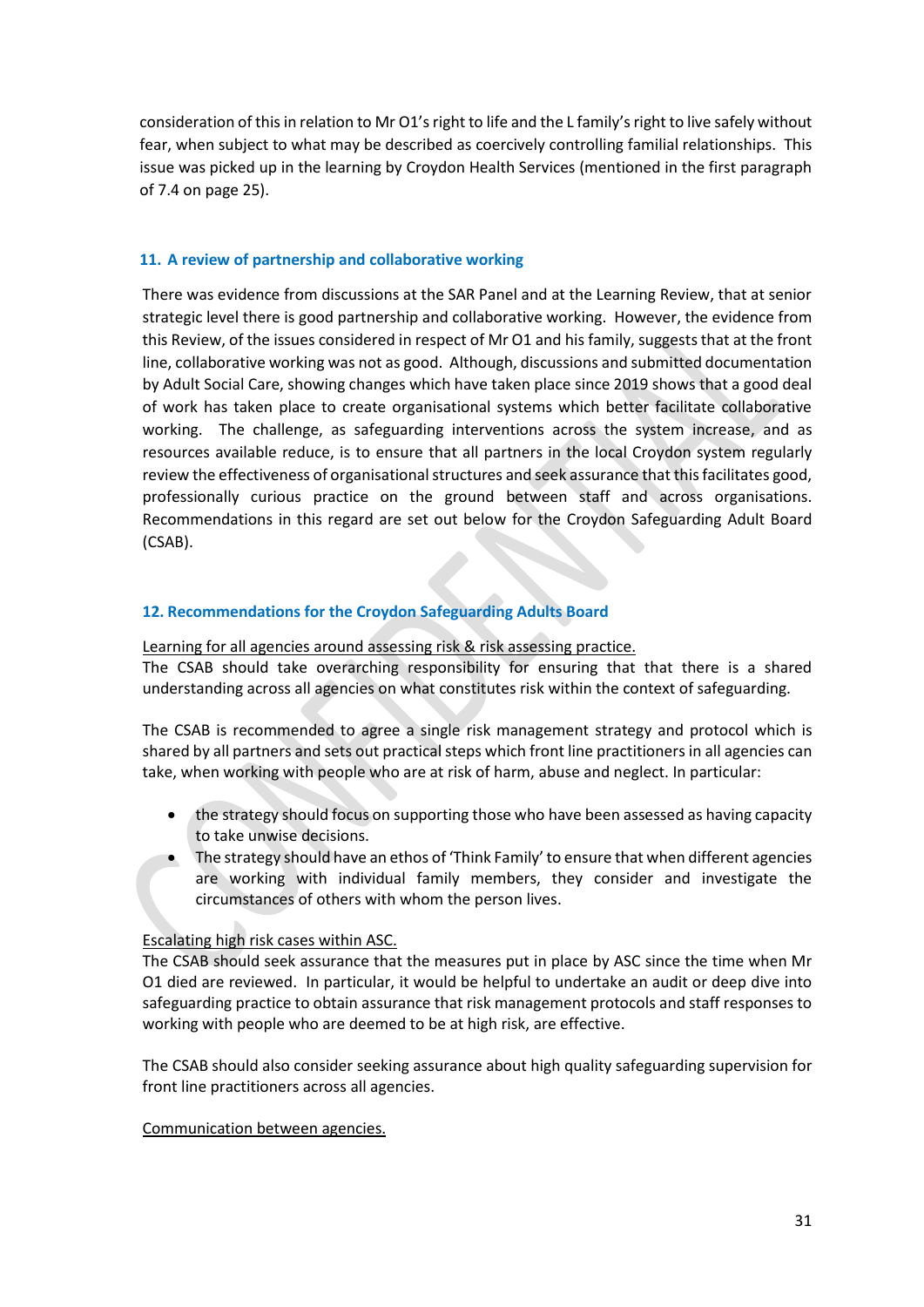consideration of this in relation to Mr O1's right to life and the L family's right to live safely without fear, when subject to what may be described as coercively controlling familial relationships. This issue was picked up in the learning by Croydon Health Services (mentioned in the first paragraph of 7.4 on page 25).

## 11. A review of partnership and collaborative working

There was evidence from discussions at the SAR Panel and at the Learning Review, that at senior strategic level there is good partnership and collaborative working. However, the evidence from this Review, of the issues considered in respect of Mr O1 and his family, suggests that at the front line, collaborative working was not as good. Although, discussions and submitted documentation by Adult Social Care, showing changes which have taken place since 2019 shows that a good deal of work has taken place to create organisational systems which better facilitate collaborative working. The challenge, as safeguarding interventions across the system increase, and as resources available reduce, is to ensure that all partners in the local Croydon system regularly review the effectiveness of organisational structures and seek assurance that this facilitates good, professionally curious practice on the ground between staff and across organisations. Recommendations in this regard are set out below for the Croydon Safeguarding Adult Board (CSAB).

## 12. Recommendations for the Croydon Safeguarding Adults Board

<u>Learning for all agencies around assessing risk & risk assessing practice.</u>
The CSAB should take overarching responsibility for ensuring that that there is a shared understanding across all agencies on what constitutes risk within the context of safeguarding.

The CSAB is recommended to agree a single risk management strategy and protocol which is shared by all partners and sets out practical steps which front line practitioners in all agencies can take, when working with people who are at risk of harm, abuse and neglect. In particular:

- the strategy should focus on supporting those who have been assessed as having capacity to take unwise decisions.
- The strategy should have an ethos of 'Think Family' to ensure that when different agencies are working with individual family members, they consider and investigate the circumstances of others with whom the person lives.

<u>Escalating high risk cases within ASC.</u>
The CSAB should seek assurance that the measures put in place by ASC since the time when Mr O1 died are reviewed. In particular, it would be helpful to undertake an audit or deep dive into safeguarding practice to obtain assurance that risk management protocols and staff responses to working with people who are deemed to be at high risk, are effective.

The CSAB should also consider seeking assurance about high quality safeguarding supervision for front line practitioners across all agencies.

<u>Communication between agencies.</u>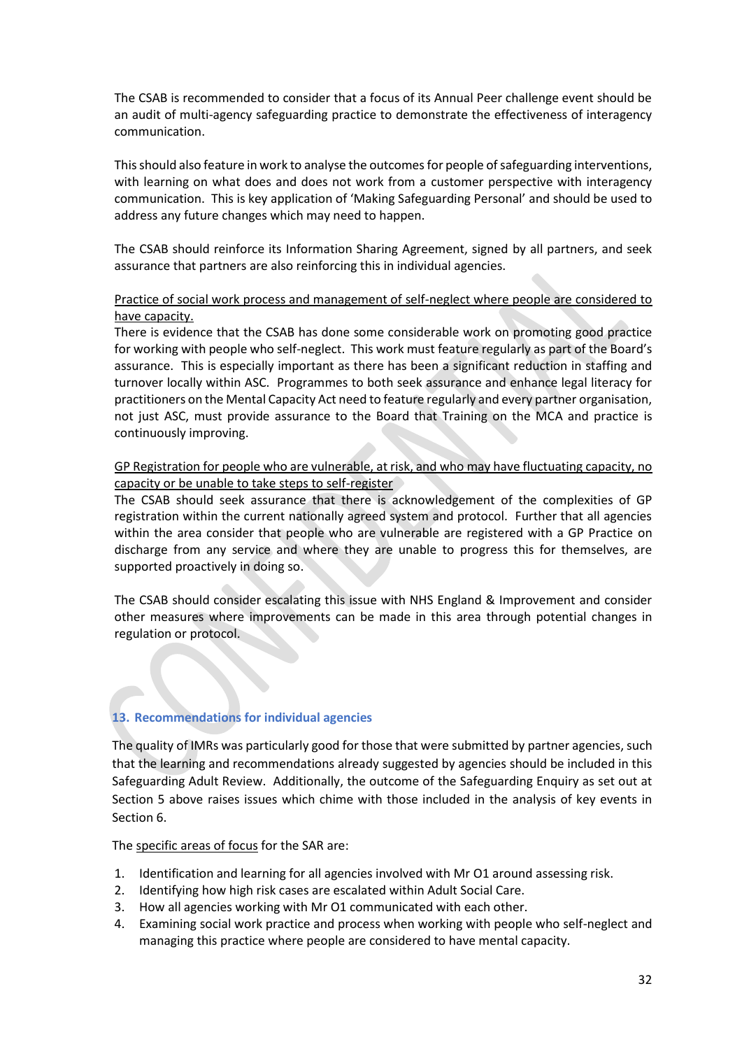The CSAB is recommended to consider that a focus of its Annual Peer challenge event should be an audit of multi-agency safeguarding practice to demonstrate the effectiveness of interagency communication.

This should also feature in work to analyse the outcomes for people of safeguarding interventions, with learning on what does and does not work from a customer perspective with interagency communication. This is key application of 'Making Safeguarding Personal' and should be used to address any future changes which may need to happen.

The CSAB should reinforce its Information Sharing Agreement, signed by all partners, and seek assurance that partners are also reinforcing this in individual agencies.

<u>Practice of social work process and management of self-neglect where people are considered to have capacity.</u>
There is evidence that the CSAB has done some considerable work on promoting good practice for working with people who self-neglect. This work must feature regularly as part of the Board's assurance. This is especially important as there has been a significant reduction in staffing and turnover locally within ASC. Programmes to both seek assurance and enhance legal literacy for practitioners on the Mental Capacity Act need to feature regularly and every partner organisation, not just ASC, must provide assurance to the Board that Training on the MCA and practice is continuously improving.

<u>GP Registration for people who are vulnerable, at risk, and who may have fluctuating capacity, no capacity or be unable to take steps to self-register</u>
The CSAB should seek assurance that there is acknowledgement of the complexities of GP registration within the current nationally agreed system and protocol. Further that all agencies within the area consider that people who are vulnerable are registered with a GP Practice on discharge from any service and where they are unable to progress this for themselves, are supported proactively in doing so.

The CSAB should consider escalating this issue with NHS England & Improvement and consider other measures where improvements can be made in this area through potential changes in regulation or protocol.

## 13. Recommendations for individual agencies

The quality of IMRs was particularly good for those that were submitted by partner agencies, such that the learning and recommendations already suggested by agencies should be included in this Safeguarding Adult Review. Additionally, the outcome of the Safeguarding Enquiry as set out at Section 5 above raises issues which chime with those included in the analysis of key events in Section 6.

The <u>specific areas of focus</u> for the SAR are:

1. Identification and learning for all agencies involved with Mr O1 around assessing risk.
2. Identifying how high risk cases are escalated within Adult Social Care.
3. How all agencies working with Mr O1 communicated with each other.
4. Examining social work practice and process when working with people who self-neglect and managing this practice where people are considered to have mental capacity.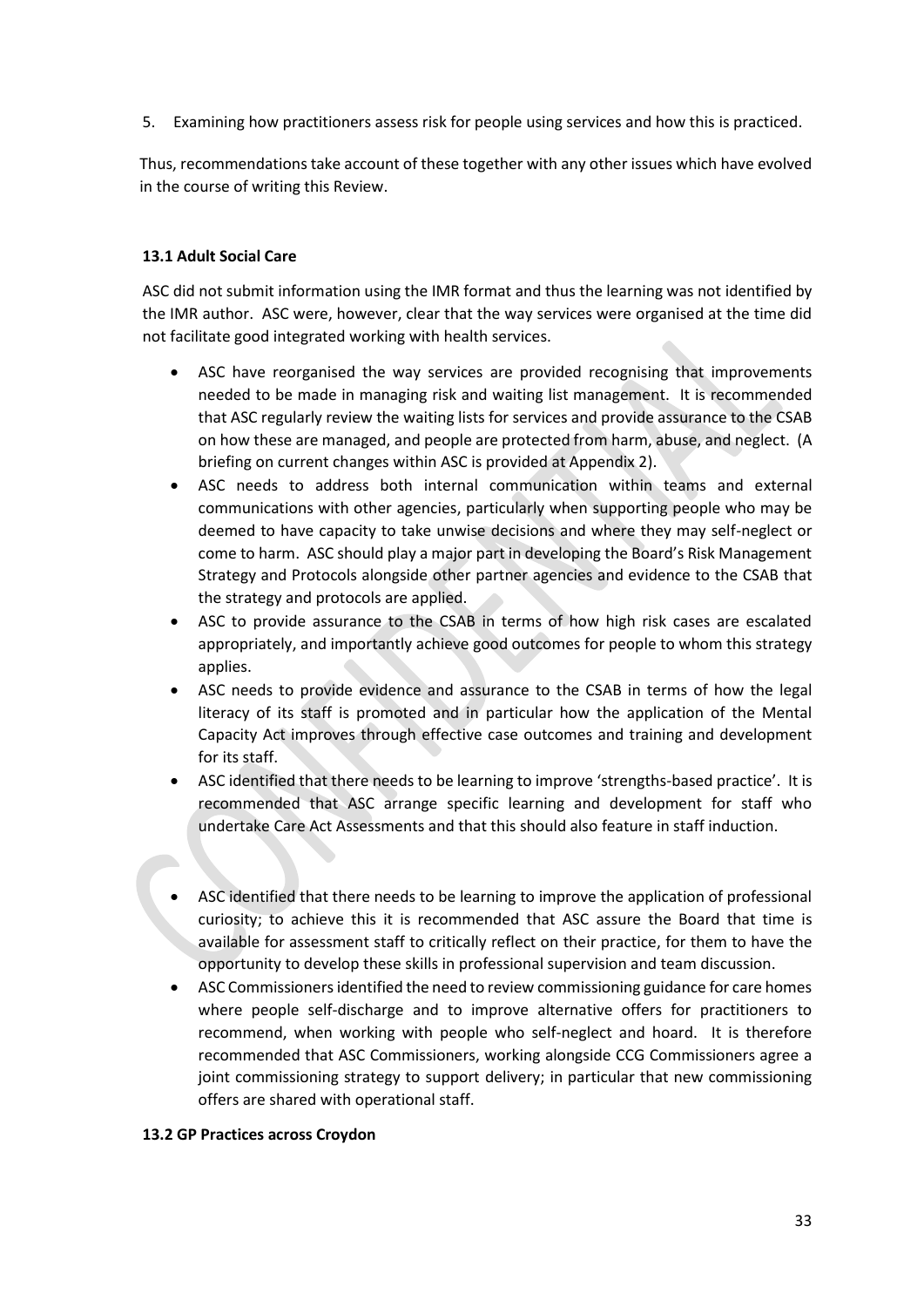5. Examining how practitioners assess risk for people using services and how this is practiced.

Thus, recommendations take account of these together with any other issues which have evolved in the course of writing this Review.

### 13.1 Adult Social Care

ASC did not submit information using the IMR format and thus the learning was not identified by the IMR author. ASC were, however, clear that the way services were organised at the time did not facilitate good integrated working with health services.

- ASC have reorganised the way services are provided recognising that improvements needed to be made in managing risk and waiting list management. It is recommended that ASC regularly review the waiting lists for services and provide assurance to the CSAB on how these are managed, and people are protected from harm, abuse, and neglect. (A briefing on current changes within ASC is provided at Appendix 2).
- ASC needs to address both internal communication within teams and external communications with other agencies, particularly when supporting people who may be deemed to have capacity to take unwise decisions and where they may self-neglect or come to harm. ASC should play a major part in developing the Board's Risk Management Strategy and Protocols alongside other partner agencies and evidence to the CSAB that the strategy and protocols are applied.
- ASC to provide assurance to the CSAB in terms of how high risk cases are escalated appropriately, and importantly achieve good outcomes for people to whom this strategy applies.
- ASC needs to provide evidence and assurance to the CSAB in terms of how the legal literacy of its staff is promoted and in particular how the application of the Mental Capacity Act improves through effective case outcomes and training and development for its staff.
- ASC identified that there needs to be learning to improve 'strengths-based practice'. It is recommended that ASC arrange specific learning and development for staff who undertake Care Act Assessments and that this should also feature in staff induction.
- ASC identified that there needs to be learning to improve the application of professional curiosity; to achieve this it is recommended that ASC assure the Board that time is available for assessment staff to critically reflect on their practice, for them to have the opportunity to develop these skills in professional supervision and team discussion.
- ASC Commissioners identified the need to review commissioning guidance for care homes where people self-discharge and to improve alternative offers for practitioners to recommend, when working with people who self-neglect and hoard. It is therefore recommended that ASC Commissioners, working alongside CCG Commissioners agree a joint commissioning strategy to support delivery; in particular that new commissioning offers are shared with operational staff.

### 13.2 GP Practices across Croydon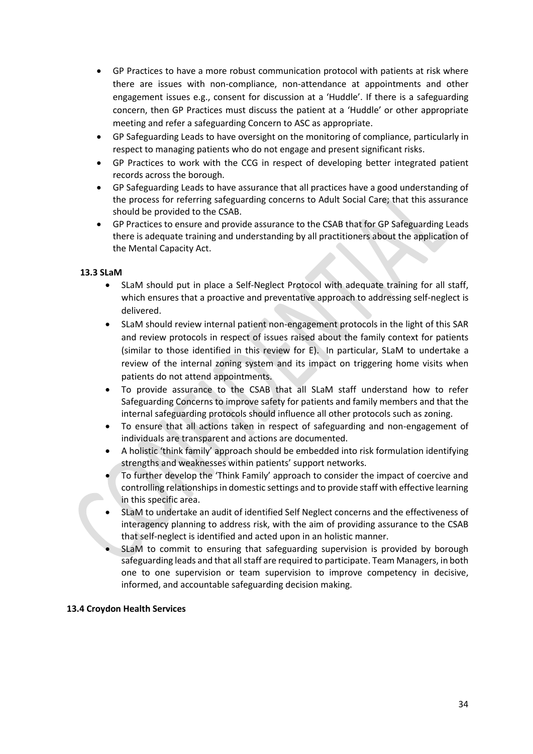- GP Practices to have a more robust communication protocol with patients at risk where there are issues with non-compliance, non-attendance at appointments and other engagement issues e.g., consent for discussion at a 'Huddle'. If there is a safeguarding concern, then GP Practices must discuss the patient at a 'Huddle' or other appropriate meeting and refer a safeguarding Concern to ASC as appropriate.
- GP Safeguarding Leads to have oversight on the monitoring of compliance, particularly in respect to managing patients who do not engage and present significant risks.
- GP Practices to work with the CCG in respect of developing better integrated patient records across the borough.
- GP Safeguarding Leads to have assurance that all practices have a good understanding of the process for referring safeguarding concerns to Adult Social Care; that this assurance should be provided to the CSAB.
- GP Practices to ensure and provide assurance to the CSAB that for GP Safeguarding Leads there is adequate training and understanding by all practitioners about the application of the Mental Capacity Act.

### 13.3 SLaM

- SLaM should put in place a Self-Neglect Protocol with adequate training for all staff, which ensures that a proactive and preventative approach to addressing self-neglect is delivered.
- SLaM should review internal patient non-engagement protocols in the light of this SAR and review protocols in respect of issues raised about the family context for patients (similar to those identified in this review for E). In particular, SLaM to undertake a review of the internal zoning system and its impact on triggering home visits when patients do not attend appointments.
- To provide assurance to the CSAB that all SLaM staff understand how to refer Safeguarding Concerns to improve safety for patients and family members and that the internal safeguarding protocols should influence all other protocols such as zoning.
- To ensure that all actions taken in respect of safeguarding and non-engagement of individuals are transparent and actions are documented.
- A holistic 'think family' approach should be embedded into risk formulation identifying strengths and weaknesses within patients' support networks.
- To further develop the 'Think Family' approach to consider the impact of coercive and controlling relationships in domestic settings and to provide staff with effective learning in this specific area.
- SLaM to undertake an audit of identified Self Neglect concerns and the effectiveness of interagency planning to address risk, with the aim of providing assurance to the CSAB that self-neglect is identified and acted upon in an holistic manner.
- SLaM to commit to ensuring that safeguarding supervision is provided by borough safeguarding leads and that all staff are required to participate. Team Managers, in both one to one supervision or team supervision to improve competency in decisive, informed, and accountable safeguarding decision making.

### 13.4 Croydon Health Services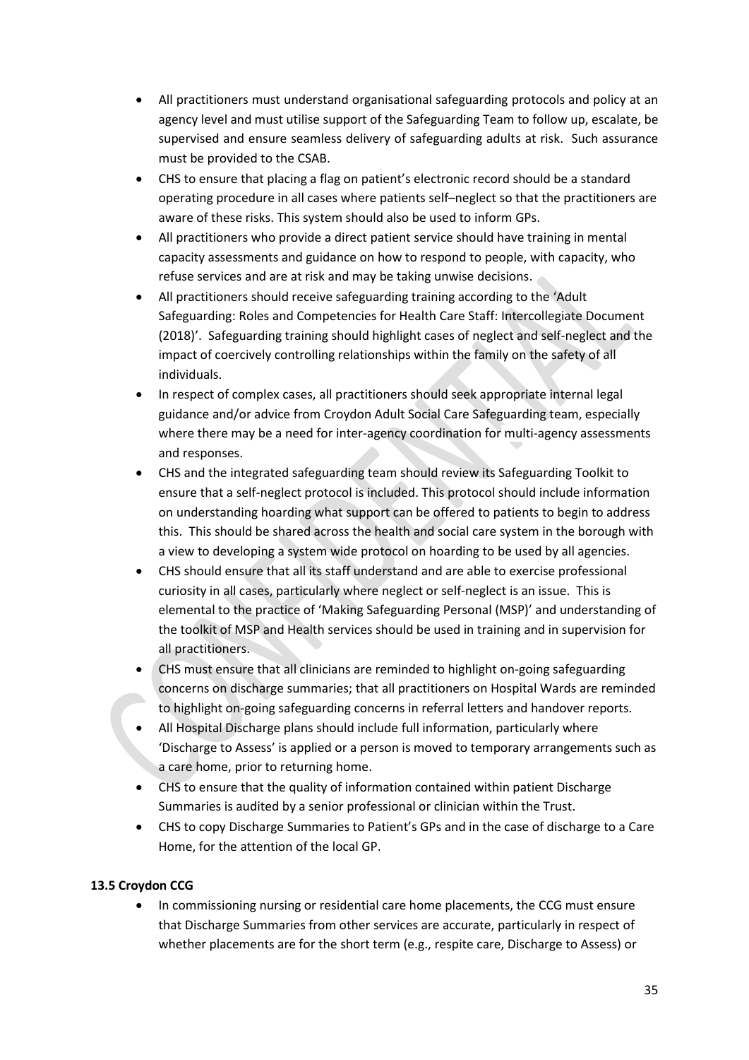- All practitioners must understand organisational safeguarding protocols and policy at an agency level and must utilise support of the Safeguarding Team to follow up, escalate, be supervised and ensure seamless delivery of safeguarding adults at risk. Such assurance must be provided to the CSAB.
- CHS to ensure that placing a flag on patient's electronic record should be a standard operating procedure in all cases where patients self–neglect so that the practitioners are aware of these risks. This system should also be used to inform GPs.
- All practitioners who provide a direct patient service should have training in mental capacity assessments and guidance on how to respond to people, with capacity, who refuse services and are at risk and may be taking unwise decisions.
- All practitioners should receive safeguarding training according to the 'Adult Safeguarding: Roles and Competencies for Health Care Staff: Intercollegiate Document (2018)'. Safeguarding training should highlight cases of neglect and self-neglect and the impact of coercively controlling relationships within the family on the safety of all individuals.
- In respect of complex cases, all practitioners should seek appropriate internal legal guidance and/or advice from Croydon Adult Social Care Safeguarding team, especially where there may be a need for inter-agency coordination for multi-agency assessments and responses.
- CHS and the integrated safeguarding team should review its Safeguarding Toolkit to ensure that a self-neglect protocol is included. This protocol should include information on understanding hoarding what support can be offered to patients to begin to address this. This should be shared across the health and social care system in the borough with a view to developing a system wide protocol on hoarding to be used by all agencies.
- CHS should ensure that all its staff understand and are able to exercise professional curiosity in all cases, particularly where neglect or self-neglect is an issue. This is elemental to the practice of 'Making Safeguarding Personal (MSP)' and understanding of the toolkit of MSP and Health services should be used in training and in supervision for all practitioners.
- CHS must ensure that all clinicians are reminded to highlight on-going safeguarding concerns on discharge summaries; that all practitioners on Hospital Wards are reminded to highlight on-going safeguarding concerns in referral letters and handover reports.
- All Hospital Discharge plans should include full information, particularly where 'Discharge to Assess' is applied or a person is moved to temporary arrangements such as a care home, prior to returning home.
- CHS to ensure that the quality of information contained within patient Discharge Summaries is audited by a senior professional or clinician within the Trust.
- CHS to copy Discharge Summaries to Patient's GPs and in the case of discharge to a Care Home, for the attention of the local GP.

**13.5 Croydon CCG**

- In commissioning nursing or residential care home placements, the CCG must ensure that Discharge Summaries from other services are accurate, particularly in respect of whether placements are for the short term (e.g., respite care, Discharge to Assess) or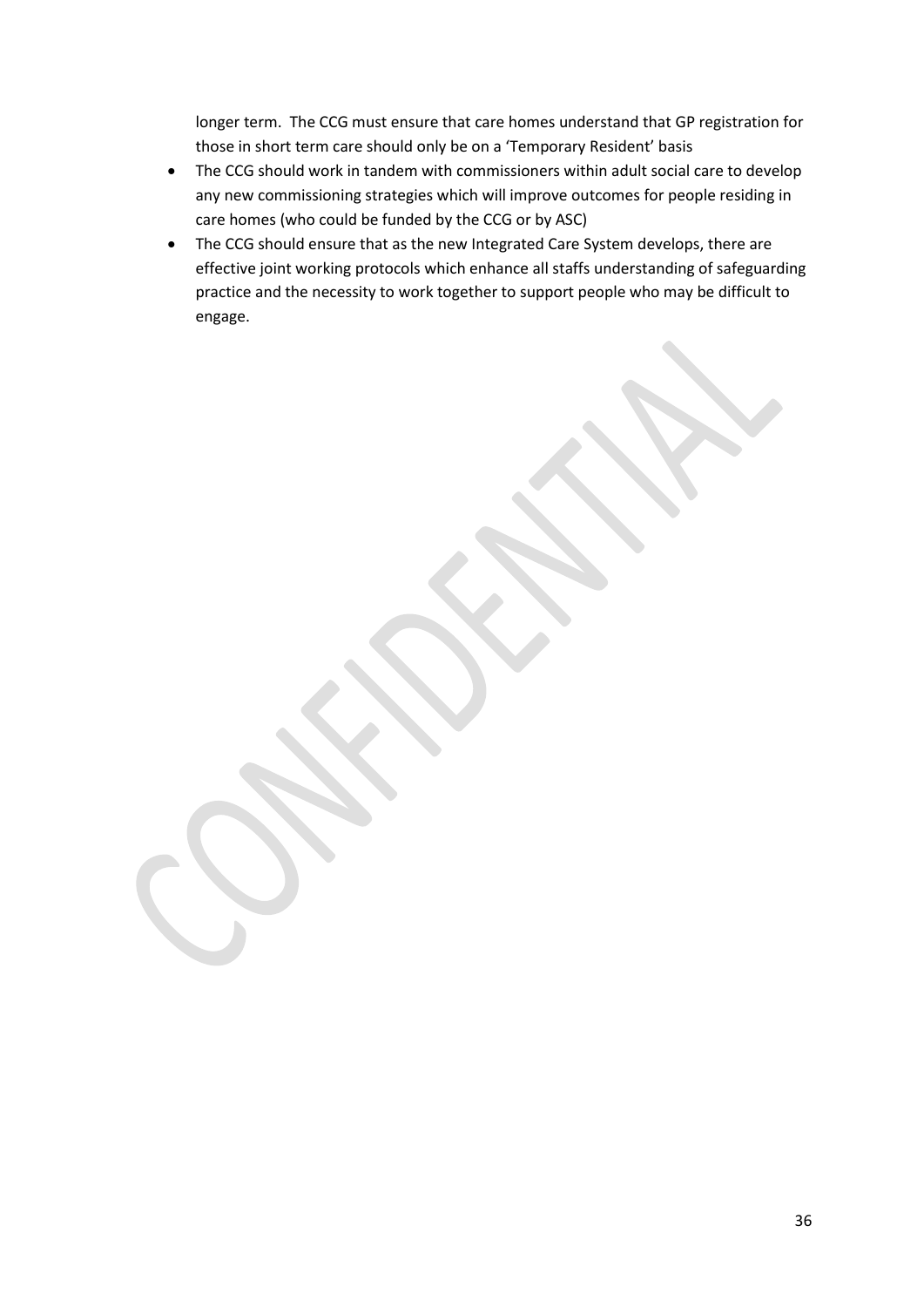longer term. The CCG must ensure that care homes understand that GP registration for those in short term care should only be on a 'Temporary Resident' basis

- The CCG should work in tandem with commissioners within adult social care to develop any new commissioning strategies which will improve outcomes for people residing in care homes (who could be funded by the CCG or by ASC)
- The CCG should ensure that as the new Integrated Care System develops, there are effective joint working protocols which enhance all staffs understanding of safeguarding practice and the necessity to work together to support people who may be difficult to engage.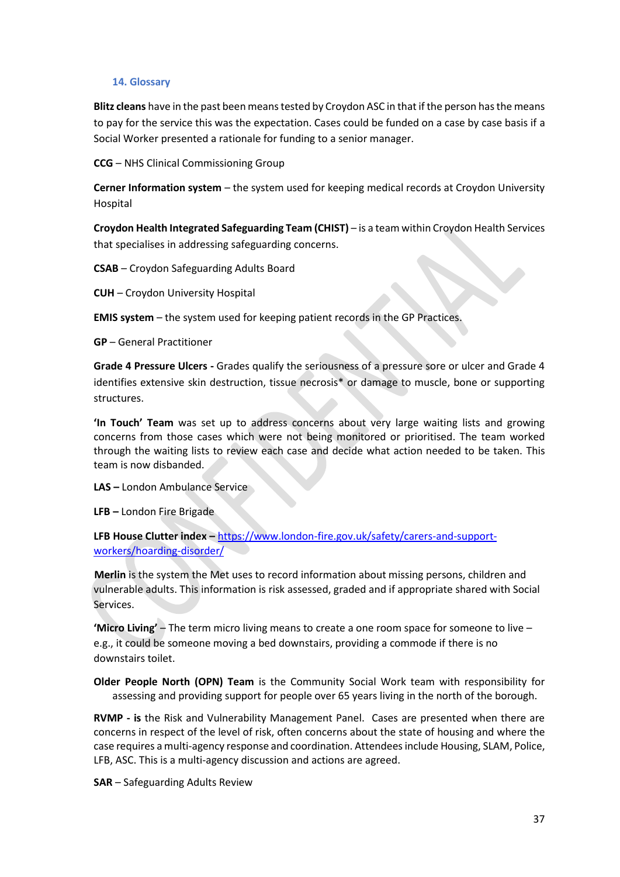## 14. Glossary

**Blitz cleans** have in the past been means tested by Croydon ASC in that if the person has the means to pay for the service this was the expectation. Cases could be funded on a case by case basis if a Social Worker presented a rationale for funding to a senior manager.

**CCG** – NHS Clinical Commissioning Group

**Cerner Information system** – the system used for keeping medical records at Croydon University Hospital

**Croydon Health Integrated Safeguarding Team (CHIST)** – is a team within Croydon Health Services that specialises in addressing safeguarding concerns.

**CSAB** – Croydon Safeguarding Adults Board

**CUH** – Croydon University Hospital

**EMIS system** – the system used for keeping patient records in the GP Practices.

**GP** – General Practitioner

**Grade 4 Pressure Ulcers -** Grades qualify the seriousness of a pressure sore or ulcer and Grade 4 identifies extensive skin destruction, tissue necrosis* or damage to muscle, bone or supporting structures.

**'In Touch' Team** was set up to address concerns about very large waiting lists and growing concerns from those cases which were not being monitored or prioritised. The team worked through the waiting lists to review each case and decide what action needed to be taken. This team is now disbanded.

**LAS –** London Ambulance Service

**LFB –** London Fire Brigade

**LFB House Clutter index –** [https://www.london-fire.gov.uk/safety/carers-and-support-workers/hoarding-disorder/](https://www.london-fire.gov.uk/safety/carers-and-support-workers/hoarding-disorder/)

**Merlin** is the system the Met uses to record information about missing persons, children and vulnerable adults. This information is risk assessed, graded and if appropriate shared with Social Services.

**'Micro Living'** – The term micro living means to create a one room space for someone to live – e.g., it could be someone moving a bed downstairs, providing a commode if there is no downstairs toilet.

**Older People North (OPN) Team** is the Community Social Work team with responsibility for assessing and providing support for people over 65 years living in the north of the borough.

**RVMP - is** the Risk and Vulnerability Management Panel. Cases are presented when there are concerns in respect of the level of risk, often concerns about the state of housing and where the case requires a multi-agency response and coordination. Attendees include Housing, SLAM, Police, LFB, ASC. This is a multi-agency discussion and actions are agreed.

**SAR** – Safeguarding Adults Review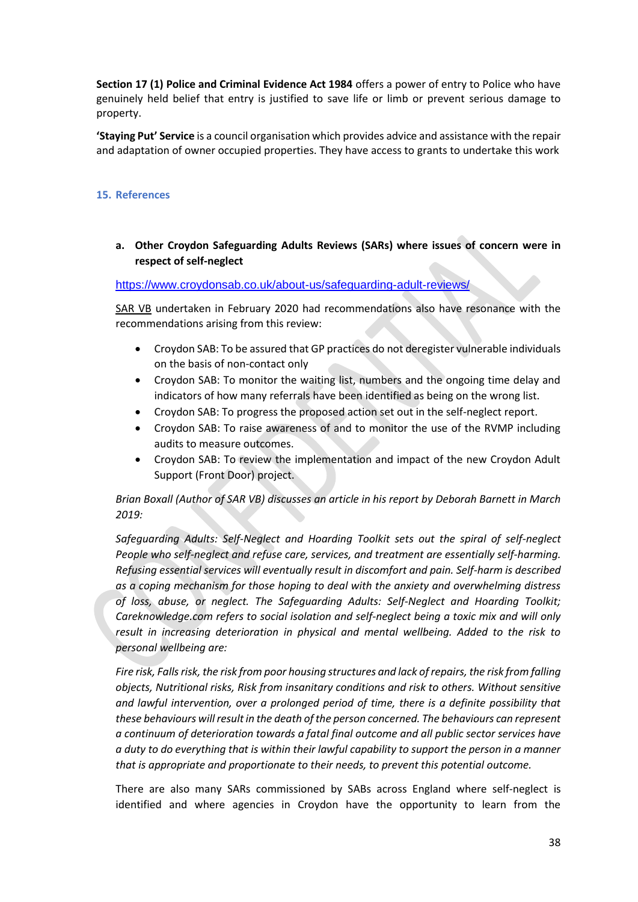**Section 17 (1) Police and Criminal Evidence Act 1984** offers a power of entry to Police who have genuinely held belief that entry is justified to save life or limb or prevent serious damage to property.

**'Staying Put' Service** is a council organisation which provides advice and assistance with the repair and adaptation of owner occupied properties. They have access to grants to undertake this work

## 15. References

**a. Other Croydon Safeguarding Adults Reviews (SARs) where issues of concern were in respect of self-neglect**

https://www.croydonsab.co.uk/about-us/safeguarding-adult-reviews/

SAR VB undertaken in February 2020 had recommendations also have resonance with the recommendations arising from this review:

- Croydon SAB: To be assured that GP practices do not deregister vulnerable individuals on the basis of non-contact only
- Croydon SAB: To monitor the waiting list, numbers and the ongoing time delay and indicators of how many referrals have been identified as being on the wrong list.
- Croydon SAB: To progress the proposed action set out in the self-neglect report.
- Croydon SAB: To raise awareness of and to monitor the use of the RVMP including audits to measure outcomes.
- Croydon SAB: To review the implementation and impact of the new Croydon Adult Support (Front Door) project.

*Brian Boxall (Author of SAR VB) discusses an article in his report by Deborah Barnett in March 2019:*

*Safeguarding Adults: Self-Neglect and Hoarding Toolkit sets out the spiral of self-neglect People who self-neglect and refuse care, services, and treatment are essentially self-harming. Refusing essential services will eventually result in discomfort and pain. Self-harm is described as a coping mechanism for those hoping to deal with the anxiety and overwhelming distress of loss, abuse, or neglect. The Safeguarding Adults: Self-Neglect and Hoarding Toolkit; Careknowledge.com refers to social isolation and self-neglect being a toxic mix and will only result in increasing deterioration in physical and mental wellbeing. Added to the risk to personal wellbeing are:*

*Fire risk, Falls risk, the risk from poor housing structures and lack of repairs, the risk from falling objects, Nutritional risks, Risk from insanitary conditions and risk to others. Without sensitive and lawful intervention, over a prolonged period of time, there is a definite possibility that these behaviours will result in the death of the person concerned. The behaviours can represent a continuum of deterioration towards a fatal final outcome and all public sector services have a duty to do everything that is within their lawful capability to support the person in a manner that is appropriate and proportionate to their needs, to prevent this potential outcome.*

There are also many SARs commissioned by SABs across England where self-neglect is identified and where agencies in Croydon have the opportunity to learn from the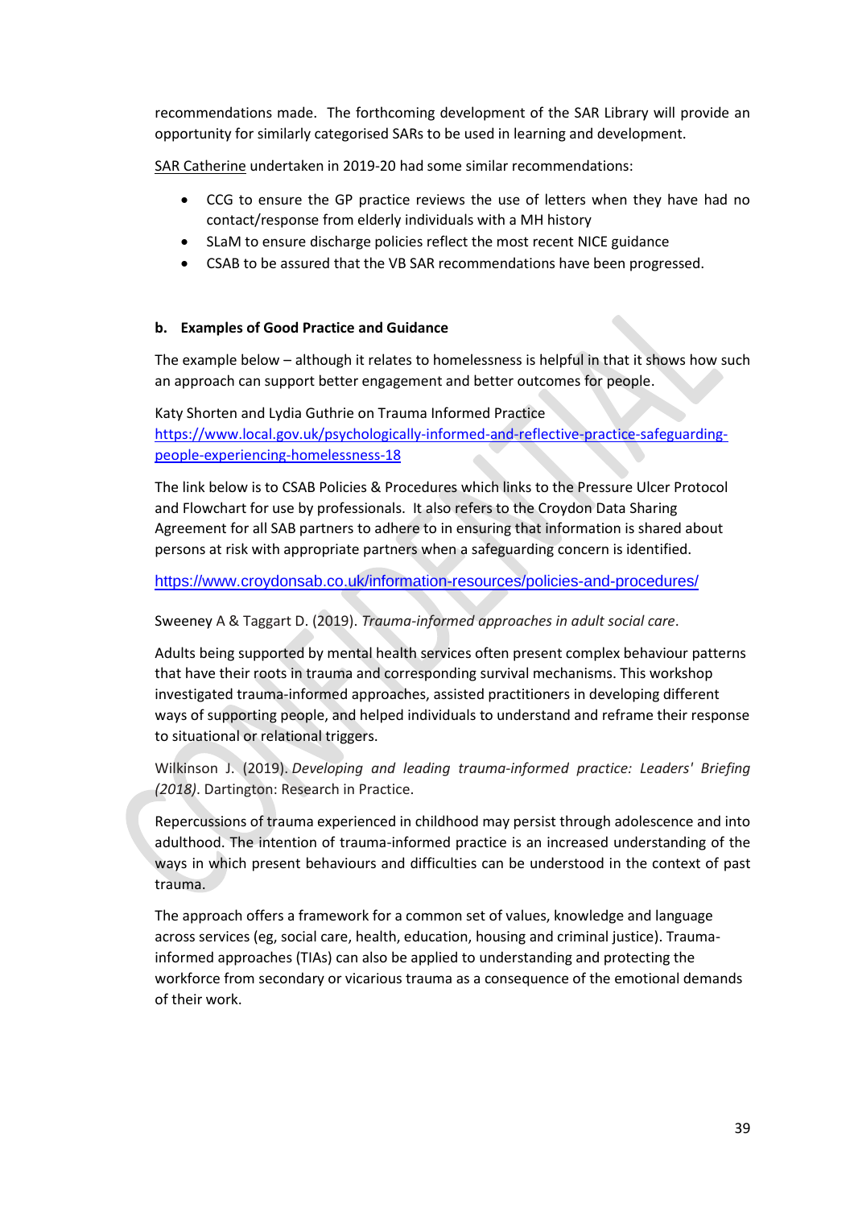recommendations made. The forthcoming development of the SAR Library will provide an opportunity for similarly categorised SARs to be used in learning and development.

SAR Catherine undertaken in 2019-20 had some similar recommendations:

- CCG to ensure the GP practice reviews the use of letters when they have had no contact/response from elderly individuals with a MH history
- SLaM to ensure discharge policies reflect the most recent NICE guidance
- CSAB to be assured that the VB SAR recommendations have been progressed.

### b. Examples of Good Practice and Guidance

The example below – although it relates to homelessness is helpful in that it shows how such an approach can support better engagement and better outcomes for people.

Katy Shorten and Lydia Guthrie on Trauma Informed Practice
https://www.local.gov.uk/psychologically-informed-and-reflective-practice-safeguarding-people-experiencing-homelessness-18

The link below is to CSAB Policies & Procedures which links to the Pressure Ulcer Protocol and Flowchart for use by professionals. It also refers to the Croydon Data Sharing Agreement for all SAB partners to adhere to in ensuring that information is shared about persons at risk with appropriate partners when a safeguarding concern is identified.

https://www.croydonsab.co.uk/information-resources/policies-and-procedures/

Sweeney A & Taggart D. (2019). *Trauma-informed approaches in adult social care*.

Adults being supported by mental health services often present complex behaviour patterns that have their roots in trauma and corresponding survival mechanisms. This workshop investigated trauma-informed approaches, assisted practitioners in developing different ways of supporting people, and helped individuals to understand and reframe their response to situational or relational triggers.

Wilkinson J. (2019). *Developing and leading trauma-informed practice: Leaders' Briefing (2018)*. Dartington: Research in Practice.

Repercussions of trauma experienced in childhood may persist through adolescence and into adulthood. The intention of trauma-informed practice is an increased understanding of the ways in which present behaviours and difficulties can be understood in the context of past trauma.

The approach offers a framework for a common set of values, knowledge and language across services (eg, social care, health, education, housing and criminal justice). Trauma-informed approaches (TIAs) can also be applied to understanding and protecting the workforce from secondary or vicarious trauma as a consequence of the emotional demands of their work.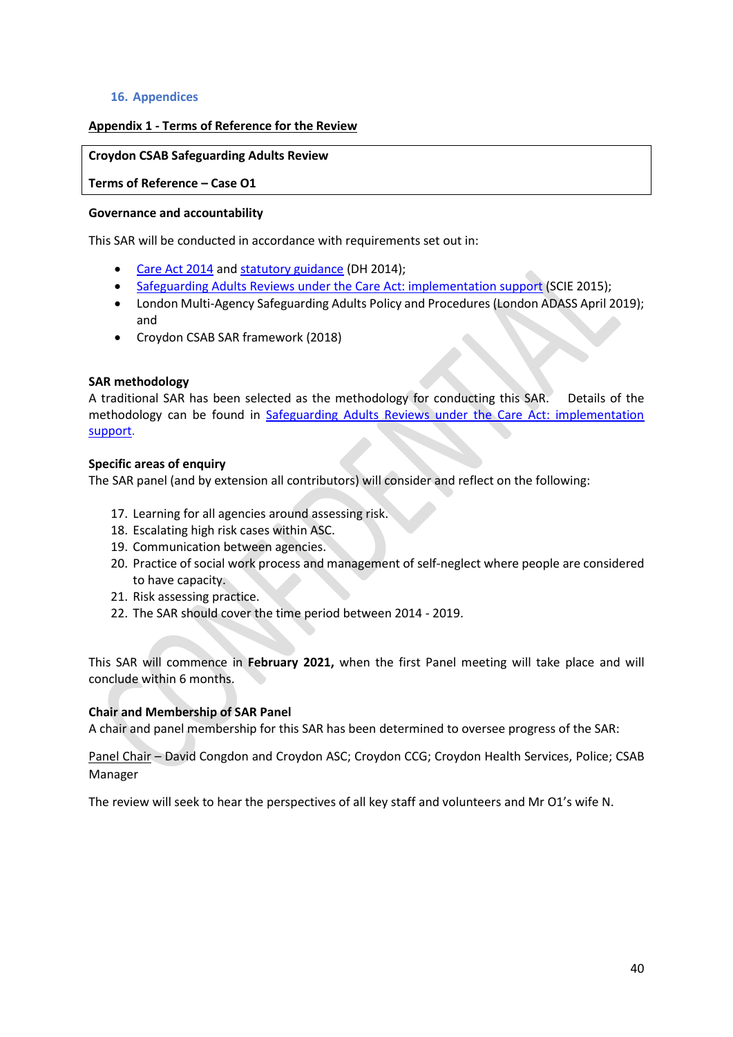## 16. Appendices

**Appendix 1 - Terms of Reference for the Review**

| **Croydon CSAB Safeguarding Adults Review** |
|---|
| **Terms of Reference – Case O1** |

**Governance and accountability**

This SAR will be conducted in accordance with requirements set out in:

- Care Act 2014 and statutory guidance (DH 2014);
- Safeguarding Adults Reviews under the Care Act: implementation support (SCIE 2015);
- London Multi-Agency Safeguarding Adults Policy and Procedures (London ADASS April 2019); and
- Croydon CSAB SAR framework (2018)

**SAR methodology**

A traditional SAR has been selected as the methodology for conducting this SAR. Details of the methodology can be found in Safeguarding Adults Reviews under the Care Act: implementation support.

**Specific areas of enquiry**

The SAR panel (and by extension all contributors) will consider and reflect on the following:

17. Learning for all agencies around assessing risk.
18. Escalating high risk cases within ASC.
19. Communication between agencies.
20. Practice of social work process and management of self-neglect where people are considered to have capacity.
21. Risk assessing practice.
22. The SAR should cover the time period between 2014 - 2019.

This SAR will commence in **February 2021,** when the first Panel meeting will take place and will conclude within 6 months.

**Chair and Membership of SAR Panel**

A chair and panel membership for this SAR has been determined to oversee progress of the SAR:

Panel Chair – David Congdon and Croydon ASC; Croydon CCG; Croydon Health Services, Police; CSAB Manager

The review will seek to hear the perspectives of all key staff and volunteers and Mr O1's wife N.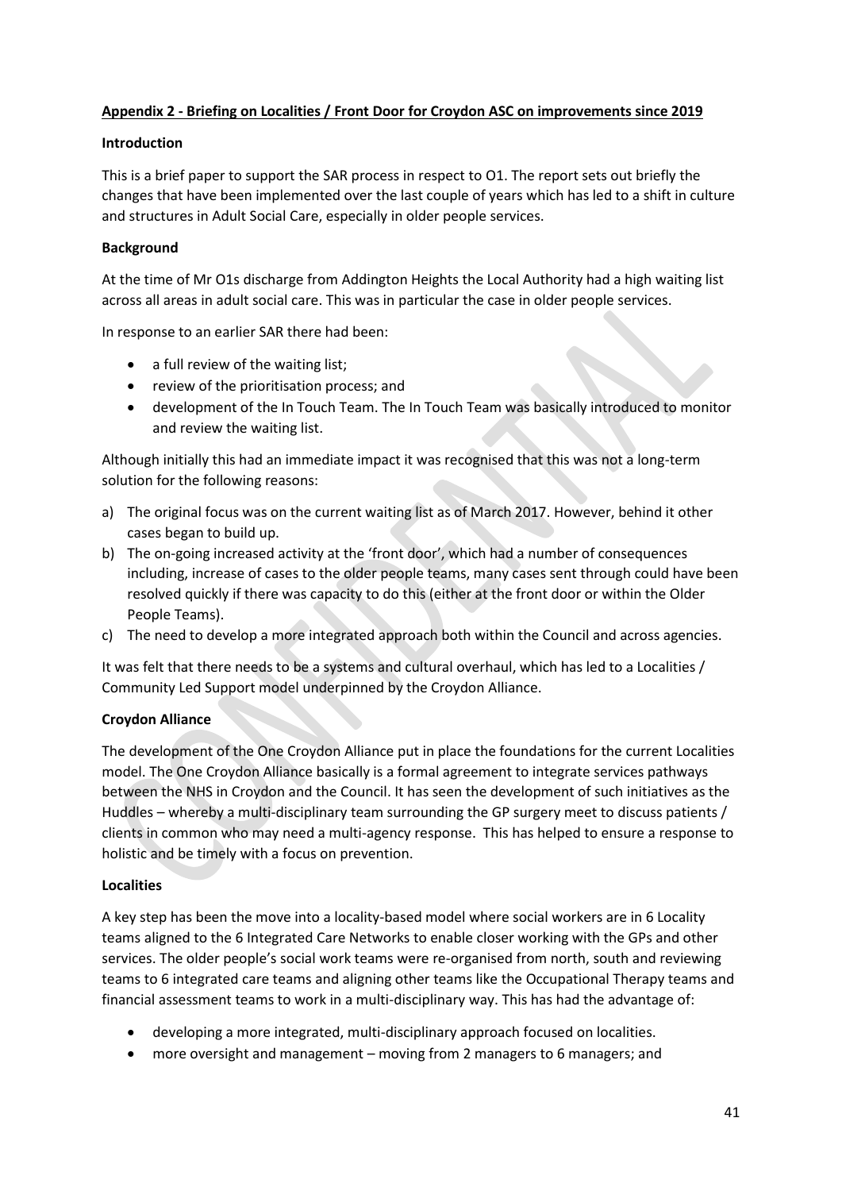**Appendix 2 - Briefing on Localities / Front Door for Croydon ASC on improvements since 2019**

**Introduction**

This is a brief paper to support the SAR process in respect to O1. The report sets out briefly the changes that have been implemented over the last couple of years which has led to a shift in culture and structures in Adult Social Care, especially in older people services.

**Background**

At the time of Mr O1s discharge from Addington Heights the Local Authority had a high waiting list across all areas in adult social care. This was in particular the case in older people services.

In response to an earlier SAR there had been:

- a full review of the waiting list;
- review of the prioritisation process; and
- development of the In Touch Team. The In Touch Team was basically introduced to monitor and review the waiting list.

Although initially this had an immediate impact it was recognised that this was not a long-term solution for the following reasons:

a) The original focus was on the current waiting list as of March 2017. However, behind it other cases began to build up.
b) The on-going increased activity at the 'front door', which had a number of consequences including, increase of cases to the older people teams, many cases sent through could have been resolved quickly if there was capacity to do this (either at the front door or within the Older People Teams).
c) The need to develop a more integrated approach both within the Council and across agencies.

It was felt that there needs to be a systems and cultural overhaul, which has led to a Localities / Community Led Support model underpinned by the Croydon Alliance.

**Croydon Alliance**

The development of the One Croydon Alliance put in place the foundations for the current Localities model. The One Croydon Alliance basically is a formal agreement to integrate services pathways between the NHS in Croydon and the Council. It has seen the development of such initiatives as the Huddles – whereby a multi-disciplinary team surrounding the GP surgery meet to discuss patients / clients in common who may need a multi-agency response. This has helped to ensure a response to holistic and be timely with a focus on prevention.

**Localities**

A key step has been the move into a locality-based model where social workers are in 6 Locality teams aligned to the 6 Integrated Care Networks to enable closer working with the GPs and other services. The older people's social work teams were re-organised from north, south and reviewing teams to 6 integrated care teams and aligning other teams like the Occupational Therapy teams and financial assessment teams to work in a multi-disciplinary way. This has had the advantage of:

- developing a more integrated, multi-disciplinary approach focused on localities.
- more oversight and management – moving from 2 managers to 6 managers; and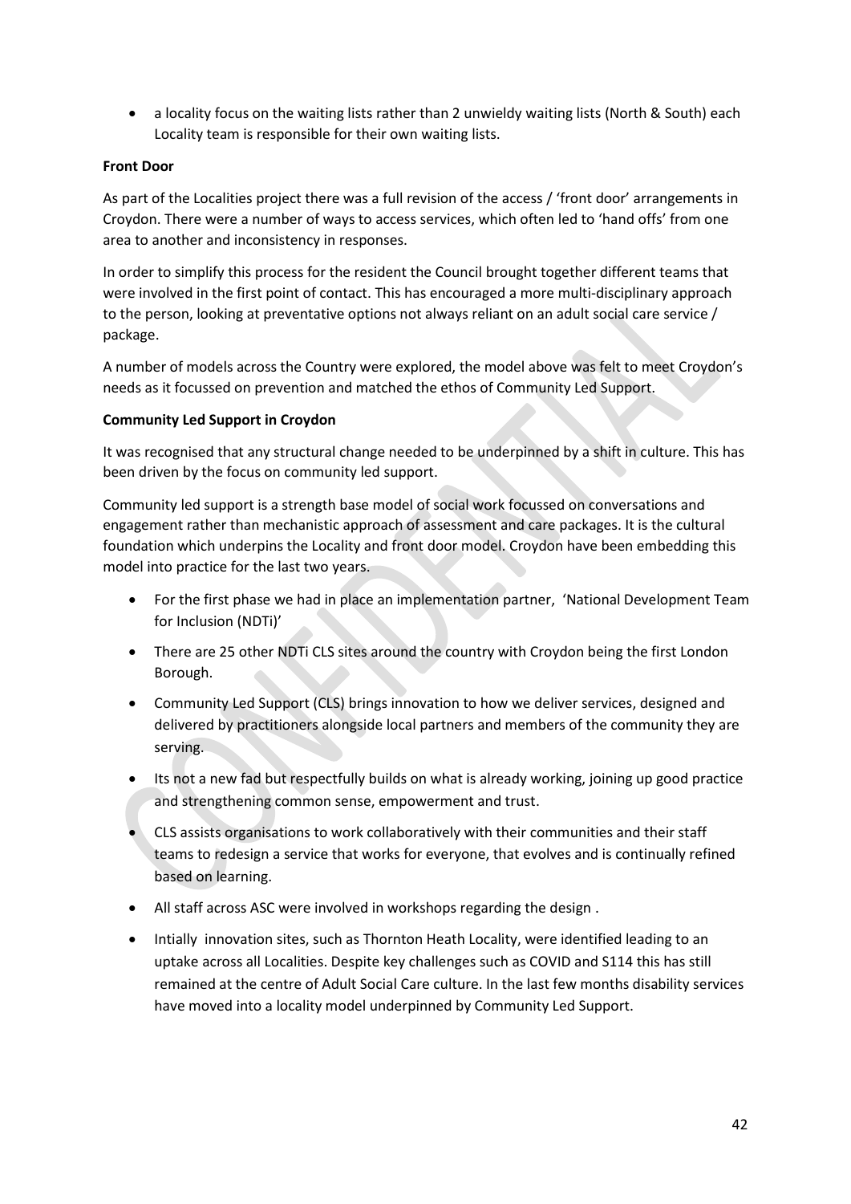- a locality focus on the waiting lists rather than 2 unwieldy waiting lists (North & South) each Locality team is responsible for their own waiting lists.

**Front Door**

As part of the Localities project there was a full revision of the access / 'front door' arrangements in Croydon. There were a number of ways to access services, which often led to 'hand offs' from one area to another and inconsistency in responses.

In order to simplify this process for the resident the Council brought together different teams that were involved in the first point of contact. This has encouraged a more multi-disciplinary approach to the person, looking at preventative options not always reliant on an adult social care service / package.

A number of models across the Country were explored, the model above was felt to meet Croydon's needs as it focussed on prevention and matched the ethos of Community Led Support.

**Community Led Support in Croydon**

It was recognised that any structural change needed to be underpinned by a shift in culture. This has been driven by the focus on community led support.

Community led support is a strength base model of social work focussed on conversations and engagement rather than mechanistic approach of assessment and care packages. It is the cultural foundation which underpins the Locality and front door model. Croydon have been embedding this model into practice for the last two years.

- For the first phase we had in place an implementation partner, 'National Development Team for Inclusion (NDTi)'
- There are 25 other NDTi CLS sites around the country with Croydon being the first London Borough.
- Community Led Support (CLS) brings innovation to how we deliver services, designed and delivered by practitioners alongside local partners and members of the community they are serving.
- Its not a new fad but respectfully builds on what is already working, joining up good practice and strengthening common sense, empowerment and trust.
- CLS assists organisations to work collaboratively with their communities and their staff teams to redesign a service that works for everyone, that evolves and is continually refined based on learning.
- All staff across ASC were involved in workshops regarding the design .
- Intially innovation sites, such as Thornton Heath Locality, were identified leading to an uptake across all Localities. Despite key challenges such as COVID and S114 this has still remained at the centre of Adult Social Care culture. In the last few months disability services have moved into a locality model underpinned by Community Led Support.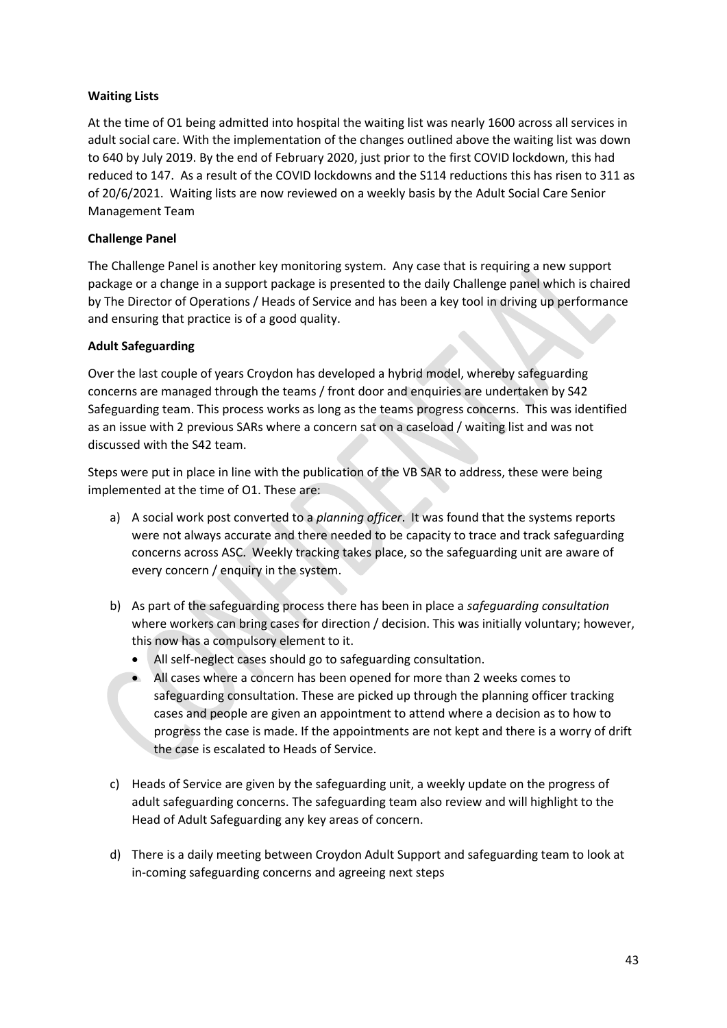**Waiting Lists**

At the time of O1 being admitted into hospital the waiting list was nearly 1600 across all services in adult social care. With the implementation of the changes outlined above the waiting list was down to 640 by July 2019. By the end of February 2020, just prior to the first COVID lockdown, this had reduced to 147. As a result of the COVID lockdowns and the S114 reductions this has risen to 311 as of 20/6/2021. Waiting lists are now reviewed on a weekly basis by the Adult Social Care Senior Management Team

**Challenge Panel**

The Challenge Panel is another key monitoring system. Any case that is requiring a new support package or a change in a support package is presented to the daily Challenge panel which is chaired by The Director of Operations / Heads of Service and has been a key tool in driving up performance and ensuring that practice is of a good quality.

**Adult Safeguarding**

Over the last couple of years Croydon has developed a hybrid model, whereby safeguarding concerns are managed through the teams / front door and enquiries are undertaken by S42 Safeguarding team. This process works as long as the teams progress concerns. This was identified as an issue with 2 previous SARs where a concern sat on a caseload / waiting list and was not discussed with the S42 team.

Steps were put in place in line with the publication of the VB SAR to address, these were being implemented at the time of O1. These are:

a) A social work post converted to a *planning officer*. It was found that the systems reports were not always accurate and there needed to be capacity to trace and track safeguarding concerns across ASC. Weekly tracking takes place, so the safeguarding unit are aware of every concern / enquiry in the system.

b) As part of the safeguarding process there has been in place a *safeguarding consultation* where workers can bring cases for direction / decision. This was initially voluntary; however, this now has a compulsory element to it.
   - All self-neglect cases should go to safeguarding consultation.
   - All cases where a concern has been opened for more than 2 weeks comes to safeguarding consultation. These are picked up through the planning officer tracking cases and people are given an appointment to attend where a decision as to how to progress the case is made. If the appointments are not kept and there is a worry of drift the case is escalated to Heads of Service.

c) Heads of Service are given by the safeguarding unit, a weekly update on the progress of adult safeguarding concerns. The safeguarding team also review and will highlight to the Head of Adult Safeguarding any key areas of concern.

d) There is a daily meeting between Croydon Adult Support and safeguarding team to look at in-coming safeguarding concerns and agreeing next steps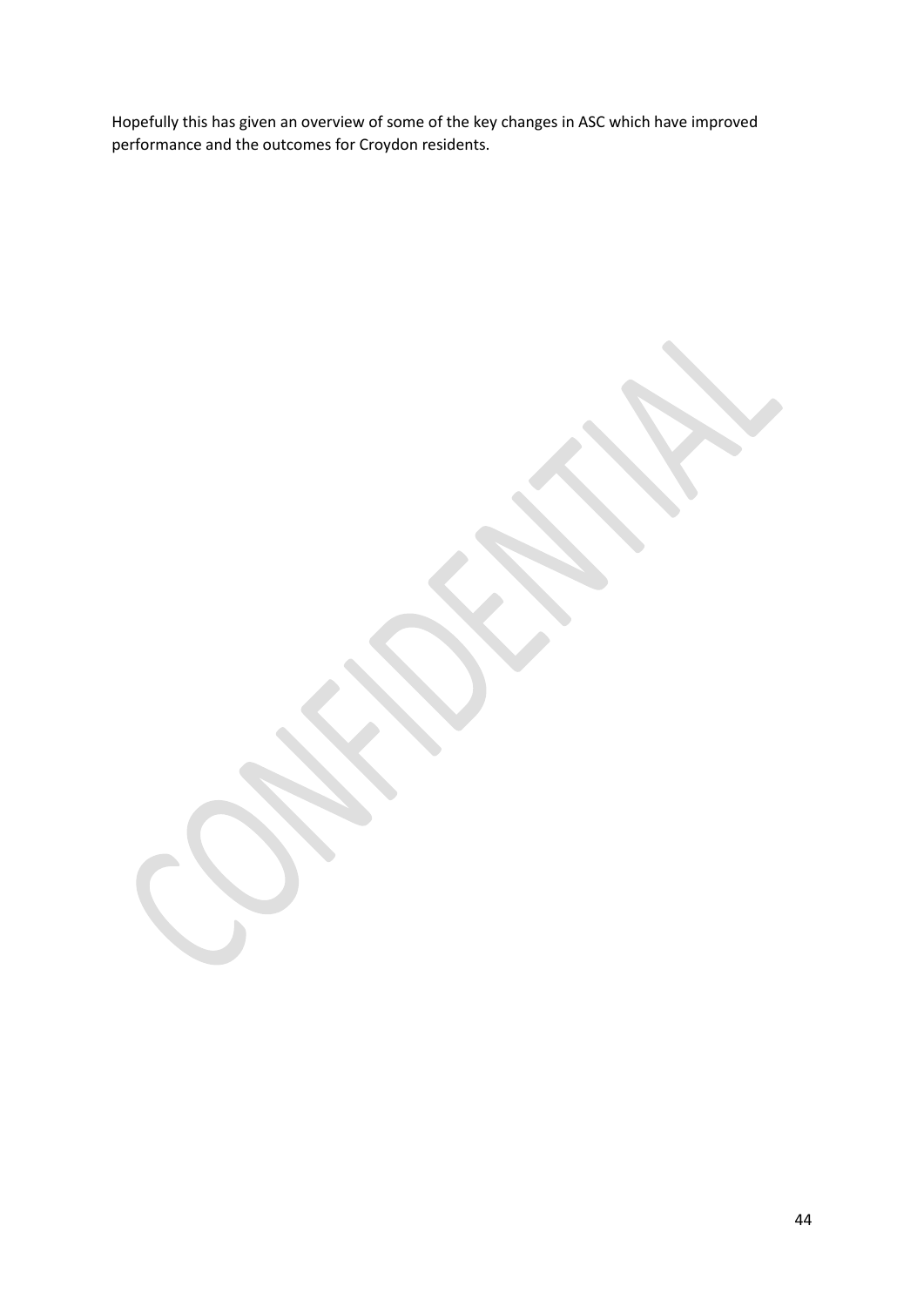Hopefully this has given an overview of some of the key changes in ASC which have improved performance and the outcomes for Croydon residents.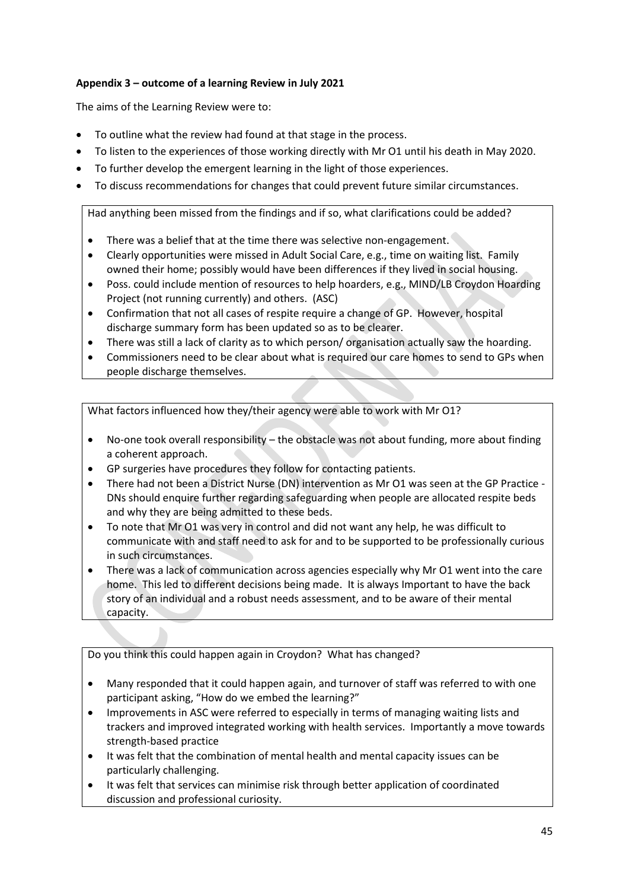**Appendix 3 – outcome of a learning Review in July 2021**

The aims of the Learning Review were to:

- To outline what the review had found at that stage in the process.
- To listen to the experiences of those working directly with Mr O1 until his death in May 2020.
- To further develop the emergent learning in the light of those experiences.
- To discuss recommendations for changes that could prevent future similar circumstances.

Had anything been missed from the findings and if so, what clarifications could be added?

- There was a belief that at the time there was selective non-engagement.
- Clearly opportunities were missed in Adult Social Care, e.g., time on waiting list. Family owned their home; possibly would have been differences if they lived in social housing.
- Poss. could include mention of resources to help hoarders, e.g., MIND/LB Croydon Hoarding Project (not running currently) and others. (ASC)
- Confirmation that not all cases of respite require a change of GP. However, hospital discharge summary form has been updated so as to be clearer.
- There was still a lack of clarity as to which person/ organisation actually saw the hoarding.
- Commissioners need to be clear about what is required our care homes to send to GPs when people discharge themselves.

What factors influenced how they/their agency were able to work with Mr O1?

- No-one took overall responsibility – the obstacle was not about funding, more about finding a coherent approach.
- GP surgeries have procedures they follow for contacting patients.
- There had not been a District Nurse (DN) intervention as Mr O1 was seen at the GP Practice - DNs should enquire further regarding safeguarding when people are allocated respite beds and why they are being admitted to these beds.
- To note that Mr O1 was very in control and did not want any help, he was difficult to communicate with and staff need to ask for and to be supported to be professionally curious in such circumstances.
- There was a lack of communication across agencies especially why Mr O1 went into the care home. This led to different decisions being made. It is always Important to have the back story of an individual and a robust needs assessment, and to be aware of their mental capacity.

Do you think this could happen again in Croydon? What has changed?

- Many responded that it could happen again, and turnover of staff was referred to with one participant asking, "How do we embed the learning?"
- Improvements in ASC were referred to especially in terms of managing waiting lists and trackers and improved integrated working with health services. Importantly a move towards strength-based practice
- It was felt that the combination of mental health and mental capacity issues can be particularly challenging.
- It was felt that services can minimise risk through better application of coordinated discussion and professional curiosity.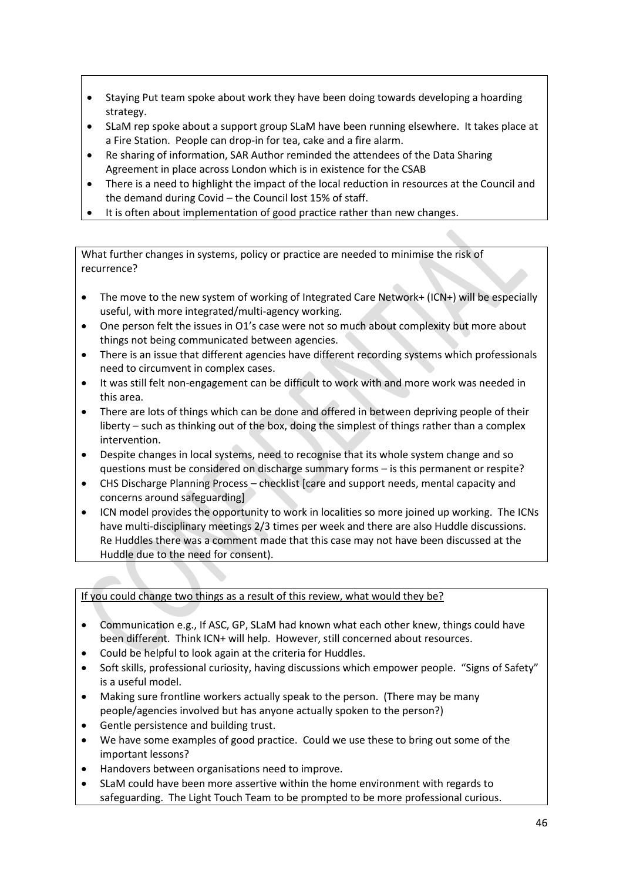- Staying Put team spoke about work they have been doing towards developing a hoarding strategy.
- SLaM rep spoke about a support group SLaM have been running elsewhere. It takes place at a Fire Station. People can drop-in for tea, cake and a fire alarm.
- Re sharing of information, SAR Author reminded the attendees of the Data Sharing Agreement in place across London which is in existence for the CSAB
- There is a need to highlight the impact of the local reduction in resources at the Council and the demand during Covid – the Council lost 15% of staff.
- It is often about implementation of good practice rather than new changes.

What further changes in systems, policy or practice are needed to minimise the risk of recurrence?

- The move to the new system of working of Integrated Care Network+ (ICN+) will be especially useful, with more integrated/multi-agency working.
- One person felt the issues in O1's case were not so much about complexity but more about things not being communicated between agencies.
- There is an issue that different agencies have different recording systems which professionals need to circumvent in complex cases.
- It was still felt non-engagement can be difficult to work with and more work was needed in this area.
- There are lots of things which can be done and offered in between depriving people of their liberty – such as thinking out of the box, doing the simplest of things rather than a complex intervention.
- Despite changes in local systems, need to recognise that its whole system change and so questions must be considered on discharge summary forms – is this permanent or respite?
- CHS Discharge Planning Process – checklist [care and support needs, mental capacity and concerns around safeguarding]
- ICN model provides the opportunity to work in localities so more joined up working. The ICNs have multi-disciplinary meetings 2/3 times per week and there are also Huddle discussions. Re Huddles there was a comment made that this case may not have been discussed at the Huddle due to the need for consent).

<u>If you could change two things as a result of this review, what would they be?</u>

- Communication e.g., If ASC, GP, SLaM had known what each other knew, things could have been different. Think ICN+ will help. However, still concerned about resources.
- Could be helpful to look again at the criteria for Huddles.
- Soft skills, professional curiosity, having discussions which empower people. "Signs of Safety" is a useful model.
- Making sure frontline workers actually speak to the person. (There may be many people/agencies involved but has anyone actually spoken to the person?)
- Gentle persistence and building trust.
- We have some examples of good practice. Could we use these to bring out some of the important lessons?
- Handovers between organisations need to improve.
- SLaM could have been more assertive within the home environment with regards to safeguarding. The Light Touch Team to be prompted to be more professional curious.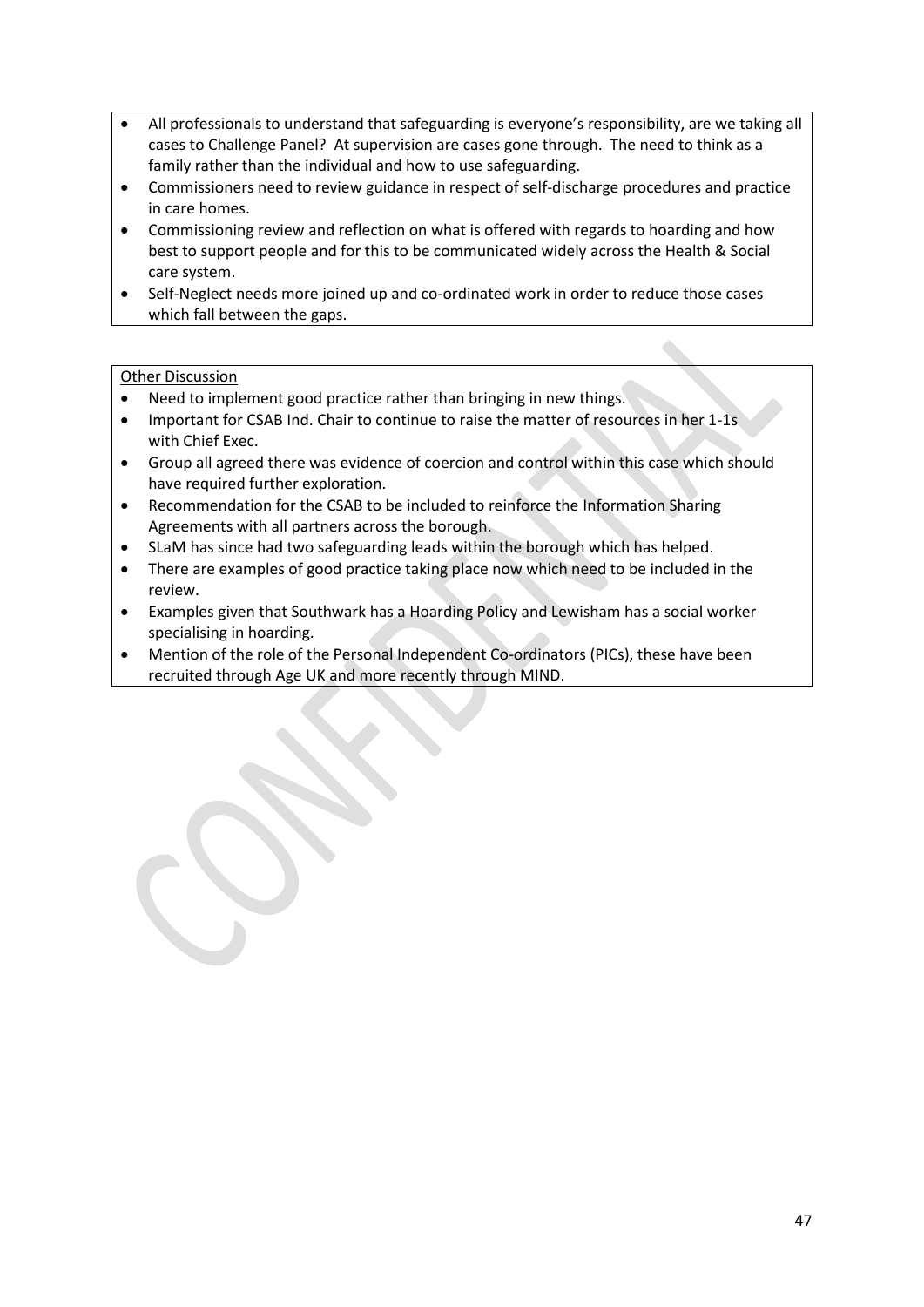- All professionals to understand that safeguarding is everyone's responsibility, are we taking all cases to Challenge Panel? At supervision are cases gone through. The need to think as a family rather than the individual and how to use safeguarding.
- Commissioners need to review guidance in respect of self-discharge procedures and practice in care homes.
- Commissioning review and reflection on what is offered with regards to hoarding and how best to support people and for this to be communicated widely across the Health & Social care system.
- Self-Neglect needs more joined up and co-ordinated work in order to reduce those cases which fall between the gaps.

Other Discussion

- Need to implement good practice rather than bringing in new things.
- Important for CSAB Ind. Chair to continue to raise the matter of resources in her 1-1s with Chief Exec.
- Group all agreed there was evidence of coercion and control within this case which should have required further exploration.
- Recommendation for the CSAB to be included to reinforce the Information Sharing Agreements with all partners across the borough.
- SLaM has since had two safeguarding leads within the borough which has helped.
- There are examples of good practice taking place now which need to be included in the review.
- Examples given that Southwark has a Hoarding Policy and Lewisham has a social worker specialising in hoarding.
- Mention of the role of the Personal Independent Co-ordinators (PICs), these have been recruited through Age UK and more recently through MIND.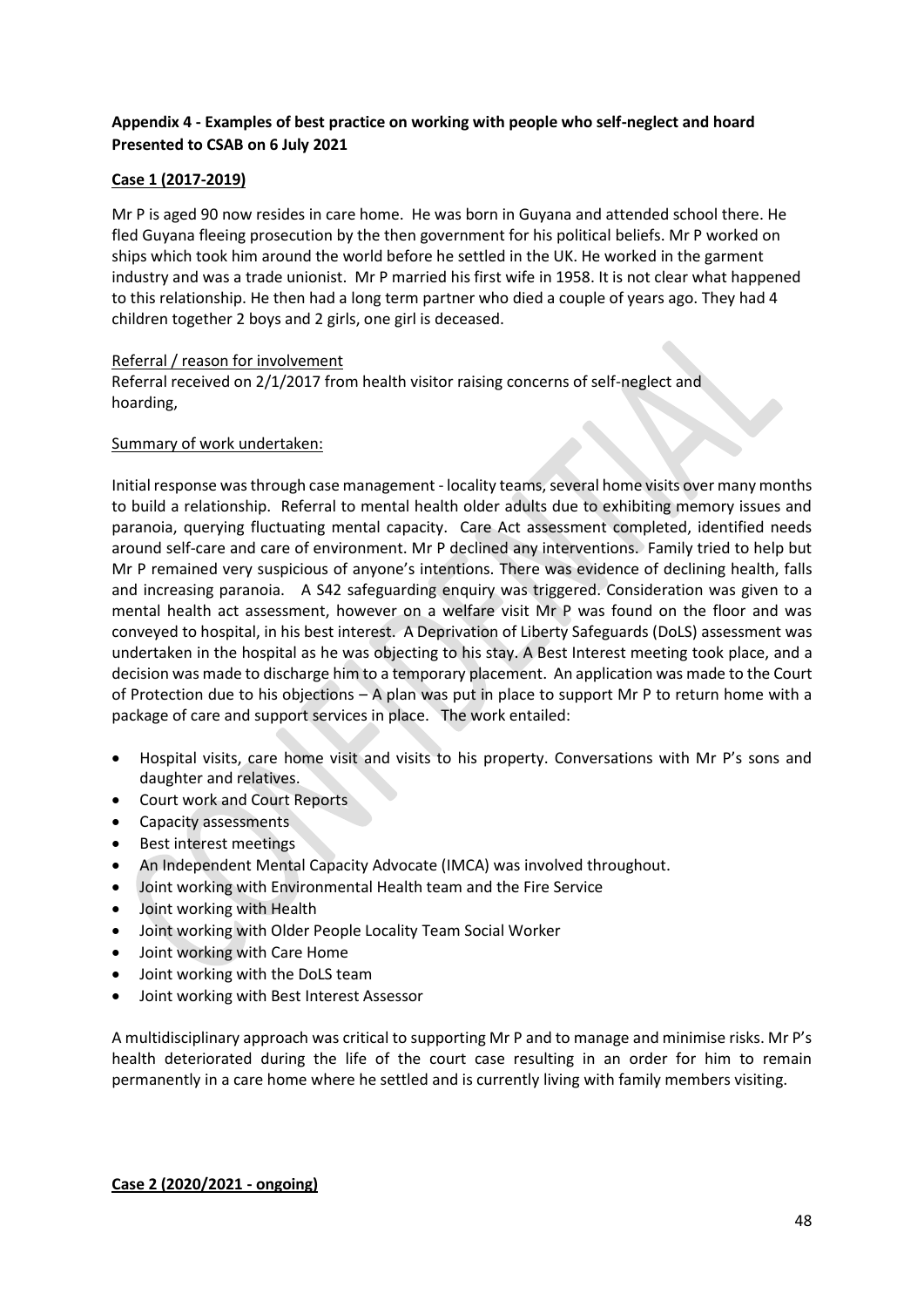**Appendix 4 - Examples of best practice on working with people who self-neglect and hoard Presented to CSAB on 6 July 2021**

**Case 1 (2017-2019)**

Mr P is aged 90 now resides in care home. He was born in Guyana and attended school there. He fled Guyana fleeing prosecution by the then government for his political beliefs. Mr P worked on ships which took him around the world before he settled in the UK. He worked in the garment industry and was a trade unionist. Mr P married his first wife in 1958. It is not clear what happened to this relationship. He then had a long term partner who died a couple of years ago. They had 4 children together 2 boys and 2 girls, one girl is deceased.

Referral / reason for involvement

Referral received on 2/1/2017 from health visitor raising concerns of self-neglect and hoarding,

Summary of work undertaken:

Initial response was through case management - locality teams, several home visits over many months to build a relationship. Referral to mental health older adults due to exhibiting memory issues and paranoia, querying fluctuating mental capacity. Care Act assessment completed, identified needs around self-care and care of environment. Mr P declined any interventions. Family tried to help but Mr P remained very suspicious of anyone's intentions. There was evidence of declining health, falls and increasing paranoia. A S42 safeguarding enquiry was triggered. Consideration was given to a mental health act assessment, however on a welfare visit Mr P was found on the floor and was conveyed to hospital, in his best interest. A Deprivation of Liberty Safeguards (DoLS) assessment was undertaken in the hospital as he was objecting to his stay. A Best Interest meeting took place, and a decision was made to discharge him to a temporary placement. An application was made to the Court of Protection due to his objections – A plan was put in place to support Mr P to return home with a package of care and support services in place. The work entailed:

- Hospital visits, care home visit and visits to his property. Conversations with Mr P's sons and daughter and relatives.
- Court work and Court Reports
- Capacity assessments
- Best interest meetings
- An Independent Mental Capacity Advocate (IMCA) was involved throughout.
- Joint working with Environmental Health team and the Fire Service
- Joint working with Health
- Joint working with Older People Locality Team Social Worker
- Joint working with Care Home
- Joint working with the DoLS team
- Joint working with Best Interest Assessor

A multidisciplinary approach was critical to supporting Mr P and to manage and minimise risks. Mr P's health deteriorated during the life of the court case resulting in an order for him to remain permanently in a care home where he settled and is currently living with family members visiting.

**Case 2 (2020/2021 - ongoing)**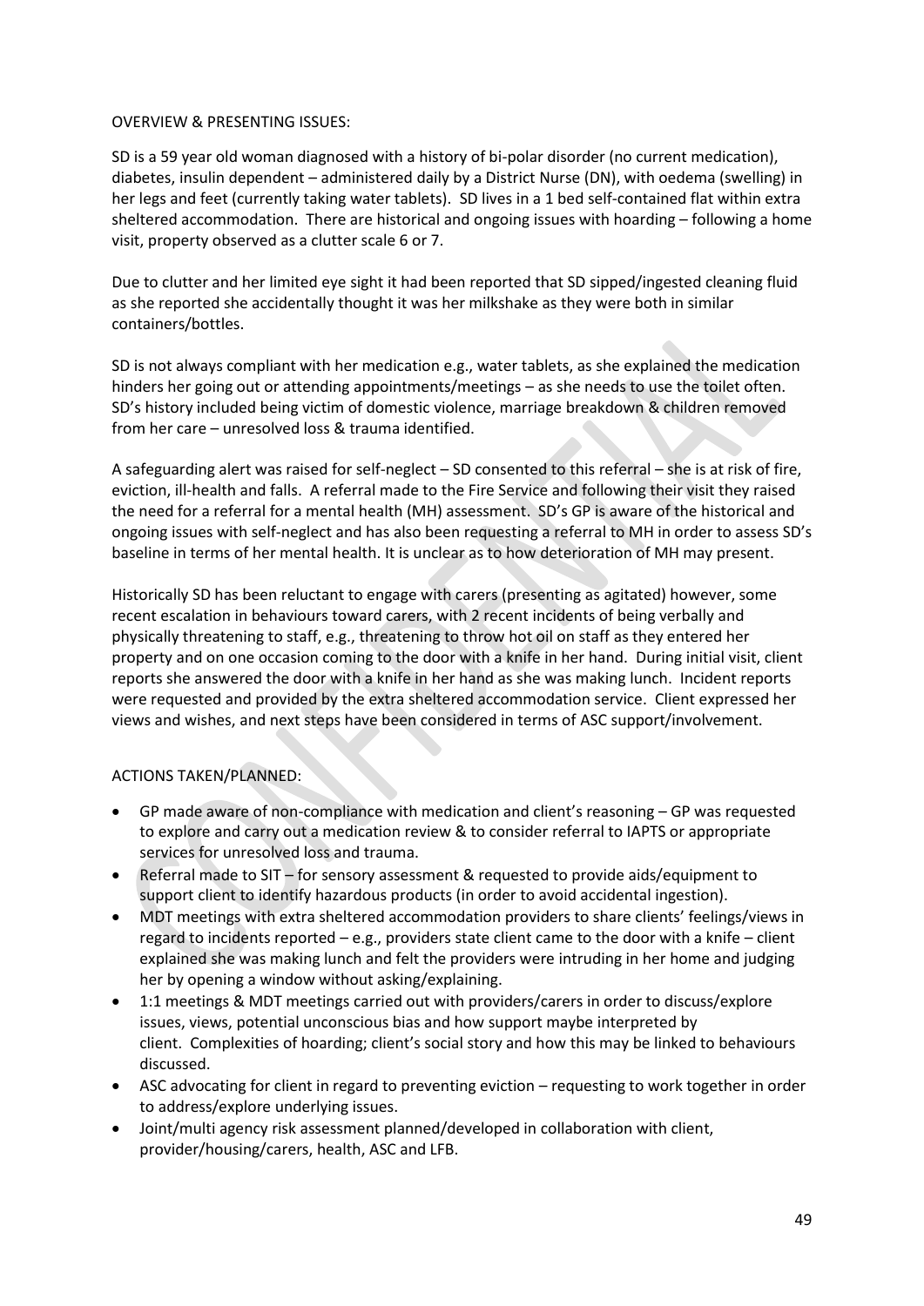OVERVIEW & PRESENTING ISSUES:

SD is a 59 year old woman diagnosed with a history of bi-polar disorder (no current medication), diabetes, insulin dependent – administered daily by a District Nurse (DN), with oedema (swelling) in her legs and feet (currently taking water tablets). SD lives in a 1 bed self-contained flat within extra sheltered accommodation. There are historical and ongoing issues with hoarding – following a home visit, property observed as a clutter scale 6 or 7.

Due to clutter and her limited eye sight it had been reported that SD sipped/ingested cleaning fluid as she reported she accidentally thought it was her milkshake as they were both in similar containers/bottles.

SD is not always compliant with her medication e.g., water tablets, as she explained the medication hinders her going out or attending appointments/meetings – as she needs to use the toilet often. SD's history included being victim of domestic violence, marriage breakdown & children removed from her care – unresolved loss & trauma identified.

A safeguarding alert was raised for self-neglect – SD consented to this referral – she is at risk of fire, eviction, ill-health and falls. A referral made to the Fire Service and following their visit they raised the need for a referral for a mental health (MH) assessment. SD's GP is aware of the historical and ongoing issues with self-neglect and has also been requesting a referral to MH in order to assess SD's baseline in terms of her mental health. It is unclear as to how deterioration of MH may present.

Historically SD has been reluctant to engage with carers (presenting as agitated) however, some recent escalation in behaviours toward carers, with 2 recent incidents of being verbally and physically threatening to staff, e.g., threatening to throw hot oil on staff as they entered her property and on one occasion coming to the door with a knife in her hand. During initial visit, client reports she answered the door with a knife in her hand as she was making lunch. Incident reports were requested and provided by the extra sheltered accommodation service. Client expressed her views and wishes, and next steps have been considered in terms of ASC support/involvement.

ACTIONS TAKEN/PLANNED:

- GP made aware of non-compliance with medication and client's reasoning – GP was requested to explore and carry out a medication review & to consider referral to IAPTS or appropriate services for unresolved loss and trauma.
- Referral made to SIT – for sensory assessment & requested to provide aids/equipment to support client to identify hazardous products (in order to avoid accidental ingestion).
- MDT meetings with extra sheltered accommodation providers to share clients' feelings/views in regard to incidents reported – e.g., providers state client came to the door with a knife – client explained she was making lunch and felt the providers were intruding in her home and judging her by opening a window without asking/explaining.
- 1:1 meetings & MDT meetings carried out with providers/carers in order to discuss/explore issues, views, potential unconscious bias and how support maybe interpreted by client. Complexities of hoarding; client's social story and how this may be linked to behaviours discussed.
- ASC advocating for client in regard to preventing eviction – requesting to work together in order to address/explore underlying issues.
- Joint/multi agency risk assessment planned/developed in collaboration with client, provider/housing/carers, health, ASC and LFB.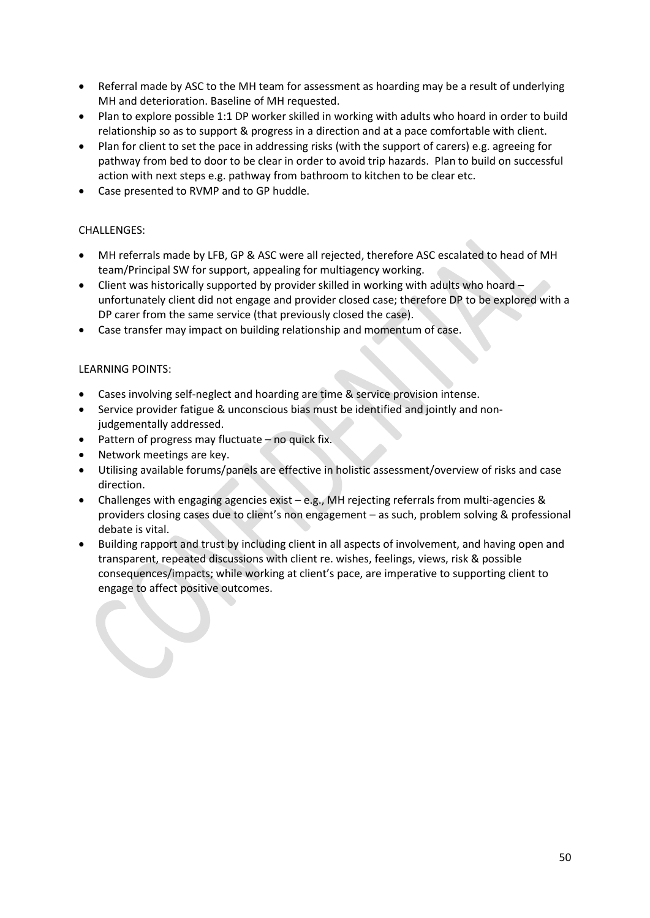- Referral made by ASC to the MH team for assessment as hoarding may be a result of underlying MH and deterioration. Baseline of MH requested.
- Plan to explore possible 1:1 DP worker skilled in working with adults who hoard in order to build relationship so as to support & progress in a direction and at a pace comfortable with client.
- Plan for client to set the pace in addressing risks (with the support of carers) e.g. agreeing for pathway from bed to door to be clear in order to avoid trip hazards. Plan to build on successful action with next steps e.g. pathway from bathroom to kitchen to be clear etc.
- Case presented to RVMP and to GP huddle.

CHALLENGES:

- MH referrals made by LFB, GP & ASC were all rejected, therefore ASC escalated to head of MH team/Principal SW for support, appealing for multiagency working.
- Client was historically supported by provider skilled in working with adults who hoard – unfortunately client did not engage and provider closed case; therefore DP to be explored with a DP carer from the same service (that previously closed the case).
- Case transfer may impact on building relationship and momentum of case.

LEARNING POINTS:

- Cases involving self-neglect and hoarding are time & service provision intense.
- Service provider fatigue & unconscious bias must be identified and jointly and non-judgementally addressed.
- Pattern of progress may fluctuate – no quick fix.
- Network meetings are key.
- Utilising available forums/panels are effective in holistic assessment/overview of risks and case direction.
- Challenges with engaging agencies exist – e.g., MH rejecting referrals from multi-agencies & providers closing cases due to client's non engagement – as such, problem solving & professional debate is vital.
- Building rapport and trust by including client in all aspects of involvement, and having open and transparent, repeated discussions with client re. wishes, feelings, views, risk & possible consequences/impacts; while working at client's pace, are imperative to supporting client to engage to affect positive outcomes.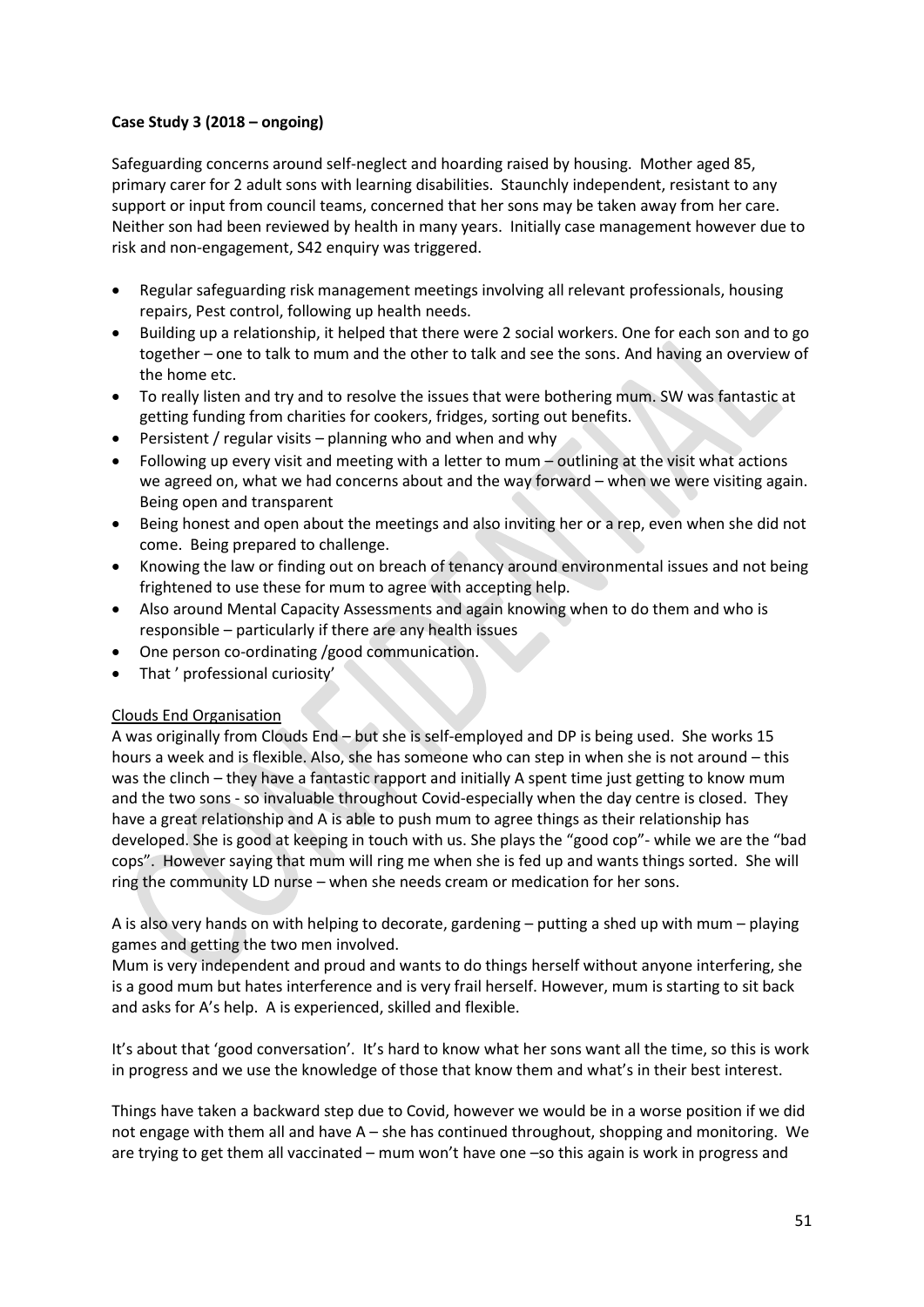**Case Study 3 (2018 – ongoing)**

Safeguarding concerns around self-neglect and hoarding raised by housing. Mother aged 85, primary carer for 2 adult sons with learning disabilities. Staunchly independent, resistant to any support or input from council teams, concerned that her sons may be taken away from her care. Neither son had been reviewed by health in many years. Initially case management however due to risk and non-engagement, S42 enquiry was triggered.

- Regular safeguarding risk management meetings involving all relevant professionals, housing repairs, Pest control, following up health needs.
- Building up a relationship, it helped that there were 2 social workers. One for each son and to go together – one to talk to mum and the other to talk and see the sons. And having an overview of the home etc.
- To really listen and try and to resolve the issues that were bothering mum. SW was fantastic at getting funding from charities for cookers, fridges, sorting out benefits.
- Persistent / regular visits – planning who and when and why
- Following up every visit and meeting with a letter to mum – outlining at the visit what actions we agreed on, what we had concerns about and the way forward – when we were visiting again. Being open and transparent
- Being honest and open about the meetings and also inviting her or a rep, even when she did not come. Being prepared to challenge.
- Knowing the law or finding out on breach of tenancy around environmental issues and not being frightened to use these for mum to agree with accepting help.
- Also around Mental Capacity Assessments and again knowing when to do them and who is responsible – particularly if there are any health issues
- One person co-ordinating /good communication.
- That ' professional curiosity'

Clouds End Organisation

A was originally from Clouds End – but she is self-employed and DP is being used. She works 15 hours a week and is flexible. Also, she has someone who can step in when she is not around – this was the clinch – they have a fantastic rapport and initially A spent time just getting to know mum and the two sons - so invaluable throughout Covid-especially when the day centre is closed. They have a great relationship and A is able to push mum to agree things as their relationship has developed. She is good at keeping in touch with us. She plays the "good cop"- while we are the "bad cops". However saying that mum will ring me when she is fed up and wants things sorted. She will ring the community LD nurse – when she needs cream or medication for her sons.

A is also very hands on with helping to decorate, gardening – putting a shed up with mum – playing games and getting the two men involved.

Mum is very independent and proud and wants to do things herself without anyone interfering, she is a good mum but hates interference and is very frail herself. However, mum is starting to sit back and asks for A's help. A is experienced, skilled and flexible.

It's about that 'good conversation'. It's hard to know what her sons want all the time, so this is work in progress and we use the knowledge of those that know them and what's in their best interest.

Things have taken a backward step due to Covid, however we would be in a worse position if we did not engage with them all and have A – she has continued throughout, shopping and monitoring. We are trying to get them all vaccinated – mum won't have one –so this again is work in progress and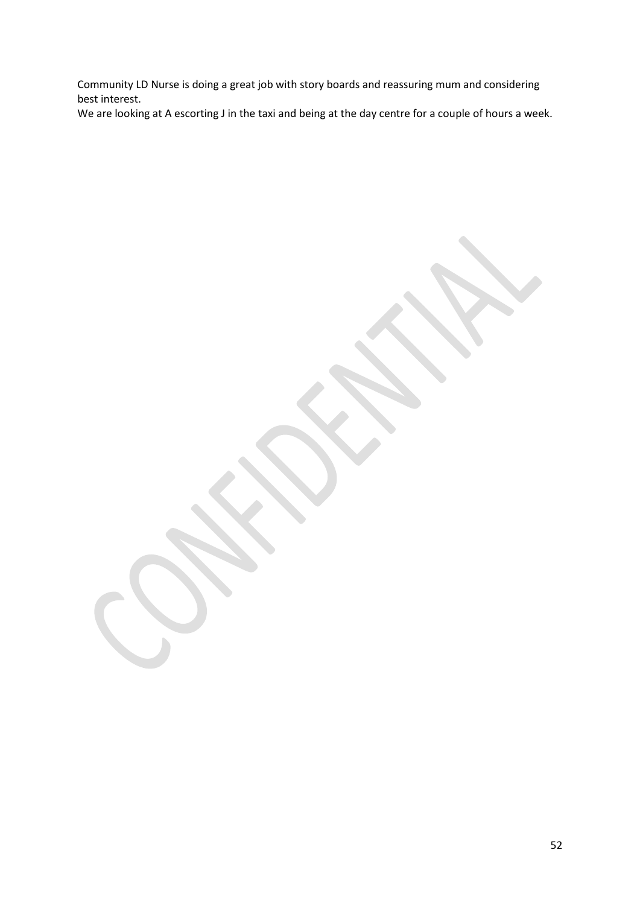Community LD Nurse is doing a great job with story boards and reassuring mum and considering best interest.

We are looking at A escorting J in the taxi and being at the day centre for a couple of hours a week.